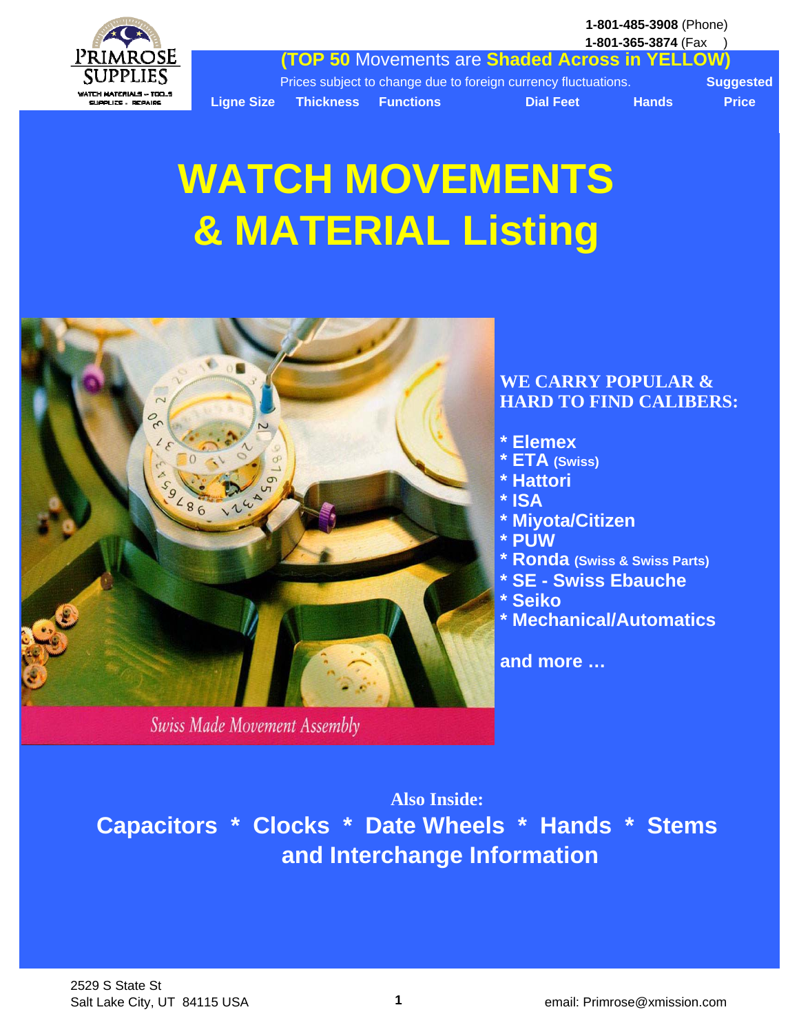PRIMROSE SUPPLIES

WATCH MATERIALS – TOOLS SUPPLIES – REPAIRS

**1-801-485-3908** (Phone)
**1-801-365-3874** (Fax )

**(TOP 50** Movements are **Shaded Across in YELLOW)**

Prices subject to change due to foreign currency fluctuations.

| Ligne Size | Thickness | Functions | Dial Feet | Hands | Suggested Price |
|---|---|---|---|---|---|

# WATCH MOVEMENTS & MATERIAL Listing

Swiss Made Movement Assembly

**WE CARRY POPULAR & HARD TO FIND CALIBERS:**

- **Elemex**
- **ETA** (Swiss)
- **Hattori**
- **ISA**
- **Miyota/Citizen**
- **PUW**
- **Ronda** (Swiss & Swiss Parts)
- **SE - Swiss Ebauche**
- **Seiko**
- **Mechanical/Automatics**

**and more …**

**Also Inside:**

**Capacitors * Clocks * Date Wheels * Hands * Stems and Interchange Information**

2529 S State St
Salt Lake City, UT 84115 USA

email: Primrose@xmission.com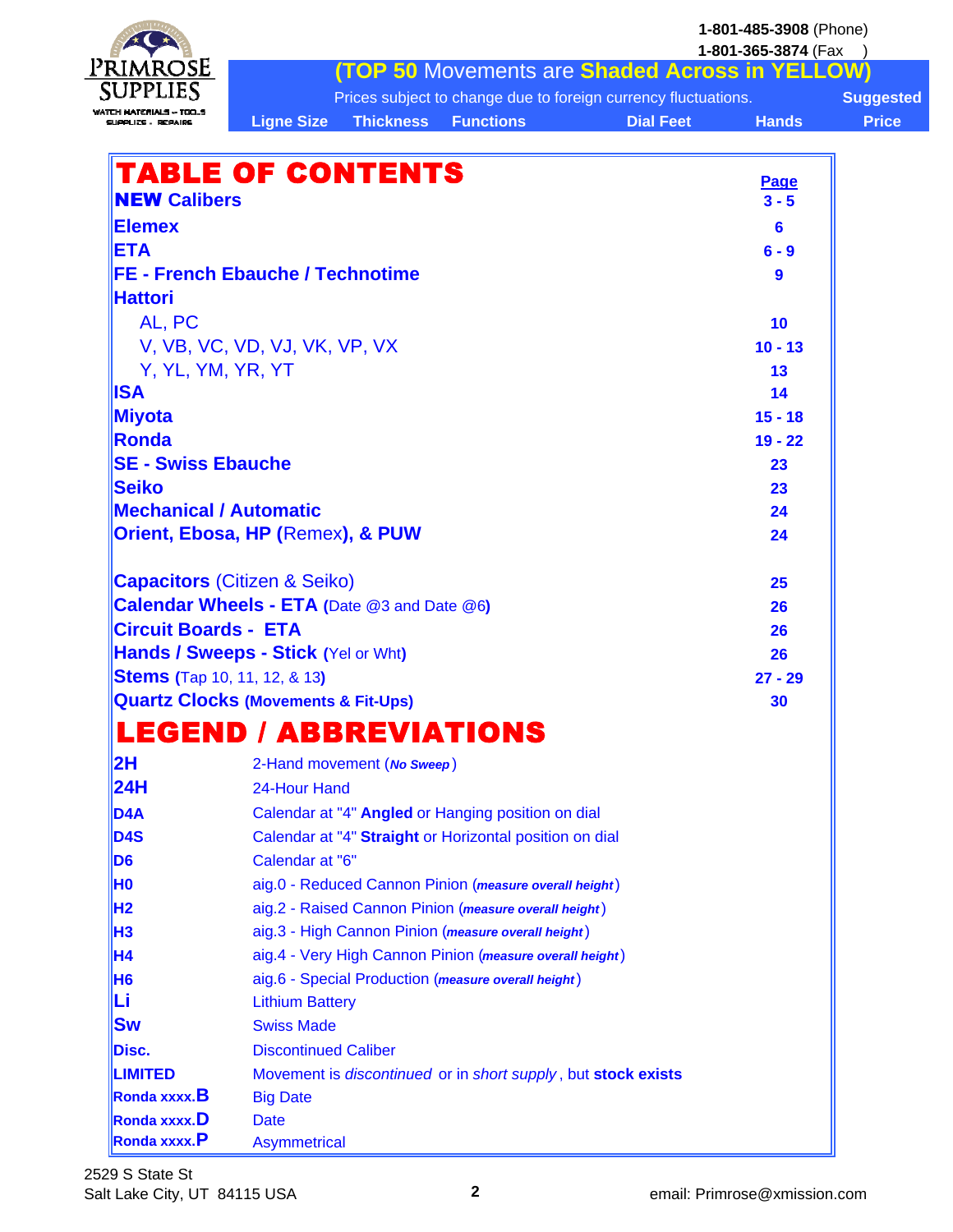# TABLE OF CONTENTS

| | Page |
|---|---|
| **NEW Calibers** | 3 - 5 |
| **Elemex** | 6 |
| **ETA** | 6 - 9 |
| **FE - French Ebauche / Technotime** | 9 |
| **Hattori** | |
| AL, PC | 10 |
| V, VB, VC, VD, VJ, VK, VP, VX | 10 - 13 |
| Y, YL, YM, YR, YT | 13 |
| **ISA** | 14 |
| **Miyota** | 15 - 18 |
| **Ronda** | 19 - 22 |
| **SE - Swiss Ebauche** | 23 |
| **Seiko** | 23 |
| **Mechanical / Automatic** | 24 |
| **Orient, Ebosa, HP (**Remex**), & PUW** | 24 |
| **Capacitors** (Citizen & Seiko) | 25 |
| **Calendar Wheels - ETA (**Date @3 and Date @6**)** | 26 |
| **Circuit Boards - ETA** | 26 |
| **Hands / Sweeps - Stick (**Yel or Wht**)** | 26 |
| **Stems (**Tap 10, 11, 12, & 13**)** | 27 - 29 |
| **Quartz Clocks (Movements & Fit-Ups)** | 30 |

# LEGEND / ABBREVIATIONS

| | |
|---|---|
| **2H** | 2-Hand movement (***No Sweep***) |
| **24H** | 24-Hour Hand |
| **D4A** | Calendar at "4" **Angled** or Hanging position on dial |
| **D4S** | Calendar at "4" **Straight** or Horizontal position on dial |
| **D6** | Calendar at "6" |
| **H0** | aig.0 - Reduced Cannon Pinion (***measure overall height***) |
| **H2** | aig.2 - Raised Cannon Pinion (***measure overall height***) |
| **H3** | aig.3 - High Cannon Pinion (***measure overall height***) |
| **H4** | aig.4 - Very High Cannon Pinion (***measure overall height***) |
| **H6** | aig.6 - Special Production (***measure overall height***) |
| **Li** | Lithium Battery |
| **Sw** | Swiss Made |
| **Disc.** | Discontinued Caliber |
| **LIMITED** | Movement is *discontinued* or in *short supply*, but **stock exists** |
| **Ronda xxxx.B** | Big Date |
| **Ronda xxxx.D** | Date |
| **Ronda xxxx.P** | Asymmetrical |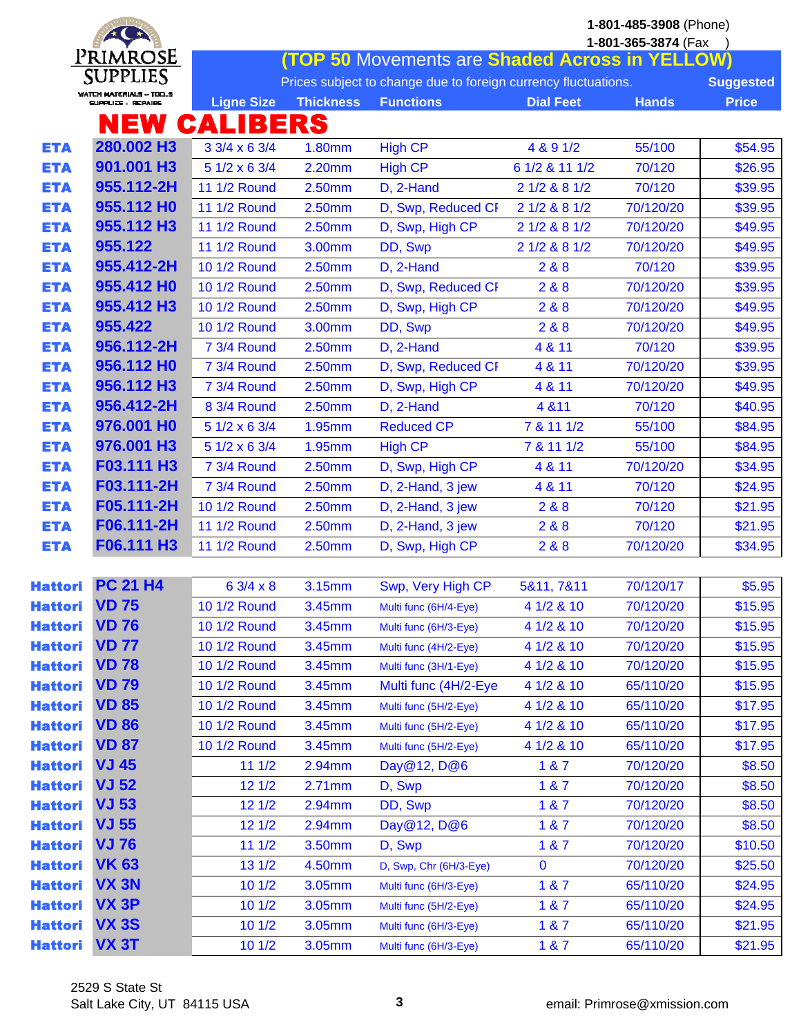**PRIMROSE SUPPLIES**
WATCH MATERIALS – TOOLS SUPPLIES - REPAIRS

**1-801-485-3908** (Phone)
**1-801-365-3874** (Fax )

**(TOP 50 Movements are Shaded Across in YELLOW)**

Prices subject to change due to foreign currency fluctuations.

# NEW CALIBERS

| | | Ligne Size | Thickness | Functions | Dial Feet | Hands | Suggested Price |
|---|---|---|---|---|---|---|---|
| ETA | 280.002 H3 | 3 3/4 x 6 3/4 | 1.80mm | High CP | 4 & 9 1/2 | 55/100 | $54.95 |
| ETA | 901.001 H3 | 5 1/2 x 6 3/4 | 2.20mm | High CP | 6 1/2 & 11 1/2 | 70/120 | $26.95 |
| ETA | 955.112-2H | 11 1/2 Round | 2.50mm | D, 2-Hand | 2 1/2 & 8 1/2 | 70/120 | $39.95 |
| ETA | 955.112 H0 | 11 1/2 Round | 2.50mm | D, Swp, Reduced CP | 2 1/2 & 8 1/2 | 70/120/20 | $39.95 |
| ETA | 955.112 H3 | 11 1/2 Round | 2.50mm | D, Swp, High CP | 2 1/2 & 8 1/2 | 70/120/20 | $49.95 |
| ETA | 955.122 | 11 1/2 Round | 3.00mm | DD, Swp | 2 1/2 & 8 1/2 | 70/120/20 | $49.95 |
| ETA | 955.412-2H | 10 1/2 Round | 2.50mm | D, 2-Hand | 2 & 8 | 70/120 | $39.95 |
| ETA | 955.412 H0 | 10 1/2 Round | 2.50mm | D, Swp, Reduced CP | 2 & 8 | 70/120/20 | $39.95 |
| ETA | 955.412 H3 | 10 1/2 Round | 2.50mm | D, Swp, High CP | 2 & 8 | 70/120/20 | $49.95 |
| ETA | 955.422 | 10 1/2 Round | 3.00mm | DD, Swp | 2 & 8 | 70/120/20 | $49.95 |
| ETA | 956.112-2H | 7 3/4 Round | 2.50mm | D, 2-Hand | 4 & 11 | 70/120 | $39.95 |
| ETA | 956.112 H0 | 7 3/4 Round | 2.50mm | D, Swp, Reduced CP | 4 & 11 | 70/120/20 | $39.95 |
| ETA | 956.112 H3 | 7 3/4 Round | 2.50mm | D, Swp, High CP | 4 & 11 | 70/120/20 | $49.95 |
| ETA | 956.412-2H | 8 3/4 Round | 2.50mm | D, 2-Hand | 4 &11 | 70/120 | $40.95 |
| ETA | 976.001 H0 | 5 1/2 x 6 3/4 | 1.95mm | Reduced CP | 7 & 11 1/2 | 55/100 | $84.95 |
| ETA | 976.001 H3 | 5 1/2 x 6 3/4 | 1.95mm | High CP | 7 & 11 1/2 | 55/100 | $84.95 |
| ETA | F03.111 H3 | 7 3/4 Round | 2.50mm | D, Swp, High CP | 4 & 11 | 70/120/20 | $34.95 |
| ETA | F03.111-2H | 7 3/4 Round | 2.50mm | D, 2-Hand, 3 jew | 4 & 11 | 70/120 | $24.95 |
| ETA | F05.111-2H | 10 1/2 Round | 2.50mm | D, 2-Hand, 3 jew | 2 & 8 | 70/120 | $21.95 |
| ETA | F06.111-2H | 11 1/2 Round | 2.50mm | D, 2-Hand, 3 jew | 2 & 8 | 70/120 | $21.95 |
| ETA | F06.111 H3 | 11 1/2 Round | 2.50mm | D, Swp, High CP | 2 & 8 | 70/120/20 | $34.95 |
| Hattori | PC 21 H4 | 6 3/4 x 8 | 3.15mm | Swp, Very High CP | 5&11, 7&11 | 70/120/17 | $5.95 |
| Hattori | VD 75 | 10 1/2 Round | 3.45mm | Multi func (6H/4-Eye) | 4 1/2 & 10 | 70/120/20 | $15.95 |
| Hattori | VD 76 | 10 1/2 Round | 3.45mm | Multi func (6H/3-Eye) | 4 1/2 & 10 | 70/120/20 | $15.95 |
| Hattori | VD 77 | 10 1/2 Round | 3.45mm | Multi func (4H/2-Eye) | 4 1/2 & 10 | 70/120/20 | $15.95 |
| Hattori | VD 78 | 10 1/2 Round | 3.45mm | Multi func (3H/1-Eye) | 4 1/2 & 10 | 70/120/20 | $15.95 |
| Hattori | VD 79 | 10 1/2 Round | 3.45mm | Multi func (4H/2-Eye | 4 1/2 & 10 | 65/110/20 | $15.95 |
| Hattori | VD 85 | 10 1/2 Round | 3.45mm | Multi func (5H/2-Eye) | 4 1/2 & 10 | 65/110/20 | $17.95 |
| Hattori | VD 86 | 10 1/2 Round | 3.45mm | Multi func (5H/2-Eye) | 4 1/2 & 10 | 65/110/20 | $17.95 |
| Hattori | VD 87 | 10 1/2 Round | 3.45mm | Multi func (5H/2-Eye) | 4 1/2 & 10 | 65/110/20 | $17.95 |
| Hattori | VJ 45 | 11 1/2 | 2.94mm | Day@12, D@6 | 1 & 7 | 70/120/20 | $8.50 |
| Hattori | VJ 52 | 12 1/2 | 2.71mm | D, Swp | 1 & 7 | 70/120/20 | $8.50 |
| Hattori | VJ 53 | 12 1/2 | 2.94mm | DD, Swp | 1 & 7 | 70/120/20 | $8.50 |
| Hattori | VJ 55 | 12 1/2 | 2.94mm | Day@12, D@6 | 1 & 7 | 70/120/20 | $8.50 |
| Hattori | VJ 76 | 11 1/2 | 3.50mm | D, Swp | 1 & 7 | 70/120/20 | $10.50 |
| Hattori | VK 63 | 13 1/2 | 4.50mm | D, Swp, Chr (6H/3-Eye) | 0 | 70/120/20 | $25.50 |
| Hattori | VX 3N | 10 1/2 | 3.05mm | Multi func (6H/3-Eye) | 1 & 7 | 65/110/20 | $24.95 |
| Hattori | VX 3P | 10 1/2 | 3.05mm | Multi func (5H/2-Eye) | 1 & 7 | 65/110/20 | $24.95 |
| Hattori | VX 3S | 10 1/2 | 3.05mm | Multi func (6H/3-Eye) | 1 & 7 | 65/110/20 | $21.95 |
| Hattori | VX 3T | 10 1/2 | 3.05mm | Multi func (6H/3-Eye) | 1 & 7 | 65/110/20 | $21.95 |

2529 S State St
Salt Lake City, UT 84115 USA

email: Primrose@xmission.com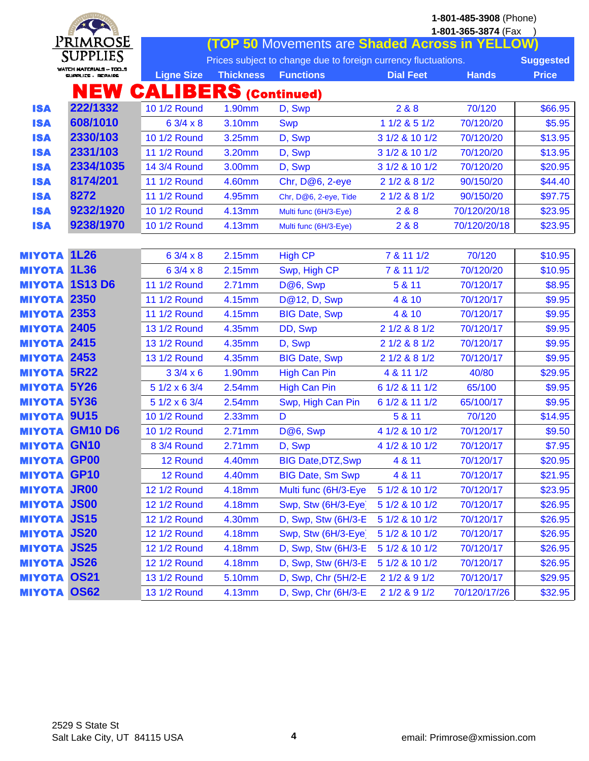**PRIMROSE SUPPLIES**
WATCH MATERIALS – TOOLS SUPPLIES – REPAIRS

1-801-485-3908 (Phone)
1-801-365-3874 (Fax )

**(TOP 50 Movements are Shaded Across in YELLOW)**

Prices subject to change due to foreign currency fluctuations.

# NEW CALIBERS (Continued)

| Brand | Caliber | Ligne Size | Thickness | Functions | Dial Feet | Hands | Suggested Price |
|---|---|---|---|---|---|---|---|
| ISA | 222/1332 | 10 1/2 Round | 1.90mm | D, Swp | 2 & 8 | 70/120 | $66.95 |
| ISA | 608/1010 | 6 3/4 x 8 | 3.10mm | Swp | 1 1/2 & 5 1/2 | 70/120/20 | $5.95 |
| ISA | 2330/103 | 10 1/2 Round | 3.25mm | D, Swp | 3 1/2 & 10 1/2 | 70/120/20 | $13.95 |
| ISA | 2331/103 | 11 1/2 Round | 3.20mm | D, Swp | 3 1/2 & 10 1/2 | 70/120/20 | $13.95 |
| ISA | 2334/1035 | 14 3/4 Round | 3.00mm | D, Swp | 3 1/2 & 10 1/2 | 70/120/20 | $20.95 |
| ISA | 8174/201 | 11 1/2 Round | 4.60mm | Chr, D@6, 2-eye | 2 1/2 & 8 1/2 | 90/150/20 | $44.40 |
| ISA | 8272 | 11 1/2 Round | 4.95mm | Chr, D@6, 2-eye, Tide | 2 1/2 & 8 1/2 | 90/150/20 | $97.75 |
| ISA | 9232/1920 | 10 1/2 Round | 4.13mm | Multi func (6H/3-Eye) | 2 & 8 | 70/120/20/18 | $23.95 |
| ISA | 9238/1970 | 10 1/2 Round | 4.13mm | Multi func (6H/3-Eye) | 2 & 8 | 70/120/20/18 | $23.95 |
| MIYOTA | 1L26 | 6 3/4 x 8 | 2.15mm | High CP | 7 & 11 1/2 | 70/120 | $10.95 |
| MIYOTA | 1L36 | 6 3/4 x 8 | 2.15mm | Swp, High CP | 7 & 11 1/2 | 70/120/20 | $10.95 |
| MIYOTA | 1S13 D6 | 11 1/2 Round | 2.71mm | D@6, Swp | 5 & 11 | 70/120/17 | $8.95 |
| MIYOTA | 2350 | 11 1/2 Round | 4.15mm | D@12, D, Swp | 4 & 10 | 70/120/17 | $9.95 |
| MIYOTA | 2353 | 11 1/2 Round | 4.15mm | BIG Date, Swp | 4 & 10 | 70/120/17 | $9.95 |
| MIYOTA | 2405 | 13 1/2 Round | 4.35mm | DD, Swp | 2 1/2 & 8 1/2 | 70/120/17 | $9.95 |
| MIYOTA | 2415 | 13 1/2 Round | 4.35mm | D, Swp | 2 1/2 & 8 1/2 | 70/120/17 | $9.95 |
| MIYOTA | 2453 | 13 1/2 Round | 4.35mm | BIG Date, Swp | 2 1/2 & 8 1/2 | 70/120/17 | $9.95 |
| MIYOTA | 5R22 | 3 3/4 x 6 | 1.90mm | High Can Pin | 4 & 11 1/2 | 40/80 | $29.95 |
| MIYOTA | 5Y26 | 5 1/2 x 6 3/4 | 2.54mm | High Can Pin | 6 1/2 & 11 1/2 | 65/100 | $9.95 |
| MIYOTA | 5Y36 | 5 1/2 x 6 3/4 | 2.54mm | Swp, High Can Pin | 6 1/2 & 11 1/2 | 65/100/17 | $9.95 |
| MIYOTA | 9U15 | 10 1/2 Round | 2.33mm | D | 5 & 11 | 70/120 | $14.95 |
| MIYOTA | GM10 D6 | 10 1/2 Round | 2.71mm | D@6, Swp | 4 1/2 & 10 1/2 | 70/120/17 | $9.50 |
| MIYOTA | GN10 | 8 3/4 Round | 2.71mm | D, Swp | 4 1/2 & 10 1/2 | 70/120/17 | $7.95 |
| MIYOTA | GP00 | 12 Round | 4.40mm | BIG Date,DTZ,Swp | 4 & 11 | 70/120/17 | $20.95 |
| MIYOTA | GP10 | 12 Round | 4.40mm | BIG Date, Sm Swp | 4 & 11 | 70/120/17 | $21.95 |
| MIYOTA | JR00 | 12 1/2 Round | 4.18mm | Multi func (6H/3-Eye | 5 1/2 & 10 1/2 | 70/120/17 | $23.95 |
| MIYOTA | JS00 | 12 1/2 Round | 4.18mm | Swp, Stw (6H/3-Eye) | 5 1/2 & 10 1/2 | 70/120/17 | $26.95 |
| MIYOTA | JS15 | 12 1/2 Round | 4.30mm | D, Swp, Stw (6H/3-E | 5 1/2 & 10 1/2 | 70/120/17 | $26.95 |
| MIYOTA | JS20 | 12 1/2 Round | 4.18mm | Swp, Stw (6H/3-Eye) | 5 1/2 & 10 1/2 | 70/120/17 | $26.95 |
| MIYOTA | JS25 | 12 1/2 Round | 4.18mm | D, Swp, Stw (6H/3-E | 5 1/2 & 10 1/2 | 70/120/17 | $26.95 |
| MIYOTA | JS26 | 12 1/2 Round | 4.18mm | D, Swp, Stw (6H/3-E | 5 1/2 & 10 1/2 | 70/120/17 | $26.95 |
| MIYOTA | OS21 | 13 1/2 Round | 5.10mm | D, Swp, Chr (5H/2-E | 2 1/2 & 9 1/2 | 70/120/17 | $29.95 |
| MIYOTA | OS62 | 13 1/2 Round | 4.13mm | D, Swp, Chr (6H/3-E | 2 1/2 & 9 1/2 | 70/120/17/26 | $32.95 |

2529 S State St
Salt Lake City, UT 84115 USA

email: Primrose@xmission.com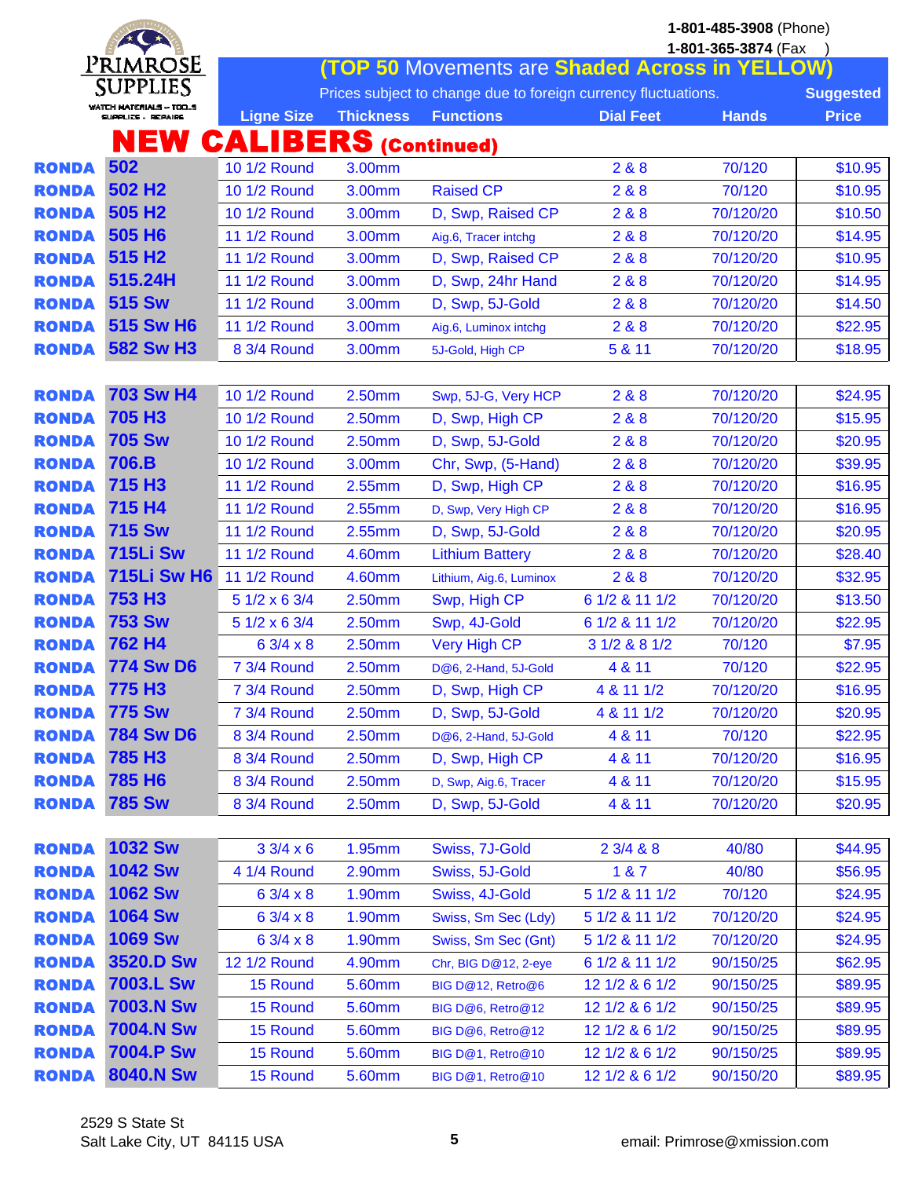1-801-485-3908 (Phone)
1-801-365-3874 (Fax )

PRIMROSE SUPPLIES
WATCH MATERIALS – TOOLS SUPPLIES – REPAIRS

**(TOP 50 Movements are Shaded Across in YELLOW)**

Prices subject to change due to foreign currency fluctuations.

# NEW CALIBERS (Continued)

| Brand | Caliber | Ligne Size | Thickness | Functions | Dial Feet | Hands | Suggested Price |
|---|---|---|---|---|---|---|---|
| RONDA | 502 | 10 1/2 Round | 3.00mm | | 2 & 8 | 70/120 | $10.95 |
| RONDA | 502 H2 | 10 1/2 Round | 3.00mm | Raised CP | 2 & 8 | 70/120 | $10.95 |
| RONDA | 505 H2 | 10 1/2 Round | 3.00mm | D, Swp, Raised CP | 2 & 8 | 70/120/20 | $10.50 |
| RONDA | 505 H6 | 11 1/2 Round | 3.00mm | Aig.6, Tracer intchg | 2 & 8 | 70/120/20 | $14.95 |
| RONDA | 515 H2 | 11 1/2 Round | 3.00mm | D, Swp, Raised CP | 2 & 8 | 70/120/20 | $10.95 |
| RONDA | 515.24H | 11 1/2 Round | 3.00mm | D, Swp, 24hr Hand | 2 & 8 | 70/120/20 | $14.95 |
| RONDA | 515 Sw | 11 1/2 Round | 3.00mm | D, Swp, 5J-Gold | 2 & 8 | 70/120/20 | $14.50 |
| RONDA | 515 Sw H6 | 11 1/2 Round | 3.00mm | Aig.6, Luminox intchg | 2 & 8 | 70/120/20 | $22.95 |
| RONDA | 582 Sw H3 | 8 3/4 Round | 3.00mm | 5J-Gold, High CP | 5 & 11 | 70/120/20 | $18.95 |
| RONDA | 703 Sw H4 | 10 1/2 Round | 2.50mm | Swp, 5J-G, Very HCP | 2 & 8 | 70/120/20 | $24.95 |
| RONDA | 705 H3 | 10 1/2 Round | 2.50mm | D, Swp, High CP | 2 & 8 | 70/120/20 | $15.95 |
| RONDA | 705 Sw | 10 1/2 Round | 2.50mm | D, Swp, 5J-Gold | 2 & 8 | 70/120/20 | $20.95 |
| RONDA | 706.B | 10 1/2 Round | 3.00mm | Chr, Swp, (5-Hand) | 2 & 8 | 70/120/20 | $39.95 |
| RONDA | 715 H3 | 11 1/2 Round | 2.55mm | D, Swp, High CP | 2 & 8 | 70/120/20 | $16.95 |
| RONDA | 715 H4 | 11 1/2 Round | 2.55mm | D, Swp, Very High CP | 2 & 8 | 70/120/20 | $16.95 |
| RONDA | 715 Sw | 11 1/2 Round | 2.55mm | D, Swp, 5J-Gold | 2 & 8 | 70/120/20 | $20.95 |
| RONDA | 715Li Sw | 11 1/2 Round | 4.60mm | Lithium Battery | 2 & 8 | 70/120/20 | $28.40 |
| RONDA | 715Li Sw H6 | 11 1/2 Round | 4.60mm | Lithium, Aig.6, Luminox | 2 & 8 | 70/120/20 | $32.95 |
| RONDA | 753 H3 | 5 1/2 x 6 3/4 | 2.50mm | Swp, High CP | 6 1/2 & 11 1/2 | 70/120/20 | $13.50 |
| RONDA | 753 Sw | 5 1/2 x 6 3/4 | 2.50mm | Swp, 4J-Gold | 6 1/2 & 11 1/2 | 70/120/20 | $22.95 |
| RONDA | 762 H4 | 6 3/4 x 8 | 2.50mm | Very High CP | 3 1/2 & 8 1/2 | 70/120 | $7.95 |
| RONDA | 774 Sw D6 | 7 3/4 Round | 2.50mm | D@6, 2-Hand, 5J-Gold | 4 & 11 | 70/120 | $22.95 |
| RONDA | 775 H3 | 7 3/4 Round | 2.50mm | D, Swp, High CP | 4 & 11 1/2 | 70/120/20 | $16.95 |
| RONDA | 775 Sw | 7 3/4 Round | 2.50mm | D, Swp, 5J-Gold | 4 & 11 1/2 | 70/120/20 | $20.95 |
| RONDA | 784 Sw D6 | 8 3/4 Round | 2.50mm | D@6, 2-Hand, 5J-Gold | 4 & 11 | 70/120 | $22.95 |
| RONDA | 785 H3 | 8 3/4 Round | 2.50mm | D, Swp, High CP | 4 & 11 | 70/120/20 | $16.95 |
| RONDA | 785 H6 | 8 3/4 Round | 2.50mm | D, Swp, Aig.6, Tracer | 4 & 11 | 70/120/20 | $15.95 |
| RONDA | 785 Sw | 8 3/4 Round | 2.50mm | D, Swp, 5J-Gold | 4 & 11 | 70/120/20 | $20.95 |
| RONDA | 1032 Sw | 3 3/4 x 6 | 1.95mm | Swiss, 7J-Gold | 2 3/4 & 8 | 40/80 | $44.95 |
| RONDA | 1042 Sw | 4 1/4 Round | 2.90mm | Swiss, 5J-Gold | 1 & 7 | 40/80 | $56.95 |
| RONDA | 1062 Sw | 6 3/4 x 8 | 1.90mm | Swiss, 4J-Gold | 5 1/2 & 11 1/2 | 70/120 | $24.95 |
| RONDA | 1064 Sw | 6 3/4 x 8 | 1.90mm | Swiss, Sm Sec (Ldy) | 5 1/2 & 11 1/2 | 70/120/20 | $24.95 |
| RONDA | 1069 Sw | 6 3/4 x 8 | 1.90mm | Swiss, Sm Sec (Gnt) | 5 1/2 & 11 1/2 | 70/120/20 | $24.95 |
| RONDA | 3520.D Sw | 12 1/2 Round | 4.90mm | Chr, BIG D@12, 2-eye | 6 1/2 & 11 1/2 | 90/150/25 | $62.95 |
| RONDA | 7003.L Sw | 15 Round | 5.60mm | BIG D@12, Retro@6 | 12 1/2 & 6 1/2 | 90/150/25 | $89.95 |
| RONDA | 7003.N Sw | 15 Round | 5.60mm | BIG D@6, Retro@12 | 12 1/2 & 6 1/2 | 90/150/25 | $89.95 |
| RONDA | 7004.N Sw | 15 Round | 5.60mm | BIG D@6, Retro@12 | 12 1/2 & 6 1/2 | 90/150/25 | $89.95 |
| RONDA | 7004.P Sw | 15 Round | 5.60mm | BIG D@1, Retro@10 | 12 1/2 & 6 1/2 | 90/150/25 | $89.95 |
| RONDA | 8040.N Sw | 15 Round | 5.60mm | BIG D@1, Retro@10 | 12 1/2 & 6 1/2 | 90/150/20 | $89.95 |

2529 S State St
Salt Lake City, UT 84115 USA

email: Primrose@xmission.com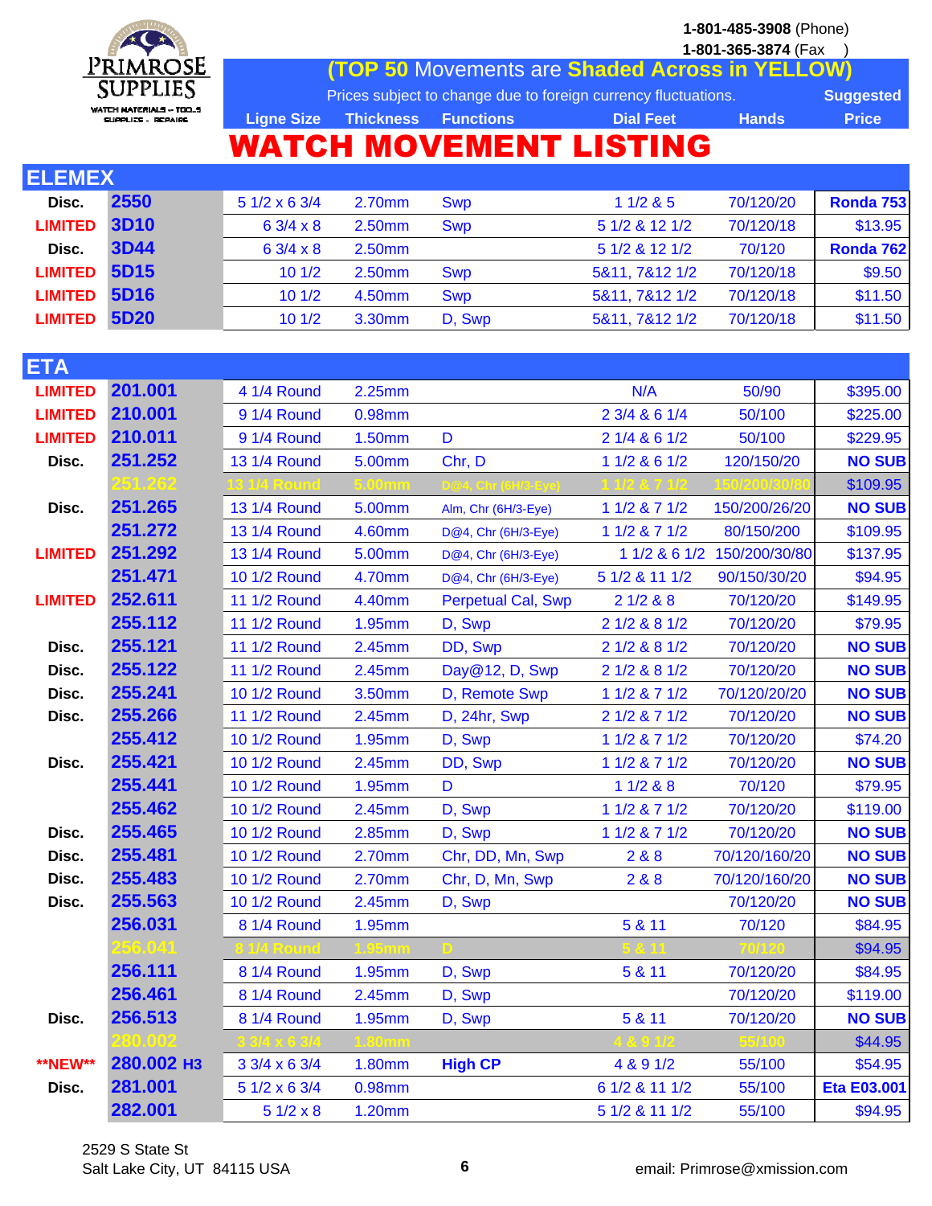**PRIMROSE SUPPLIES**
WATCH MATERIALS – TOOLS
SUPPLIES – REPAIRS

**1-801-485-3908** (Phone)
**1-801-365-3874** (Fax)

**(TOP 50 Movements are Shaded Across in YELLOW)**

Prices subject to change due to foreign currency fluctuations.

# WATCH MOVEMENT LISTING

| | | Ligne Size | Thickness | Functions | Dial Feet | Hands | Suggested Price |
|---|---|---|---|---|---|---|---|
| **ELEMEX** | | | | | | | |
| Disc. | 2550 | 5 1/2 x 6 3/4 | 2.70mm | Swp | 1 1/2 & 5 | 70/120/20 | Ronda 753 |
| LIMITED | 3D10 | 6 3/4 x 8 | 2.50mm | Swp | 5 1/2 & 12 1/2 | 70/120/18 | $13.95 |
| Disc. | 3D44 | 6 3/4 x 8 | 2.50mm | | 5 1/2 & 12 1/2 | 70/120 | Ronda 762 |
| LIMITED | 5D15 | 10 1/2 | 2.50mm | Swp | 5&11, 7&12 1/2 | 70/120/18 | $9.50 |
| LIMITED | 5D16 | 10 1/2 | 4.50mm | Swp | 5&11, 7&12 1/2 | 70/120/18 | $11.50 |
| LIMITED | 5D20 | 10 1/2 | 3.30mm | D, Swp | 5&11, 7&12 1/2 | 70/120/18 | $11.50 |
| **ETA** | | | | | | | |
| LIMITED | 201.001 | 4 1/4 Round | 2.25mm | | N/A | 50/90 | $395.00 |
| LIMITED | 210.001 | 9 1/4 Round | 0.98mm | | 2 3/4 & 6 1/4 | 50/100 | $225.00 |
| LIMITED | 210.011 | 9 1/4 Round | 1.50mm | D | 2 1/4 & 6 1/2 | 50/100 | $229.95 |
| Disc. | 251.252 | 13 1/4 Round | 5.00mm | Chr, D | 1 1/2 & 6 1/2 | 120/150/20 | NO SUB |
| | 251.262 | 13 1/4 Round | 5.00mm | D@4, Chr (6H/3-Eye) | 1 1/2 & 7 1/2 | 150/200/30/80 | $109.95 |
| Disc. | 251.265 | 13 1/4 Round | 5.00mm | Alm, Chr (6H/3-Eye) | 1 1/2 & 7 1/2 | 150/200/26/20 | NO SUB |
| | 251.272 | 13 1/4 Round | 4.60mm | D@4, Chr (6H/3-Eye) | 1 1/2 & 7 1/2 | 80/150/200 | $109.95 |
| LIMITED | 251.292 | 13 1/4 Round | 5.00mm | D@4, Chr (6H/3-Eye) | 1 1/2 & 6 1/2 | 150/200/30/80 | $137.95 |
| | 251.471 | 10 1/2 Round | 4.70mm | D@4, Chr (6H/3-Eye) | 5 1/2 & 11 1/2 | 90/150/30/20 | $94.95 |
| LIMITED | 252.611 | 11 1/2 Round | 4.40mm | Perpetual Cal, Swp | 2 1/2 & 8 | 70/120/20 | $149.95 |
| | 255.112 | 11 1/2 Round | 1.95mm | D, Swp | 2 1/2 & 8 1/2 | 70/120/20 | $79.95 |
| Disc. | 255.121 | 11 1/2 Round | 2.45mm | DD, Swp | 2 1/2 & 8 1/2 | 70/120/20 | NO SUB |
| Disc. | 255.122 | 11 1/2 Round | 2.45mm | Day@12, D, Swp | 2 1/2 & 8 1/2 | 70/120/20 | NO SUB |
| Disc. | 255.241 | 10 1/2 Round | 3.50mm | D, Remote Swp | 1 1/2 & 7 1/2 | 70/120/20/20 | NO SUB |
| Disc. | 255.266 | 11 1/2 Round | 2.45mm | D, 24hr, Swp | 2 1/2 & 7 1/2 | 70/120/20 | NO SUB |
| | 255.412 | 10 1/2 Round | 1.95mm | D, Swp | 1 1/2 & 7 1/2 | 70/120/20 | $74.20 |
| Disc. | 255.421 | 10 1/2 Round | 2.45mm | DD, Swp | 1 1/2 & 7 1/2 | 70/120/20 | NO SUB |
| | 255.441 | 10 1/2 Round | 1.95mm | D | 1 1/2 & 8 | 70/120 | $79.95 |
| | 255.462 | 10 1/2 Round | 2.45mm | D, Swp | 1 1/2 & 7 1/2 | 70/120/20 | $119.00 |
| Disc. | 255.465 | 10 1/2 Round | 2.85mm | D, Swp | 1 1/2 & 7 1/2 | 70/120/20 | NO SUB |
| Disc. | 255.481 | 10 1/2 Round | 2.70mm | Chr, DD, Mn, Swp | 2 & 8 | 70/120/160/20 | NO SUB |
| Disc. | 255.483 | 10 1/2 Round | 2.70mm | Chr, D, Mn, Swp | 2 & 8 | 70/120/160/20 | NO SUB |
| Disc. | 255.563 | 10 1/2 Round | 2.45mm | D, Swp | | 70/120/20 | NO SUB |
| | 256.031 | 8 1/4 Round | 1.95mm | | 5 & 11 | 70/120 | $84.95 |
| | 256.041 | 8 1/4 Round | 1.95mm | D | 5 & 11 | 70/120 | $94.95 |
| | 256.111 | 8 1/4 Round | 1.95mm | D, Swp | 5 & 11 | 70/120/20 | $84.95 |
| | 256.461 | 8 1/4 Round | 2.45mm | D, Swp | | 70/120/20 | $119.00 |
| Disc. | 256.513 | 8 1/4 Round | 1.95mm | D, Swp | 5 & 11 | 70/120/20 | NO SUB |
| | 280.002 | 3 3/4 x 6 3/4 | 1.80mm | | 4 & 9 1/2 | 55/100 | $44.95 |
| **NEW** | 280.002 H3 | 3 3/4 x 6 3/4 | 1.80mm | High CP | 4 & 9 1/2 | 55/100 | $54.95 |
| Disc. | 281.001 | 5 1/2 x 6 3/4 | 0.98mm | | 6 1/2 & 11 1/2 | 55/100 | Eta E03.001 |
| | 282.001 | 5 1/2 x 8 | 1.20mm | | 5 1/2 & 11 1/2 | 55/100 | $94.95 |

2529 S State St
Salt Lake City, UT 84115 USA

email: Primrose@xmission.com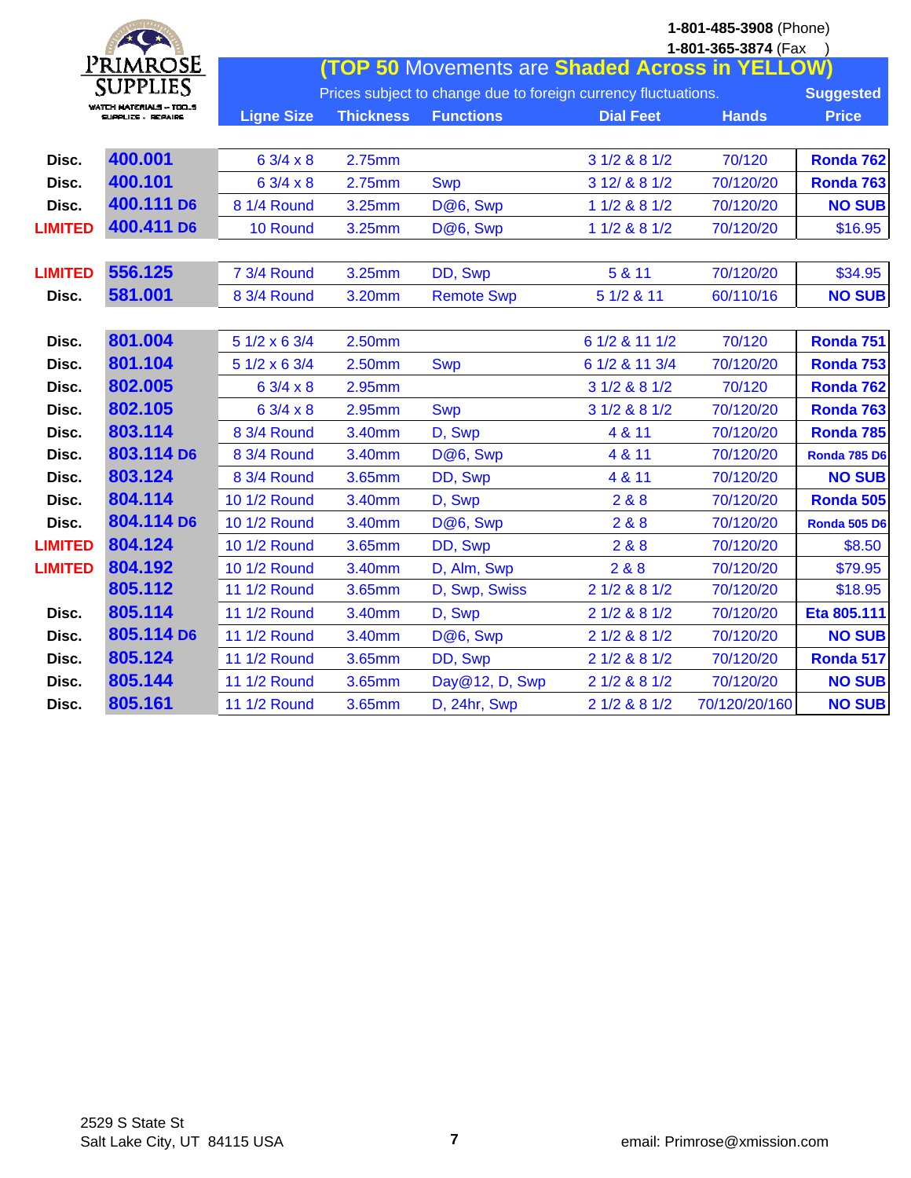**PRIMROSE SUPPLIES**
WATCH MATERIALS – TOOLS
SUPPLIES – REPAIRS

**1-801-485-3908** (Phone)
**1-801-365-3874** (Fax )

## (TOP 50 Movements are Shaded Across in YELLOW)

Prices subject to change due to foreign currency fluctuations.

| Status | Movement | Ligne Size | Thickness | Functions | Dial Feet | Hands | Suggested Price |
|---|---|---|---|---|---|---|---|
| Disc. | 400.001 | 6 3/4 x 8 | 2.75mm | | 3 1/2 & 8 1/2 | 70/120 | Ronda 762 |
| Disc. | 400.101 | 6 3/4 x 8 | 2.75mm | Swp | 3 12/ & 8 1/2 | 70/120/20 | Ronda 763 |
| Disc. | 400.111 D6 | 8 1/4 Round | 3.25mm | D@6, Swp | 1 1/2 & 8 1/2 | 70/120/20 | NO SUB |
| LIMITED | 400.411 D6 | 10 Round | 3.25mm | D@6, Swp | 1 1/2 & 8 1/2 | 70/120/20 | $16.95 |
| | | | | | | | |
| LIMITED | 556.125 | 7 3/4 Round | 3.25mm | DD, Swp | 5 & 11 | 70/120/20 | $34.95 |
| Disc. | 581.001 | 8 3/4 Round | 3.20mm | Remote Swp | 5 1/2 & 11 | 60/110/16 | NO SUB |
| | | | | | | | |
| Disc. | 801.004 | 5 1/2 x 6 3/4 | 2.50mm | | 6 1/2 & 11 1/2 | 70/120 | Ronda 751 |
| Disc. | 801.104 | 5 1/2 x 6 3/4 | 2.50mm | Swp | 6 1/2 & 11 3/4 | 70/120/20 | Ronda 753 |
| Disc. | 802.005 | 6 3/4 x 8 | 2.95mm | | 3 1/2 & 8 1/2 | 70/120 | Ronda 762 |
| Disc. | 802.105 | 6 3/4 x 8 | 2.95mm | Swp | 3 1/2 & 8 1/2 | 70/120/20 | Ronda 763 |
| Disc. | 803.114 | 8 3/4 Round | 3.40mm | D, Swp | 4 & 11 | 70/120/20 | Ronda 785 |
| Disc. | 803.114 D6 | 8 3/4 Round | 3.40mm | D@6, Swp | 4 & 11 | 70/120/20 | Ronda 785 D6 |
| Disc. | 803.124 | 8 3/4 Round | 3.65mm | DD, Swp | 4 & 11 | 70/120/20 | NO SUB |
| Disc. | 804.114 | 10 1/2 Round | 3.40mm | D, Swp | 2 & 8 | 70/120/20 | Ronda 505 |
| Disc. | 804.114 D6 | 10 1/2 Round | 3.40mm | D@6, Swp | 2 & 8 | 70/120/20 | Ronda 505 D6 |
| LIMITED | 804.124 | 10 1/2 Round | 3.65mm | DD, Swp | 2 & 8 | 70/120/20 | $8.50 |
| LIMITED | 804.192 | 10 1/2 Round | 3.40mm | D, Alm, Swp | 2 & 8 | 70/120/20 | $79.95 |
| | 805.112 | 11 1/2 Round | 3.65mm | D, Swp, Swiss | 2 1/2 & 8 1/2 | 70/120/20 | $18.95 |
| Disc. | 805.114 | 11 1/2 Round | 3.40mm | D, Swp | 2 1/2 & 8 1/2 | 70/120/20 | Eta 805.111 |
| Disc. | 805.114 D6 | 11 1/2 Round | 3.40mm | D@6, Swp | 2 1/2 & 8 1/2 | 70/120/20 | NO SUB |
| Disc. | 805.124 | 11 1/2 Round | 3.65mm | DD, Swp | 2 1/2 & 8 1/2 | 70/120/20 | Ronda 517 |
| Disc. | 805.144 | 11 1/2 Round | 3.65mm | Day@12, D, Swp | 2 1/2 & 8 1/2 | 70/120/20 | NO SUB |
| Disc. | 805.161 | 11 1/2 Round | 3.65mm | D, 24hr, Swp | 2 1/2 & 8 1/2 | 70/120/20/160 | NO SUB |

2529 S State St
Salt Lake City, UT 84115 USA

email: Primrose@xmission.com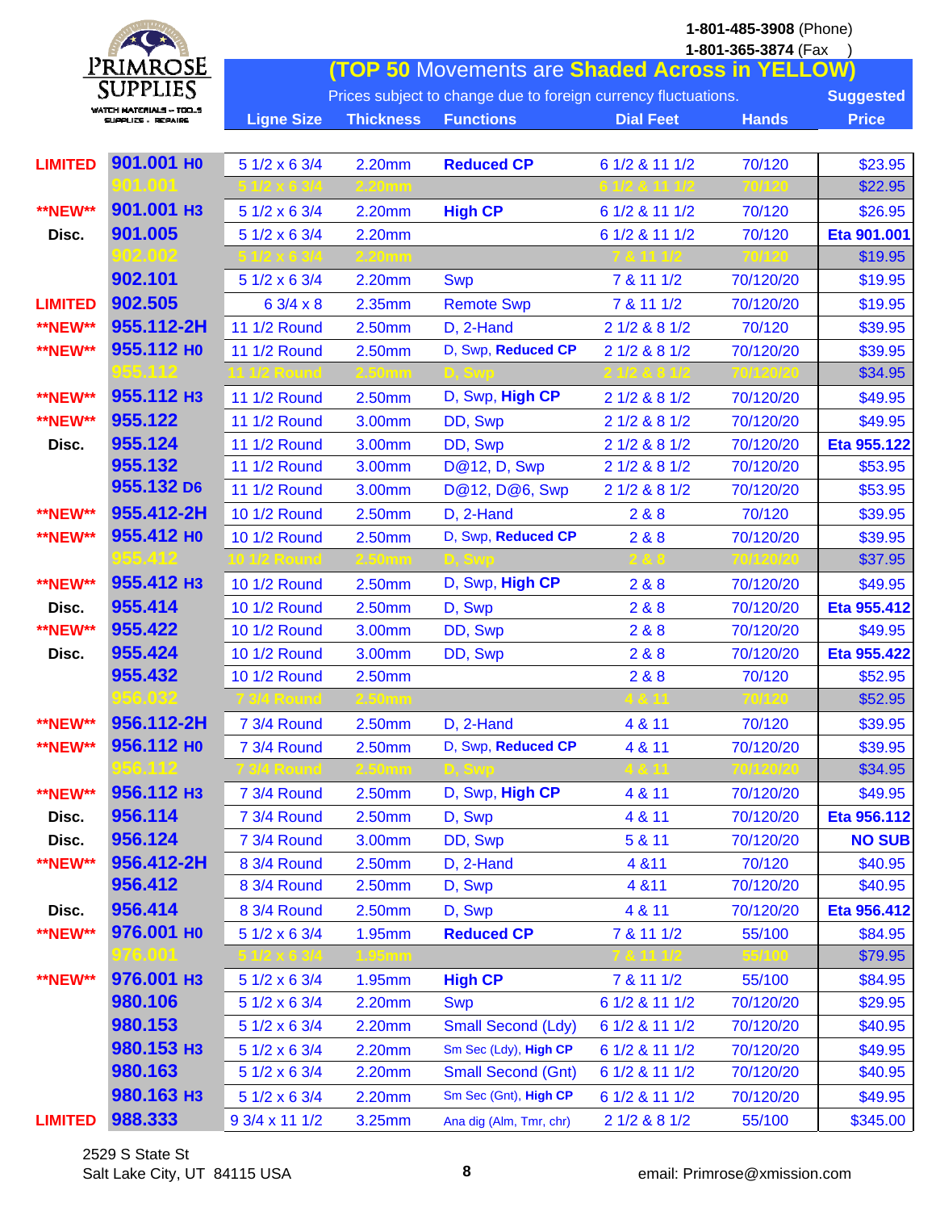**PRIMROSE SUPPLIES**
WATCH MATERIALS – TOOLS
SUPPLIES – REPAIRS

1-801-485-3908 (Phone)
1-801-365-3874 (Fax)

## (TOP 50 Movements are Shaded Across in YELLOW)

Prices subject to change due to foreign currency fluctuations.

| | | Ligne Size | Thickness | Functions | Dial Feet | Hands | Suggested Price |
|---|---|---|---|---|---|---|---|
| LIMITED | 901.001 H0 | 5 1/2 x 6 3/4 | 2.20mm | **Reduced CP** | 6 1/2 & 11 1/2 | 70/120 | $23.95 |
| | 901.001 | 5 1/2 x 6 3/4 | 2.20mm | | 6 1/2 & 11 1/2 | 70/120 | $22.95 |
| **NEW** | 901.001 H3 | 5 1/2 x 6 3/4 | 2.20mm | **High CP** | 6 1/2 & 11 1/2 | 70/120 | $26.95 |
| Disc. | 901.005 | 5 1/2 x 6 3/4 | 2.20mm | | 6 1/2 & 11 1/2 | 70/120 | Eta 901.001 |
| | 902.002 | 5 1/2 x 6 3/4 | 2.20mm | | 7 & 11 1/2 | 70/120 | $19.95 |
| | 902.101 | 5 1/2 x 6 3/4 | 2.20mm | Swp | 7 & 11 1/2 | 70/120/20 | $19.95 |
| LIMITED | 902.505 | 6 3/4 x 8 | 2.35mm | Remote Swp | 7 & 11 1/2 | 70/120/20 | $19.95 |
| **NEW** | 955.112-2H | 11 1/2 Round | 2.50mm | D, 2-Hand | 2 1/2 & 8 1/2 | 70/120 | $39.95 |
| **NEW** | 955.112 H0 | 11 1/2 Round | 2.50mm | D, Swp, **Reduced CP** | 2 1/2 & 8 1/2 | 70/120/20 | $39.95 |
| | 955.112 | 11 1/2 Round | 2.50mm | D, Swp | 2 1/2 & 8 1/2 | 70/120/20 | $34.95 |
| **NEW** | 955.112 H3 | 11 1/2 Round | 2.50mm | D, Swp, **High CP** | 2 1/2 & 8 1/2 | 70/120/20 | $49.95 |
| **NEW** | 955.122 | 11 1/2 Round | 3.00mm | DD, Swp | 2 1/2 & 8 1/2 | 70/120/20 | $49.95 |
| Disc. | 955.124 | 11 1/2 Round | 3.00mm | DD, Swp | 2 1/2 & 8 1/2 | 70/120/20 | Eta 955.122 |
| | 955.132 | 11 1/2 Round | 3.00mm | D@12, D, Swp | 2 1/2 & 8 1/2 | 70/120/20 | $53.95 |
| | 955.132 D6 | 11 1/2 Round | 3.00mm | D@12, D@6, Swp | 2 1/2 & 8 1/2 | 70/120/20 | $53.95 |
| **NEW** | 955.412-2H | 10 1/2 Round | 2.50mm | D, 2-Hand | 2 & 8 | 70/120 | $39.95 |
| **NEW** | 955.412 H0 | 10 1/2 Round | 2.50mm | D, Swp, **Reduced CP** | 2 & 8 | 70/120/20 | $39.95 |
| | 955.412 | 10 1/2 Round | 2.50mm | D, Swp | 2 & 8 | 70/120/20 | $37.95 |
| **NEW** | 955.412 H3 | 10 1/2 Round | 2.50mm | D, Swp, **High CP** | 2 & 8 | 70/120/20 | $49.95 |
| Disc. | 955.414 | 10 1/2 Round | 2.50mm | D, Swp | 2 & 8 | 70/120/20 | Eta 955.412 |
| **NEW** | 955.422 | 10 1/2 Round | 3.00mm | DD, Swp | 2 & 8 | 70/120/20 | $49.95 |
| Disc. | 955.424 | 10 1/2 Round | 3.00mm | DD, Swp | 2 & 8 | 70/120/20 | Eta 955.422 |
| | 955.432 | 10 1/2 Round | 2.50mm | | 2 & 8 | 70/120 | $52.95 |
| | 956.032 | 7 3/4 Round | 2.50mm | | 4 & 11 | 70/120 | $52.95 |
| **NEW** | 956.112-2H | 7 3/4 Round | 2.50mm | D, 2-Hand | 4 & 11 | 70/120 | $39.95 |
| **NEW** | 956.112 H0 | 7 3/4 Round | 2.50mm | D, Swp, **Reduced CP** | 4 & 11 | 70/120/20 | $39.95 |
| | 956.112 | 7 3/4 Round | 2.50mm | D, Swp | 4 & 11 | 70/120/20 | $34.95 |
| **NEW** | 956.112 H3 | 7 3/4 Round | 2.50mm | D, Swp, **High CP** | 4 & 11 | 70/120/20 | $49.95 |
| Disc. | 956.114 | 7 3/4 Round | 2.50mm | D, Swp | 4 & 11 | 70/120/20 | Eta 956.112 |
| Disc. | 956.124 | 7 3/4 Round | 3.00mm | DD, Swp | 5 & 11 | 70/120/20 | NO SUB |
| **NEW** | 956.412-2H | 8 3/4 Round | 2.50mm | D, 2-Hand | 4 &11 | 70/120 | $40.95 |
| | 956.412 | 8 3/4 Round | 2.50mm | D, Swp | 4 &11 | 70/120/20 | $40.95 |
| Disc. | 956.414 | 8 3/4 Round | 2.50mm | D, Swp | 4 & 11 | 70/120/20 | Eta 956.412 |
| **NEW** | 976.001 H0 | 5 1/2 x 6 3/4 | 1.95mm | **Reduced CP** | 7 & 11 1/2 | 55/100 | $84.95 |
| | 976.001 | 5 1/2 x 6 3/4 | 1.95mm | | 7 & 11 1/2 | 55/100 | $79.95 |
| **NEW** | 976.001 H3 | 5 1/2 x 6 3/4 | 1.95mm | **High CP** | 7 & 11 1/2 | 55/100 | $84.95 |
| | 980.106 | 5 1/2 x 6 3/4 | 2.20mm | Swp | 6 1/2 & 11 1/2 | 70/120/20 | $29.95 |
| | 980.153 | 5 1/2 x 6 3/4 | 2.20mm | Small Second (Ldy) | 6 1/2 & 11 1/2 | 70/120/20 | $40.95 |
| | 980.153 H3 | 5 1/2 x 6 3/4 | 2.20mm | Sm Sec (Ldy), **High CP** | 6 1/2 & 11 1/2 | 70/120/20 | $49.95 |
| | 980.163 | 5 1/2 x 6 3/4 | 2.20mm | Small Second (Gnt) | 6 1/2 & 11 1/2 | 70/120/20 | $40.95 |
| | 980.163 H3 | 5 1/2 x 6 3/4 | 2.20mm | Sm Sec (Gnt), **High CP** | 6 1/2 & 11 1/2 | 70/120/20 | $49.95 |
| LIMITED | 988.333 | 9 3/4 x 11 1/2 | 3.25mm | Ana dig (Alm, Tmr, chr) | 2 1/2 & 8 1/2 | 55/100 | $345.00 |

2529 S State St
Salt Lake City, UT 84115 USA

email: Primrose@xmission.com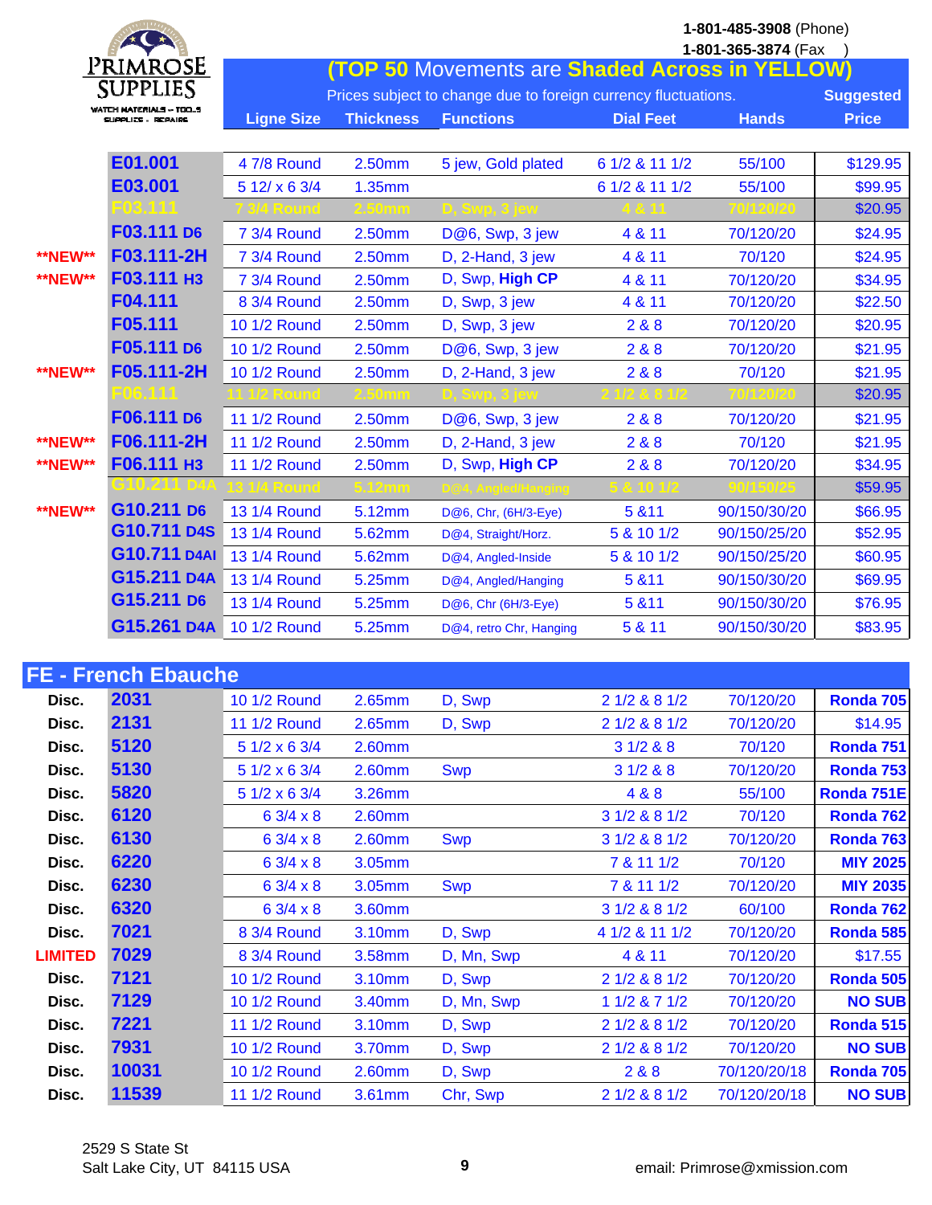**PRIMROSE SUPPLIES**
WATCH MATERIALS – TOOLS SUPPLIES · REPAIRS

1-801-485-3908 (Phone)
1-801-365-3874 (Fax )

**(TOP 50 Movements are Shaded Across in YELLOW)**

Prices subject to change due to foreign currency fluctuations.

| | | Ligne Size | Thickness | Functions | Dial Feet | Hands | Suggested Price |
|---|---|---|---|---|---|---|---|
| | **E01.001** | 4 7/8 Round | 2.50mm | 5 jew, Gold plated | 6 1/2 & 11 1/2 | 55/100 | $129.95 |
| | **E03.001** | 5 12/ x 6 3/4 | 1.35mm | | 6 1/2 & 11 1/2 | 55/100 | $99.95 |
| | **F03.111** | 7 3/4 Round | 2.50mm | D, Swp, 3 jew | 4 & 11 | 70/120/20 | $20.95 |
| | **F03.111 D6** | 7 3/4 Round | 2.50mm | D@6, Swp, 3 jew | 4 & 11 | 70/120/20 | $24.95 |
| **NEW** | **F03.111-2H** | 7 3/4 Round | 2.50mm | D, 2-Hand, 3 jew | 4 & 11 | 70/120 | $24.95 |
| **NEW** | **F03.111 H3** | 7 3/4 Round | 2.50mm | D, Swp, **High CP** | 4 & 11 | 70/120/20 | $34.95 |
| | **F04.111** | 8 3/4 Round | 2.50mm | D, Swp, 3 jew | 4 & 11 | 70/120/20 | $22.50 |
| | **F05.111** | 10 1/2 Round | 2.50mm | D, Swp, 3 jew | 2 & 8 | 70/120/20 | $20.95 |
| | **F05.111 D6** | 10 1/2 Round | 2.50mm | D@6, Swp, 3 jew | 2 & 8 | 70/120/20 | $21.95 |
| **NEW** | **F05.111-2H** | 10 1/2 Round | 2.50mm | D, 2-Hand, 3 jew | 2 & 8 | 70/120 | $21.95 |
| | **F06.111** | 11 1/2 Round | 2.50mm | D, Swp, 3 jew | 2 1/2 & 8 1/2 | 70/120/20 | $20.95 |
| | **F06.111 D6** | 11 1/2 Round | 2.50mm | D@6, Swp, 3 jew | 2 & 8 | 70/120/20 | $21.95 |
| **NEW** | **F06.111-2H** | 11 1/2 Round | 2.50mm | D, 2-Hand, 3 jew | 2 & 8 | 70/120 | $21.95 |
| **NEW** | **F06.111 H3** | 11 1/2 Round | 2.50mm | D, Swp, **High CP** | 2 & 8 | 70/120/20 | $34.95 |
| | **G10.211 D4A** | 13 1/4 Round | 5.12mm | D@4, Angled/Hanging | 5 & 10 1/2 | 90/150/25 | $59.95 |
| **NEW** | **G10.211 D6** | 13 1/4 Round | 5.12mm | D@6, Chr, (6H/3-Eye) | 5 &11 | 90/150/30/20 | $66.95 |
| | **G10.711 D4S** | 13 1/4 Round | 5.62mm | D@4, Straight/Horz. | 5 & 10 1/2 | 90/150/25/20 | $52.95 |
| | **G10.711 D4AI** | 13 1/4 Round | 5.62mm | D@4, Angled-Inside | 5 & 10 1/2 | 90/150/25/20 | $60.95 |
| | **G15.211 D4A** | 13 1/4 Round | 5.25mm | D@4, Angled/Hanging | 5 &11 | 90/150/30/20 | $69.95 |
| | **G15.211 D6** | 13 1/4 Round | 5.25mm | D@6, Chr (6H/3-Eye) | 5 &11 | 90/150/30/20 | $76.95 |
| | **G15.261 D4A** | 10 1/2 Round | 5.25mm | D@4, retro Chr, Hanging | 5 & 11 | 90/150/30/20 | $83.95 |

## FE - French Ebauche

| | | Ligne Size | Thickness | Functions | Dial Feet | Hands | Suggested Price |
|---|---|---|---|---|---|---|---|
| Disc. | **2031** | 10 1/2 Round | 2.65mm | D, Swp | 2 1/2 & 8 1/2 | 70/120/20 | **Ronda 705** |
| Disc. | **2131** | 11 1/2 Round | 2.65mm | D, Swp | 2 1/2 & 8 1/2 | 70/120/20 | $14.95 |
| Disc. | **5120** | 5 1/2 x 6 3/4 | 2.60mm | | 3 1/2 & 8 | 70/120 | **Ronda 751** |
| Disc. | **5130** | 5 1/2 x 6 3/4 | 2.60mm | Swp | 3 1/2 & 8 | 70/120/20 | **Ronda 753** |
| Disc. | **5820** | 5 1/2 x 6 3/4 | 3.26mm | | 4 & 8 | 55/100 | **Ronda 751E** |
| Disc. | **6120** | 6 3/4 x 8 | 2.60mm | | 3 1/2 & 8 1/2 | 70/120 | **Ronda 762** |
| Disc. | **6130** | 6 3/4 x 8 | 2.60mm | Swp | 3 1/2 & 8 1/2 | 70/120/20 | **Ronda 763** |
| Disc. | **6220** | 6 3/4 x 8 | 3.05mm | | 7 & 11 1/2 | 70/120 | **MIY 2025** |
| Disc. | **6230** | 6 3/4 x 8 | 3.05mm | Swp | 7 & 11 1/2 | 70/120/20 | **MIY 2035** |
| Disc. | **6320** | 6 3/4 x 8 | 3.60mm | | 3 1/2 & 8 1/2 | 60/100 | **Ronda 762** |
| Disc. | **7021** | 8 3/4 Round | 3.10mm | D, Swp | 4 1/2 & 11 1/2 | 70/120/20 | **Ronda 585** |
| LIMITED | **7029** | 8 3/4 Round | 3.58mm | D, Mn, Swp | 4 & 11 | 70/120/20 | $17.55 |
| Disc. | **7121** | 10 1/2 Round | 3.10mm | D, Swp | 2 1/2 & 8 1/2 | 70/120/20 | **Ronda 505** |
| Disc. | **7129** | 10 1/2 Round | 3.40mm | D, Mn, Swp | 1 1/2 & 7 1/2 | 70/120/20 | **NO SUB** |
| Disc. | **7221** | 11 1/2 Round | 3.10mm | D, Swp | 2 1/2 & 8 1/2 | 70/120/20 | **Ronda 515** |
| Disc. | **7931** | 10 1/2 Round | 3.70mm | D, Swp | 2 1/2 & 8 1/2 | 70/120/20 | **NO SUB** |
| Disc. | **10031** | 10 1/2 Round | 2.60mm | D, Swp | 2 & 8 | 70/120/20/18 | **Ronda 705** |
| Disc. | **11539** | 11 1/2 Round | 3.61mm | Chr, Swp | 2 1/2 & 8 1/2 | 70/120/20/18 | **NO SUB** |

2529 S State St
Salt Lake City, UT 84115 USA

email: Primrose@xmission.com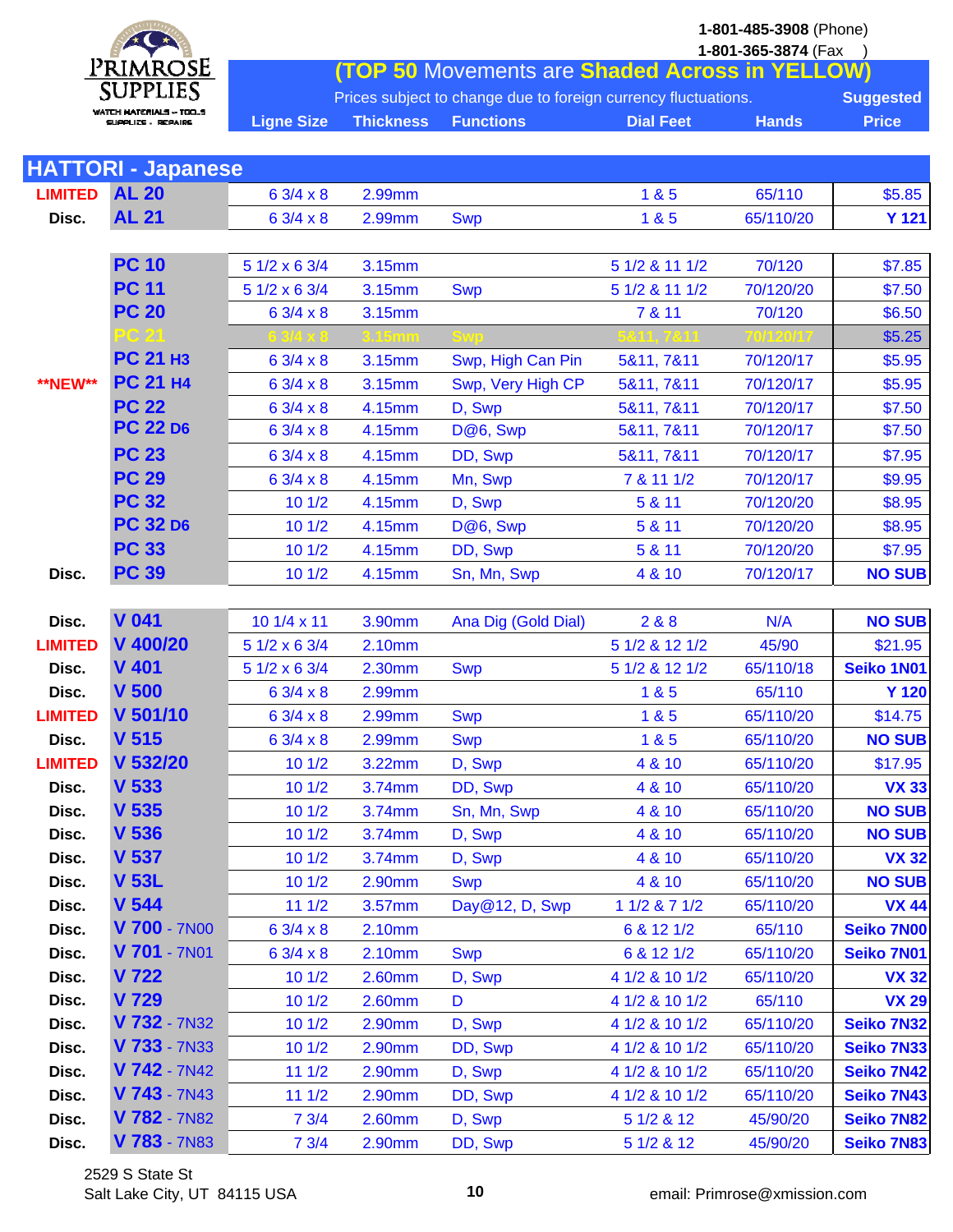PRIMROSE SUPPLIES

WATCH MATERIALS – TOOLS SUPPLIES – REPAIRS

1-801-485-3908 (Phone)
1-801-365-3874 (Fax )

**(TOP 50 Movements are Shaded Across in YELLOW)**

Prices subject to change due to foreign currency fluctuations.

## HATTORI - Japanese

| Status | Movement | Ligne Size | Thickness | Functions | Dial Feet | Hands | Suggested Price |
|---|---|---|---|---|---|---|---|
| LIMITED | AL 20 | 6 3/4 x 8 | 2.99mm | | 1 & 5 | 65/110 | $5.85 |
| Disc. | AL 21 | 6 3/4 x 8 | 2.99mm | Swp | 1 & 5 | 65/110/20 | Y 121 |
| | PC 10 | 5 1/2 x 6 3/4 | 3.15mm | | 5 1/2 & 11 1/2 | 70/120 | $7.85 |
| | PC 11 | 5 1/2 x 6 3/4 | 3.15mm | Swp | 5 1/2 & 11 1/2 | 70/120/20 | $7.50 |
| | PC 20 | 6 3/4 x 8 | 3.15mm | | 7 & 11 | 70/120 | $6.50 |
| | PC 21 | 6 3/4 x 8 | 3.15mm | Swp | 5&11, 7&11 | 70/120/17 | $5.25 |
| | PC 21 H3 | 6 3/4 x 8 | 3.15mm | Swp, High Can Pin | 5&11, 7&11 | 70/120/17 | $5.95 |
| **NEW** | PC 21 H4 | 6 3/4 x 8 | 3.15mm | Swp, Very High CP | 5&11, 7&11 | 70/120/17 | $5.95 |
| | PC 22 | 6 3/4 x 8 | 4.15mm | D, Swp | 5&11, 7&11 | 70/120/17 | $7.50 |
| | PC 22 D6 | 6 3/4 x 8 | 4.15mm | D@6, Swp | 5&11, 7&11 | 70/120/17 | $7.50 |
| | PC 23 | 6 3/4 x 8 | 4.15mm | DD, Swp | 5&11, 7&11 | 70/120/17 | $7.95 |
| | PC 29 | 6 3/4 x 8 | 4.15mm | Mn, Swp | 7 & 11 1/2 | 70/120/17 | $9.95 |
| | PC 32 | 10 1/2 | 4.15mm | D, Swp | 5 & 11 | 70/120/20 | $8.95 |
| | PC 32 D6 | 10 1/2 | 4.15mm | D@6, Swp | 5 & 11 | 70/120/20 | $8.95 |
| | PC 33 | 10 1/2 | 4.15mm | DD, Swp | 5 & 11 | 70/120/20 | $7.95 |
| Disc. | PC 39 | 10 1/2 | 4.15mm | Sn, Mn, Swp | 4 & 10 | 70/120/17 | NO SUB |
| Disc. | V 041 | 10 1/4 x 11 | 3.90mm | Ana Dig (Gold Dial) | 2 & 8 | N/A | NO SUB |
| LIMITED | V 400/20 | 5 1/2 x 6 3/4 | 2.10mm | | 5 1/2 & 12 1/2 | 45/90 | $21.95 |
| Disc. | V 401 | 5 1/2 x 6 3/4 | 2.30mm | Swp | 5 1/2 & 12 1/2 | 65/110/18 | Seiko 1N01 |
| Disc. | V 500 | 6 3/4 x 8 | 2.99mm | | 1 & 5 | 65/110 | Y 120 |
| LIMITED | V 501/10 | 6 3/4 x 8 | 2.99mm | Swp | 1 & 5 | 65/110/20 | $14.75 |
| Disc. | V 515 | 6 3/4 x 8 | 2.99mm | Swp | 1 & 5 | 65/110/20 | NO SUB |
| LIMITED | V 532/20 | 10 1/2 | 3.22mm | D, Swp | 4 & 10 | 65/110/20 | $17.95 |
| Disc. | V 533 | 10 1/2 | 3.74mm | DD, Swp | 4 & 10 | 65/110/20 | VX 33 |
| Disc. | V 535 | 10 1/2 | 3.74mm | Sn, Mn, Swp | 4 & 10 | 65/110/20 | NO SUB |
| Disc. | V 536 | 10 1/2 | 3.74mm | D, Swp | 4 & 10 | 65/110/20 | NO SUB |
| Disc. | V 537 | 10 1/2 | 3.74mm | D, Swp | 4 & 10 | 65/110/20 | VX 32 |
| Disc. | V 53L | 10 1/2 | 2.90mm | Swp | 4 & 10 | 65/110/20 | NO SUB |
| Disc. | V 544 | 11 1/2 | 3.57mm | Day@12, D, Swp | 1 1/2 & 7 1/2 | 65/110/20 | VX 44 |
| Disc. | V 700 - 7N00 | 6 3/4 x 8 | 2.10mm | | 6 & 12 1/2 | 65/110 | Seiko 7N00 |
| Disc. | V 701 - 7N01 | 6 3/4 x 8 | 2.10mm | Swp | 6 & 12 1/2 | 65/110/20 | Seiko 7N01 |
| Disc. | V 722 | 10 1/2 | 2.60mm | D, Swp | 4 1/2 & 10 1/2 | 65/110/20 | VX 32 |
| Disc. | V 729 | 10 1/2 | 2.60mm | D | 4 1/2 & 10 1/2 | 65/110 | VX 29 |
| Disc. | V 732 - 7N32 | 10 1/2 | 2.90mm | D, Swp | 4 1/2 & 10 1/2 | 65/110/20 | Seiko 7N32 |
| Disc. | V 733 - 7N33 | 10 1/2 | 2.90mm | DD, Swp | 4 1/2 & 10 1/2 | 65/110/20 | Seiko 7N33 |
| Disc. | V 742 - 7N42 | 11 1/2 | 2.90mm | D, Swp | 4 1/2 & 10 1/2 | 65/110/20 | Seiko 7N42 |
| Disc. | V 743 - 7N43 | 11 1/2 | 2.90mm | DD, Swp | 4 1/2 & 10 1/2 | 65/110/20 | Seiko 7N43 |
| Disc. | V 782 - 7N82 | 7 3/4 | 2.60mm | D, Swp | 5 1/2 & 12 | 45/90/20 | Seiko 7N82 |
| Disc. | V 783 - 7N83 | 7 3/4 | 2.90mm | DD, Swp | 5 1/2 & 12 | 45/90/20 | Seiko 7N83 |

2529 S State St
Salt Lake City, UT 84115 USA

email: Primrose@xmission.com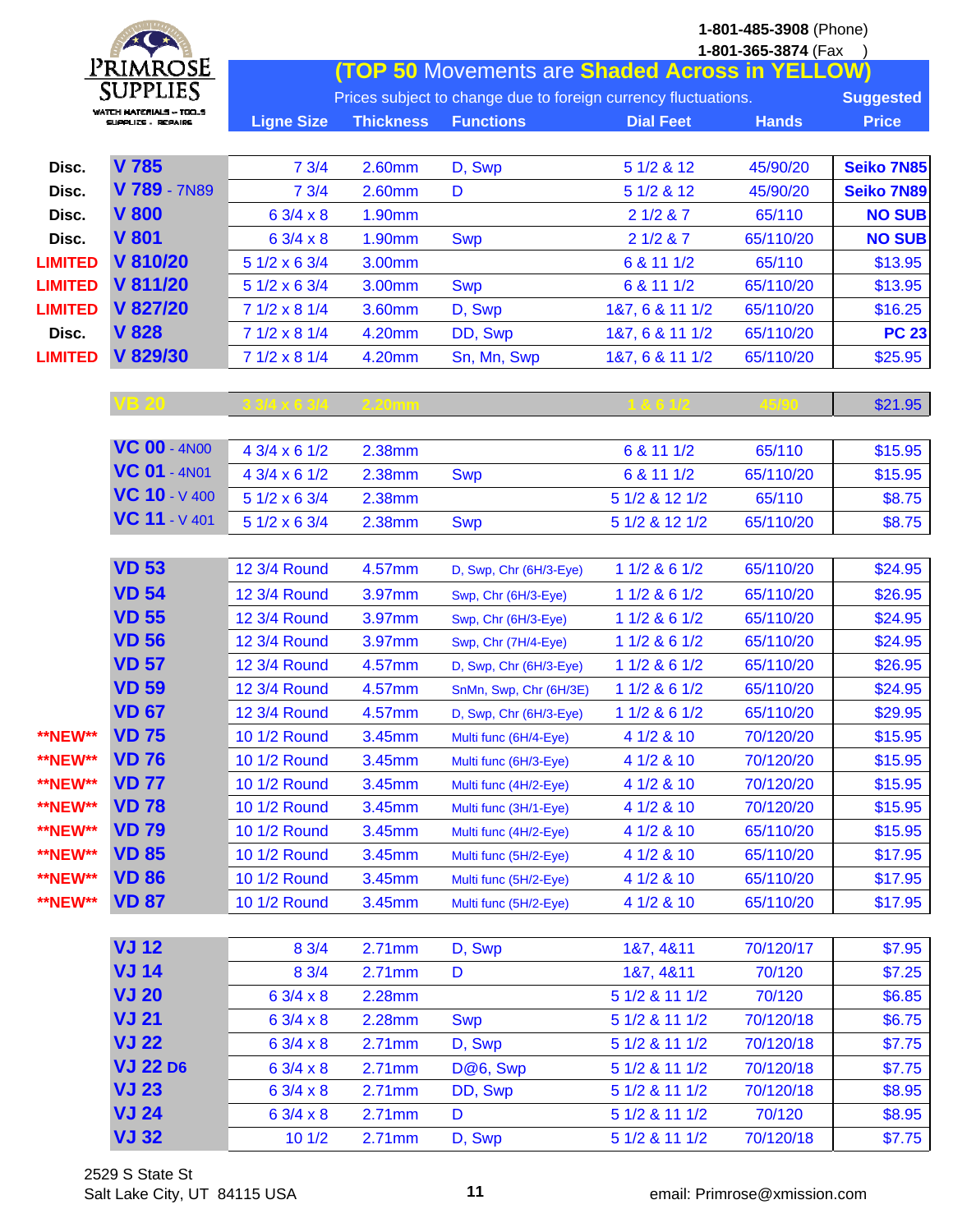# PRIMROSE SUPPLIES

WATCH MATERIALS – TOOLS SUPPLIES – REPAIRS

1-801-485-3908 (Phone)
1-801-365-3874 (Fax)

**(TOP 50 Movements are Shaded Across in YELLOW)**

Prices subject to change due to foreign currency fluctuations.

| Status | Movement | Ligne Size | Thickness | Functions | Dial Feet | Hands | Suggested Price |
|---|---|---|---|---|---|---|---|
| Disc. | **V 785** | 7 3/4 | 2.60mm | D, Swp | 5 1/2 & 12 | 45/90/20 | **Seiko 7N85** |
| Disc. | **V 789** - 7N89 | 7 3/4 | 2.60mm | D | 5 1/2 & 12 | 45/90/20 | **Seiko 7N89** |
| Disc. | **V 800** | 6 3/4 x 8 | 1.90mm | | 2 1/2 & 7 | 65/110 | **NO SUB** |
| Disc. | **V 801** | 6 3/4 x 8 | 1.90mm | Swp | 2 1/2 & 7 | 65/110/20 | **NO SUB** |
| LIMITED | **V 810/20** | 5 1/2 x 6 3/4 | 3.00mm | | 6 & 11 1/2 | 65/110 | $13.95 |
| LIMITED | **V 811/20** | 5 1/2 x 6 3/4 | 3.00mm | Swp | 6 & 11 1/2 | 65/110/20 | $13.95 |
| LIMITED | **V 827/20** | 7 1/2 x 8 1/4 | 3.60mm | D, Swp | 1&7, 6 & 11 1/2 | 65/110/20 | $16.25 |
| Disc. | **V 828** | 7 1/2 x 8 1/4 | 4.20mm | DD, Swp | 1&7, 6 & 11 1/2 | 65/110/20 | **PC 23** |
| LIMITED | **V 829/30** | 7 1/2 x 8 1/4 | 4.20mm | Sn, Mn, Swp | 1&7, 6 & 11 1/2 | 65/110/20 | $25.95 |
| | **VB 20** | 3 3/4 x 6 3/4 | 2.20mm | | 1 & 6 1/2 | 45/90 | $21.95 |
| | **VC 00** - 4N00 | 4 3/4 x 6 1/2 | 2.38mm | | 6 & 11 1/2 | 65/110 | $15.95 |
| | **VC 01** - 4N01 | 4 3/4 x 6 1/2 | 2.38mm | Swp | 6 & 11 1/2 | 65/110/20 | $15.95 |
| | **VC 10** - V 400 | 5 1/2 x 6 3/4 | 2.38mm | | 5 1/2 & 12 1/2 | 65/110 | $8.75 |
| | **VC 11** - V 401 | 5 1/2 x 6 3/4 | 2.38mm | Swp | 5 1/2 & 12 1/2 | 65/110/20 | $8.75 |
| | **VD 53** | 12 3/4 Round | 4.57mm | D, Swp, Chr (6H/3-Eye) | 1 1/2 & 6 1/2 | 65/110/20 | $24.95 |
| | **VD 54** | 12 3/4 Round | 3.97mm | Swp, Chr (6H/3-Eye) | 1 1/2 & 6 1/2 | 65/110/20 | $26.95 |
| | **VD 55** | 12 3/4 Round | 3.97mm | Swp, Chr (6H/3-Eye) | 1 1/2 & 6 1/2 | 65/110/20 | $24.95 |
| | **VD 56** | 12 3/4 Round | 3.97mm | Swp, Chr (7H/4-Eye) | 1 1/2 & 6 1/2 | 65/110/20 | $24.95 |
| | **VD 57** | 12 3/4 Round | 4.57mm | D, Swp, Chr (6H/3-Eye) | 1 1/2 & 6 1/2 | 65/110/20 | $26.95 |
| | **VD 59** | 12 3/4 Round | 4.57mm | SnMn, Swp, Chr (6H/3E) | 1 1/2 & 6 1/2 | 65/110/20 | $24.95 |
| | **VD 67** | 12 3/4 Round | 4.57mm | D, Swp, Chr (6H/3-Eye) | 1 1/2 & 6 1/2 | 65/110/20 | $29.95 |
| **NEW** | **VD 75** | 10 1/2 Round | 3.45mm | Multi func (6H/4-Eye) | 4 1/2 & 10 | 70/120/20 | $15.95 |
| **NEW** | **VD 76** | 10 1/2 Round | 3.45mm | Multi func (6H/3-Eye) | 4 1/2 & 10 | 70/120/20 | $15.95 |
| **NEW** | **VD 77** | 10 1/2 Round | 3.45mm | Multi func (4H/2-Eye) | 4 1/2 & 10 | 70/120/20 | $15.95 |
| **NEW** | **VD 78** | 10 1/2 Round | 3.45mm | Multi func (3H/1-Eye) | 4 1/2 & 10 | 70/120/20 | $15.95 |
| **NEW** | **VD 79** | 10 1/2 Round | 3.45mm | Multi func (4H/2-Eye) | 4 1/2 & 10 | 65/110/20 | $15.95 |
| **NEW** | **VD 85** | 10 1/2 Round | 3.45mm | Multi func (5H/2-Eye) | 4 1/2 & 10 | 65/110/20 | $17.95 |
| **NEW** | **VD 86** | 10 1/2 Round | 3.45mm | Multi func (5H/2-Eye) | 4 1/2 & 10 | 65/110/20 | $17.95 |
| **NEW** | **VD 87** | 10 1/2 Round | 3.45mm | Multi func (5H/2-Eye) | 4 1/2 & 10 | 65/110/20 | $17.95 |
| | **VJ 12** | 8 3/4 | 2.71mm | D, Swp | 1&7, 4&11 | 70/120/17 | $7.95 |
| | **VJ 14** | 8 3/4 | 2.71mm | D | 1&7, 4&11 | 70/120 | $7.25 |
| | **VJ 20** | 6 3/4 x 8 | 2.28mm | | 5 1/2 & 11 1/2 | 70/120 | $6.85 |
| | **VJ 21** | 6 3/4 x 8 | 2.28mm | Swp | 5 1/2 & 11 1/2 | 70/120/18 | $6.75 |
| | **VJ 22** | 6 3/4 x 8 | 2.71mm | D, Swp | 5 1/2 & 11 1/2 | 70/120/18 | $7.75 |
| | **VJ 22 D6** | 6 3/4 x 8 | 2.71mm | D@6, Swp | 5 1/2 & 11 1/2 | 70/120/18 | $7.75 |
| | **VJ 23** | 6 3/4 x 8 | 2.71mm | DD, Swp | 5 1/2 & 11 1/2 | 70/120/18 | $8.95 |
| | **VJ 24** | 6 3/4 x 8 | 2.71mm | D | 5 1/2 & 11 1/2 | 70/120 | $8.95 |
| | **VJ 32** | 10 1/2 | 2.71mm | D, Swp | 5 1/2 & 11 1/2 | 70/120/18 | $7.75 |

2529 S State St
Salt Lake City, UT 84115 USA

email: Primrose@xmission.com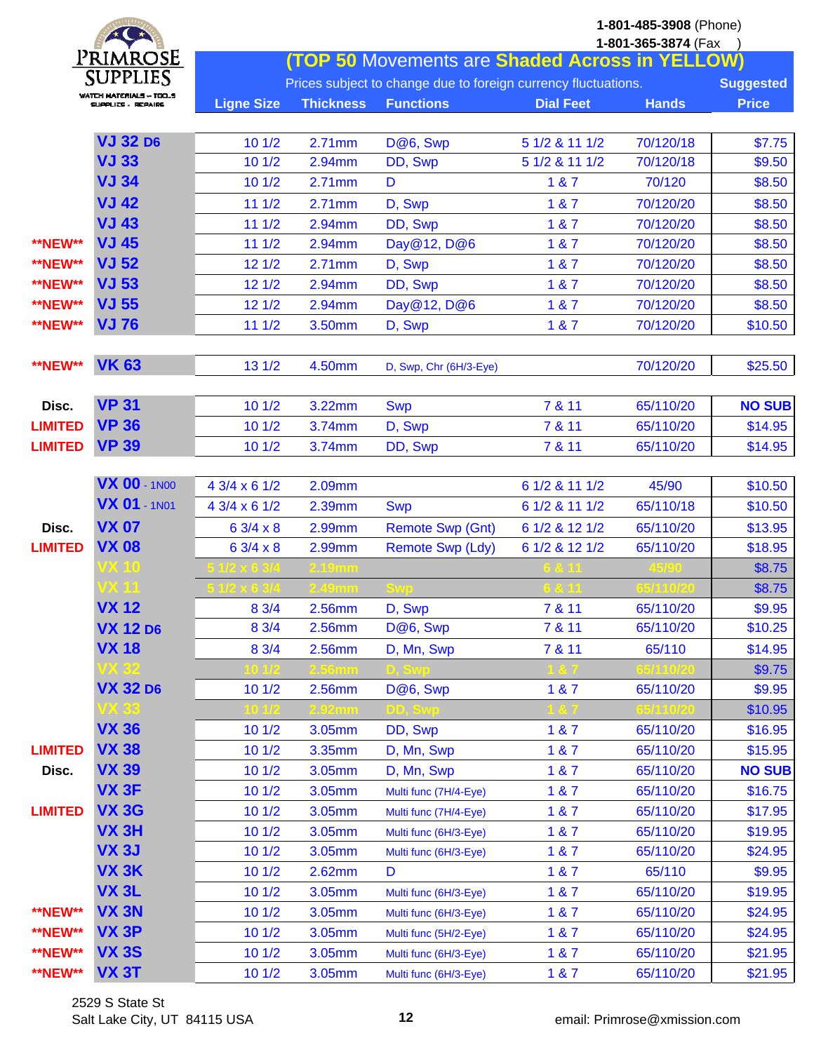**PRIMROSE SUPPLIES**
WATCH MATERIALS – TOOLS
SUPPLIES – REPAIRS

**1-801-485-3908** (Phone)
**1-801-365-3874** (Fax)

## (TOP 50 Movements are Shaded Across in YELLOW)

Prices subject to change due to foreign currency fluctuations.

| | | Ligne Size | Thickness | Functions | Dial Feet | Hands | Suggested Price |
|---|---|---|---|---|---|---|---|
| | VJ 32 D6 | 10 1/2 | 2.71mm | D@6, Swp | 5 1/2 & 11 1/2 | 70/120/18 | $7.75 |
| | VJ 33 | 10 1/2 | 2.94mm | DD, Swp | 5 1/2 & 11 1/2 | 70/120/18 | $9.50 |
| | VJ 34 | 10 1/2 | 2.71mm | D | 1 & 7 | 70/120 | $8.50 |
| | VJ 42 | 11 1/2 | 2.71mm | D, Swp | 1 & 7 | 70/120/20 | $8.50 |
| | VJ 43 | 11 1/2 | 2.94mm | DD, Swp | 1 & 7 | 70/120/20 | $8.50 |
| **NEW** | VJ 45 | 11 1/2 | 2.94mm | Day@12, D@6 | 1 & 7 | 70/120/20 | $8.50 |
| **NEW** | VJ 52 | 12 1/2 | 2.71mm | D, Swp | 1 & 7 | 70/120/20 | $8.50 |
| **NEW** | VJ 53 | 12 1/2 | 2.94mm | DD, Swp | 1 & 7 | 70/120/20 | $8.50 |
| **NEW** | VJ 55 | 12 1/2 | 2.94mm | Day@12, D@6 | 1 & 7 | 70/120/20 | $8.50 |
| **NEW** | VJ 76 | 11 1/2 | 3.50mm | D, Swp | 1 & 7 | 70/120/20 | $10.50 |
| | | | | | | | |
| **NEW** | VK 63 | 13 1/2 | 4.50mm | D, Swp, Chr (6H/3-Eye) | | 70/120/20 | $25.50 |
| | | | | | | | |
| Disc. | VP 31 | 10 1/2 | 3.22mm | Swp | 7 & 11 | 65/110/20 | NO SUB |
| LIMITED | VP 36 | 10 1/2 | 3.74mm | D, Swp | 7 & 11 | 65/110/20 | $14.95 |
| LIMITED | VP 39 | 10 1/2 | 3.74mm | DD, Swp | 7 & 11 | 65/110/20 | $14.95 |
| | | | | | | | |
| | VX 00 - 1N00 | 4 3/4 x 6 1/2 | 2.09mm | | 6 1/2 & 11 1/2 | 45/90 | $10.50 |
| | VX 01 - 1N01 | 4 3/4 x 6 1/2 | 2.39mm | Swp | 6 1/2 & 11 1/2 | 65/110/18 | $10.50 |
| Disc. | VX 07 | 6 3/4 x 8 | 2.99mm | Remote Swp (Gnt) | 6 1/2 & 12 1/2 | 65/110/20 | $13.95 |
| LIMITED | VX 08 | 6 3/4 x 8 | 2.99mm | Remote Swp (Ldy) | 6 1/2 & 12 1/2 | 65/110/20 | $18.95 |
| | VX 10 | 5 1/2 x 6 3/4 | 2.19mm | | 6 & 11 | 45/90 | $8.75 |
| | VX 11 | 5 1/2 x 6 3/4 | 2.49mm | Swp | 6 & 11 | 65/110/20 | $8.75 |
| | VX 12 | 8 3/4 | 2.56mm | D, Swp | 7 & 11 | 65/110/20 | $9.95 |
| | VX 12 D6 | 8 3/4 | 2.56mm | D@6, Swp | 7 & 11 | 65/110/20 | $10.25 |
| | VX 18 | 8 3/4 | 2.56mm | D, Mn, Swp | 7 & 11 | 65/110 | $14.95 |
| | VX 32 | 10 1/2 | 2.56mm | D, Swp | 1 & 7 | 65/110/20 | $9.75 |
| | VX 32 D6 | 10 1/2 | 2.56mm | D@6, Swp | 1 & 7 | 65/110/20 | $9.95 |
| | VX 33 | 10 1/2 | 2.92mm | DD, Swp | 1 & 7 | 65/110/20 | $10.95 |
| | VX 36 | 10 1/2 | 3.05mm | DD, Swp | 1 & 7 | 65/110/20 | $16.95 |
| LIMITED | VX 38 | 10 1/2 | 3.35mm | D, Mn, Swp | 1 & 7 | 65/110/20 | $15.95 |
| Disc. | VX 39 | 10 1/2 | 3.05mm | D, Mn, Swp | 1 & 7 | 65/110/20 | NO SUB |
| | VX 3F | 10 1/2 | 3.05mm | Multi func (7H/4-Eye) | 1 & 7 | 65/110/20 | $16.75 |
| LIMITED | VX 3G | 10 1/2 | 3.05mm | Multi func (7H/4-Eye) | 1 & 7 | 65/110/20 | $17.95 |
| | VX 3H | 10 1/2 | 3.05mm | Multi func (6H/3-Eye) | 1 & 7 | 65/110/20 | $19.95 |
| | VX 3J | 10 1/2 | 3.05mm | Multi func (6H/3-Eye) | 1 & 7 | 65/110/20 | $24.95 |
| | VX 3K | 10 1/2 | 2.62mm | D | 1 & 7 | 65/110 | $9.95 |
| | VX 3L | 10 1/2 | 3.05mm | Multi func (6H/3-Eye) | 1 & 7 | 65/110/20 | $19.95 |
| **NEW** | VX 3N | 10 1/2 | 3.05mm | Multi func (6H/3-Eye) | 1 & 7 | 65/110/20 | $24.95 |
| **NEW** | VX 3P | 10 1/2 | 3.05mm | Multi func (5H/2-Eye) | 1 & 7 | 65/110/20 | $24.95 |
| **NEW** | VX 3S | 10 1/2 | 3.05mm | Multi func (6H/3-Eye) | 1 & 7 | 65/110/20 | $21.95 |
| **NEW** | VX 3T | 10 1/2 | 3.05mm | Multi func (6H/3-Eye) | 1 & 7 | 65/110/20 | $21.95 |

2529 S State St
Salt Lake City, UT 84115 USA

email: Primrose@xmission.com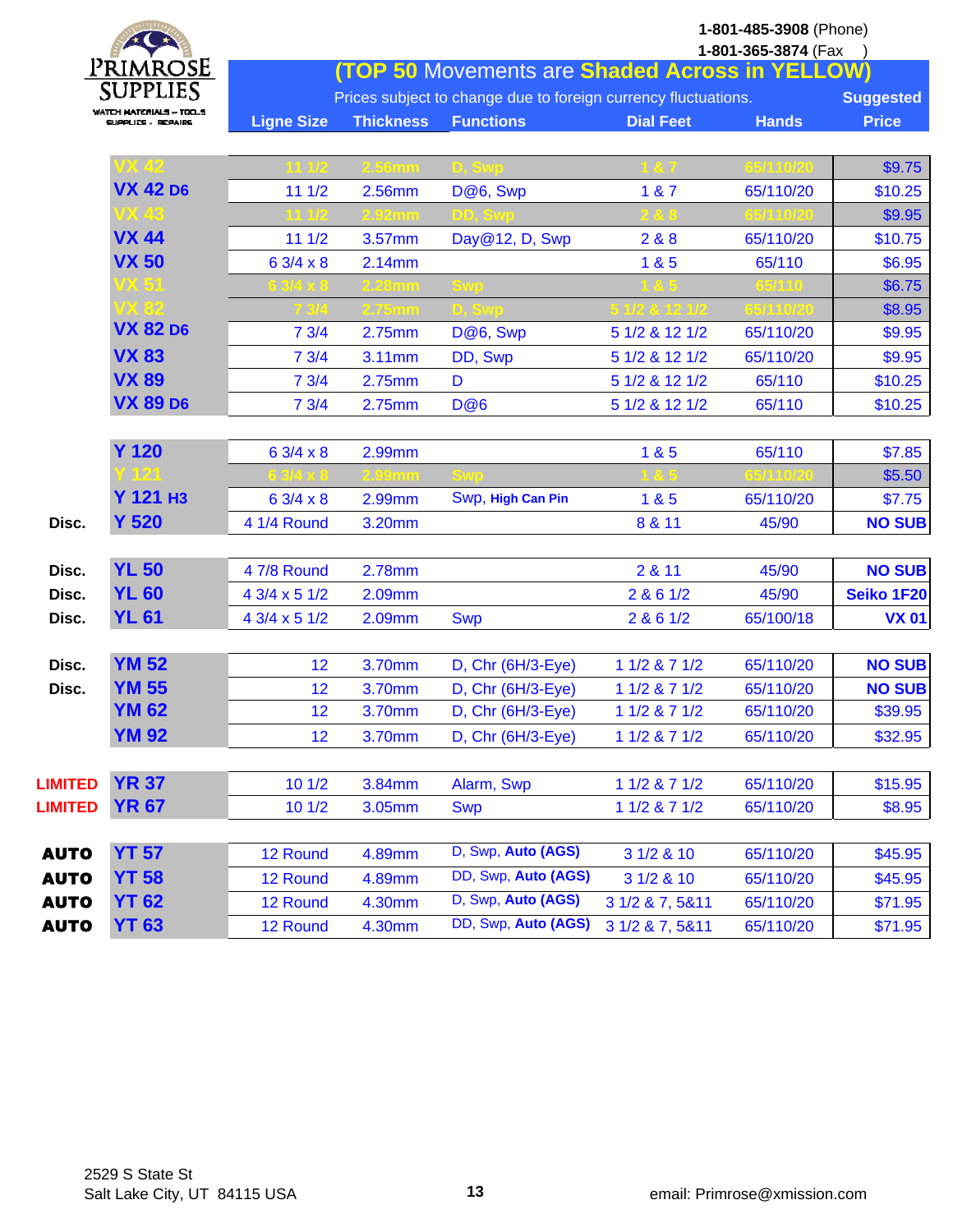**PRIMROSE SUPPLIES**
WATCH MATERIALS – TOOLS SUPPLIES – REPAIRS

**1-801-485-3908** (Phone)
**1-801-365-3874** (Fax )

## (TOP 50 Movements are Shaded Across in YELLOW)

Prices subject to change due to foreign currency fluctuations.

| | Movement | Ligne Size | Thickness | Functions | Dial Feet | Hands | Suggested Price |
|---|---|---|---|---|---|---|---|
| | VX 42 | 11 1/2 | 2.56mm | D, Swp | 1 & 7 | 65/110/20 | $9.75 |
| | VX 42 D6 | 11 1/2 | 2.56mm | D@6, Swp | 1 & 7 | 65/110/20 | $10.25 |
| | VX 43 | 11 1/2 | 2.92mm | DD, Swp | 2 & 8 | 65/110/20 | $9.95 |
| | VX 44 | 11 1/2 | 3.57mm | Day@12, D, Swp | 2 & 8 | 65/110/20 | $10.75 |
| | VX 50 | 6 3/4 x 8 | 2.14mm | | 1 & 5 | 65/110 | $6.95 |
| | VX 51 | 6 3/4 x 8 | 2.28mm | Swp | 1 & 5 | 65/110 | $6.75 |
| | VX 82 | 7 3/4 | 2.75mm | D, Swp | 5 1/2 & 12 1/2 | 65/110/20 | $8.95 |
| | VX 82 D6 | 7 3/4 | 2.75mm | D@6, Swp | 5 1/2 & 12 1/2 | 65/110/20 | $9.95 |
| | VX 83 | 7 3/4 | 3.11mm | DD, Swp | 5 1/2 & 12 1/2 | 65/110/20 | $9.95 |
| | VX 89 | 7 3/4 | 2.75mm | D | 5 1/2 & 12 1/2 | 65/110 | $10.25 |
| | VX 89 D6 | 7 3/4 | 2.75mm | D@6 | 5 1/2 & 12 1/2 | 65/110 | $10.25 |
| | Y 120 | 6 3/4 x 8 | 2.99mm | | 1 & 5 | 65/110 | $7.85 |
| | Y 121 | 6 3/4 x 8 | 2.99mm | Swp | 1 & 5 | 65/110/20 | $5.50 |
| | Y 121 H3 | 6 3/4 x 8 | 2.99mm | Swp, **High Can Pin** | 1 & 5 | 65/110/20 | $7.75 |
| Disc. | Y 520 | 4 1/4 Round | 3.20mm | | 8 & 11 | 45/90 | **NO SUB** |
| Disc. | YL 50 | 4 7/8 Round | 2.78mm | | 2 & 11 | 45/90 | **NO SUB** |
| Disc. | YL 60 | 4 3/4 x 5 1/2 | 2.09mm | | 2 & 6 1/2 | 45/90 | **Seiko 1F20** |
| Disc. | YL 61 | 4 3/4 x 5 1/2 | 2.09mm | Swp | 2 & 6 1/2 | 65/100/18 | **VX 01** |
| Disc. | YM 52 | 12 | 3.70mm | D, Chr (6H/3-Eye) | 1 1/2 & 7 1/2 | 65/110/20 | **NO SUB** |
| Disc. | YM 55 | 12 | 3.70mm | D, Chr (6H/3-Eye) | 1 1/2 & 7 1/2 | 65/110/20 | **NO SUB** |
| | YM 62 | 12 | 3.70mm | D, Chr (6H/3-Eye) | 1 1/2 & 7 1/2 | 65/110/20 | $39.95 |
| | YM 92 | 12 | 3.70mm | D, Chr (6H/3-Eye) | 1 1/2 & 7 1/2 | 65/110/20 | $32.95 |
| LIMITED | YR 37 | 10 1/2 | 3.84mm | Alarm, Swp | 1 1/2 & 7 1/2 | 65/110/20 | $15.95 |
| LIMITED | YR 67 | 10 1/2 | 3.05mm | Swp | 1 1/2 & 7 1/2 | 65/110/20 | $8.95 |
| AUTO | YT 57 | 12 Round | 4.89mm | D, Swp, **Auto (AGS)** | 3 1/2 & 10 | 65/110/20 | $45.95 |
| AUTO | YT 58 | 12 Round | 4.89mm | DD, Swp, **Auto (AGS)** | 3 1/2 & 10 | 65/110/20 | $45.95 |
| AUTO | YT 62 | 12 Round | 4.30mm | D, Swp, **Auto (AGS)** | 3 1/2 & 7, 5&11 | 65/110/20 | $71.95 |
| AUTO | YT 63 | 12 Round | 4.30mm | DD, Swp, **Auto (AGS)** | 3 1/2 & 7, 5&11 | 65/110/20 | $71.95 |

2529 S State St
Salt Lake City, UT 84115 USA

email: Primrose@xmission.com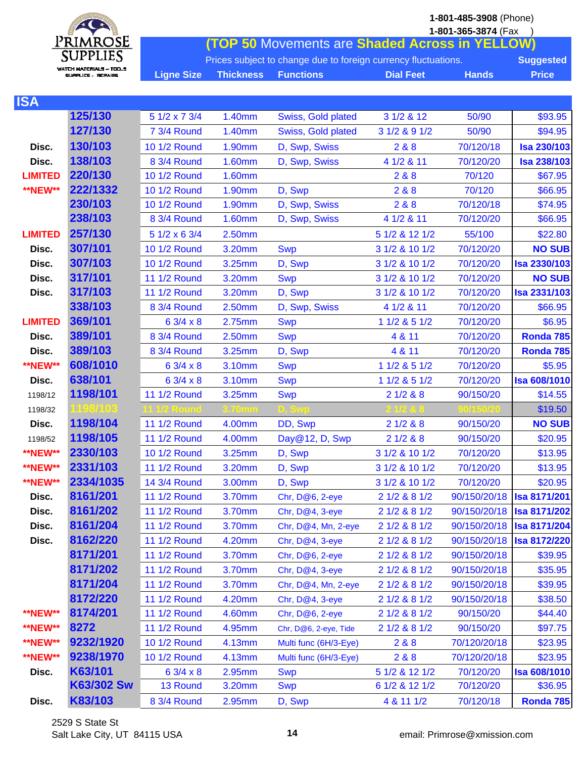PRIMROSE SUPPLIES
WATCH MATERIALS – TOOLS SUPPLIES – REPAIRS

**1-801-485-3908** (Phone)
**1-801-365-3874** (Fax )

**(TOP 50 Movements are Shaded Across in YELLOW)**

Prices subject to change due to foreign currency fluctuations.

## ISA

| | | Ligne Size | Thickness | Functions | Dial Feet | Hands | Suggested Price |
|---|---|---|---|---|---|---|---|
| | **125/130** | 5 1/2 x 7 3/4 | 1.40mm | Swiss, Gold plated | 3 1/2 & 12 | 50/90 | $93.95 |
| | **127/130** | 7 3/4 Round | 1.40mm | Swiss, Gold plated | 3 1/2 & 9 1/2 | 50/90 | $94.95 |
| **Disc.** | **130/103** | 10 1/2 Round | 1.90mm | D, Swp, Swiss | 2 & 8 | 70/120/18 | **Isa 230/103** |
| **Disc.** | **138/103** | 8 3/4 Round | 1.60mm | D, Swp, Swiss | 4 1/2 & 11 | 70/120/20 | **Isa 238/103** |
| **LIMITED** | **220/130** | 10 1/2 Round | 1.60mm | | 2 & 8 | 70/120 | $67.95 |
| **\*\*NEW\*\*** | **222/1332** | 10 1/2 Round | 1.90mm | D, Swp | 2 & 8 | 70/120 | $66.95 |
| | **230/103** | 10 1/2 Round | 1.90mm | D, Swp, Swiss | 2 & 8 | 70/120/18 | $74.95 |
| | **238/103** | 8 3/4 Round | 1.60mm | D, Swp, Swiss | 4 1/2 & 11 | 70/120/20 | $66.95 |
| **LIMITED** | **257/130** | 5 1/2 x 6 3/4 | 2.50mm | | 5 1/2 & 12 1/2 | 55/100 | $22.80 |
| **Disc.** | **307/101** | 10 1/2 Round | 3.20mm | Swp | 3 1/2 & 10 1/2 | 70/120/20 | **NO SUB** |
| **Disc.** | **307/103** | 10 1/2 Round | 3.25mm | D, Swp | 3 1/2 & 10 1/2 | 70/120/20 | **Isa 2330/103** |
| **Disc.** | **317/101** | 11 1/2 Round | 3.20mm | Swp | 3 1/2 & 10 1/2 | 70/120/20 | **NO SUB** |
| **Disc.** | **317/103** | 11 1/2 Round | 3.20mm | D, Swp | 3 1/2 & 10 1/2 | 70/120/20 | **Isa 2331/103** |
| | **338/103** | 8 3/4 Round | 2.50mm | D, Swp, Swiss | 4 1/2 & 11 | 70/120/20 | $66.95 |
| **LIMITED** | **369/101** | 6 3/4 x 8 | 2.75mm | Swp | 1 1/2 & 5 1/2 | 70/120/20 | $6.95 |
| **Disc.** | **389/101** | 8 3/4 Round | 2.50mm | Swp | 4 & 11 | 70/120/20 | **Ronda 785** |
| **Disc.** | **389/103** | 8 3/4 Round | 3.25mm | D, Swp | 4 & 11 | 70/120/20 | **Ronda 785** |
| **\*\*NEW\*\*** | **608/1010** | 6 3/4 x 8 | 3.10mm | Swp | 1 1/2 & 5 1/2 | 70/120/20 | $5.95 |
| **Disc.** | **638/101** | 6 3/4 x 8 | 3.10mm | Swp | 1 1/2 & 5 1/2 | 70/120/20 | **Isa 608/1010** |
| 1198/12 | **1198/101** | 11 1/2 Round | 3.25mm | Swp | 2 1/2 & 8 | 90/150/20 | $14.55 |
| 1198/32 | **1198/103** | 11 1/2 Round | 3.70mm | D, Swp | 2 1/2 & 8 | 90/150/20 | $19.50 |
| **Disc.** | **1198/104** | 11 1/2 Round | 4.00mm | DD, Swp | 2 1/2 & 8 | 90/150/20 | **NO SUB** |
| 1198/52 | **1198/105** | 11 1/2 Round | 4.00mm | Day@12, D, Swp | 2 1/2 & 8 | 90/150/20 | $20.95 |
| **\*\*NEW\*\*** | **2330/103** | 10 1/2 Round | 3.25mm | D, Swp | 3 1/2 & 10 1/2 | 70/120/20 | $13.95 |
| **\*\*NEW\*\*** | **2331/103** | 11 1/2 Round | 3.20mm | D, Swp | 3 1/2 & 10 1/2 | 70/120/20 | $13.95 |
| **\*\*NEW\*\*** | **2334/1035** | 14 3/4 Round | 3.00mm | D, Swp | 3 1/2 & 10 1/2 | 70/120/20 | $20.95 |
| **Disc.** | **8161/201** | 11 1/2 Round | 3.70mm | Chr, D@6, 2-eye | 2 1/2 & 8 1/2 | 90/150/20/18 | **Isa 8171/201** |
| **Disc.** | **8161/202** | 11 1/2 Round | 3.70mm | Chr, D@4, 3-eye | 2 1/2 & 8 1/2 | 90/150/20/18 | **Isa 8171/202** |
| **Disc.** | **8161/204** | 11 1/2 Round | 3.70mm | Chr, D@4, Mn, 2-eye | 2 1/2 & 8 1/2 | 90/150/20/18 | **Isa 8171/204** |
| **Disc.** | **8162/220** | 11 1/2 Round | 4.20mm | Chr, D@4, 3-eye | 2 1/2 & 8 1/2 | 90/150/20/18 | **Isa 8172/220** |
| | **8171/201** | 11 1/2 Round | 3.70mm | Chr, D@6, 2-eye | 2 1/2 & 8 1/2 | 90/150/20/18 | $39.95 |
| | **8171/202** | 11 1/2 Round | 3.70mm | Chr, D@4, 3-eye | 2 1/2 & 8 1/2 | 90/150/20/18 | $35.95 |
| | **8171/204** | 11 1/2 Round | 3.70mm | Chr, D@4, Mn, 2-eye | 2 1/2 & 8 1/2 | 90/150/20/18 | $39.95 |
| | **8172/220** | 11 1/2 Round | 4.20mm | Chr, D@4, 3-eye | 2 1/2 & 8 1/2 | 90/150/20/18 | $38.50 |
| **\*\*NEW\*\*** | **8174/201** | 11 1/2 Round | 4.60mm | Chr, D@6, 2-eye | 2 1/2 & 8 1/2 | 90/150/20 | $44.40 |
| **\*\*NEW\*\*** | **8272** | 11 1/2 Round | 4.95mm | Chr, D@6, 2-eye, Tide | 2 1/2 & 8 1/2 | 90/150/20 | $97.75 |
| **\*\*NEW\*\*** | **9232/1920** | 10 1/2 Round | 4.13mm | Multi func (6H/3-Eye) | 2 & 8 | 70/120/20/18 | $23.95 |
| **\*\*NEW\*\*** | **9238/1970** | 10 1/2 Round | 4.13mm | Multi func (6H/3-Eye) | 2 & 8 | 70/120/20/18 | $23.95 |
| **Disc.** | **K63/101** | 6 3/4 x 8 | 2.95mm | Swp | 5 1/2 & 12 1/2 | 70/120/20 | **Isa 608/1010** |
| | **K63/302 Sw** | 13 Round | 3.20mm | Swp | 6 1/2 & 12 1/2 | 70/120/20 | $36.95 |
| **Disc.** | **K83/103** | 8 3/4 Round | 2.95mm | D, Swp | 4 & 11 1/2 | 70/120/18 | **Ronda 785** |

2529 S State St
Salt Lake City, UT 84115 USA

email: Primrose@xmission.com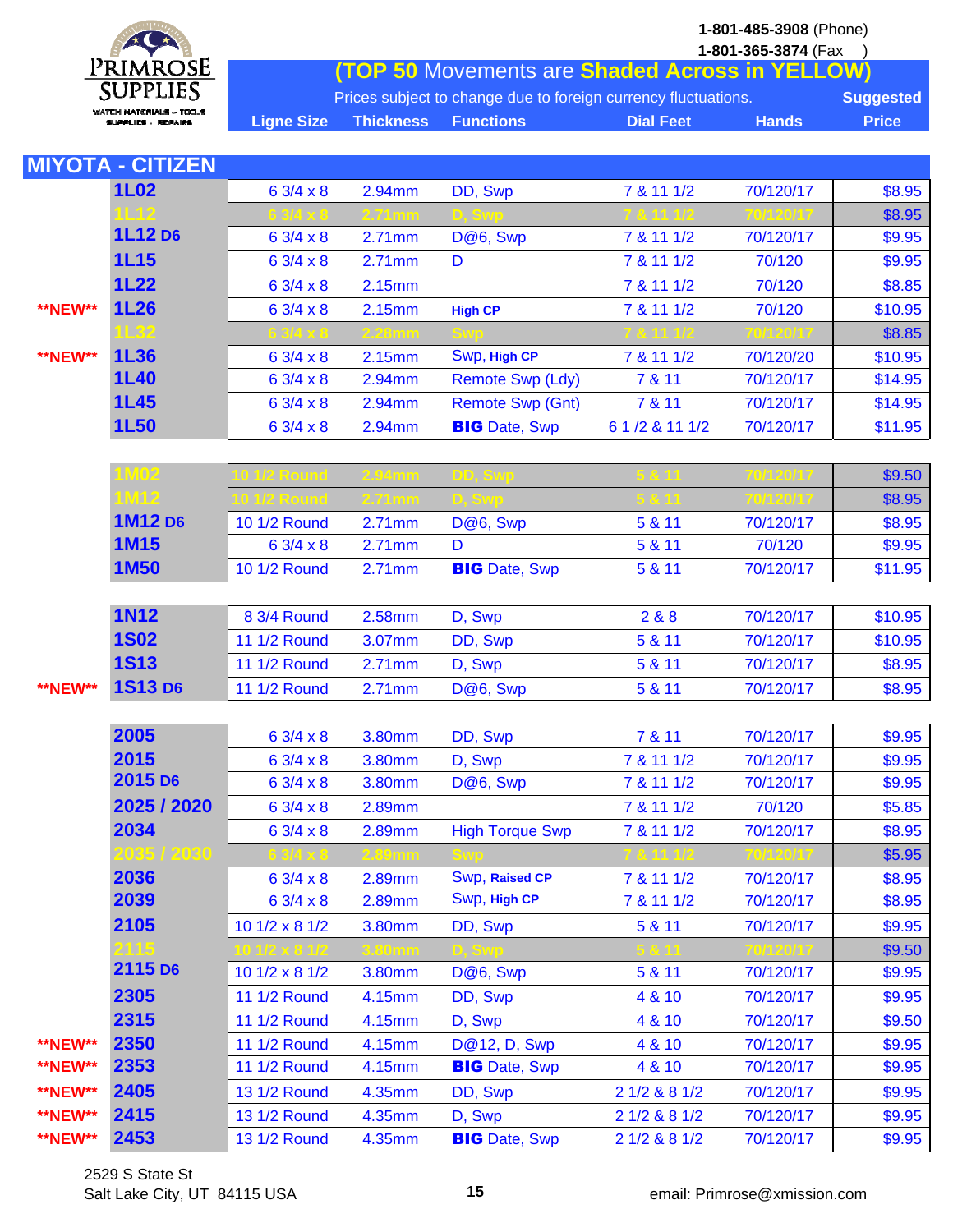**PRIMROSE SUPPLIES**
WATCH MATERIALS – TOOLS SUPPLIES – REPAIRS

1-801-485-3908 (Phone)
1-801-365-3874 (Fax )

**(TOP 50 Movements are Shaded Across in YELLOW)**

Prices subject to change due to foreign currency fluctuations.

## MIYOTA - CITIZEN

| | Movement | Ligne Size | Thickness | Functions | Dial Feet | Hands | Suggested Price |
|---|---|---|---|---|---|---|---|
| | **1L02** | 6 3/4 x 8 | 2.94mm | DD, Swp | 7 & 11 1/2 | 70/120/17 | $8.95 |
| | **1L12** | 6 3/4 x 8 | 2.71mm | D, Swp | 7 & 11 1/2 | 70/120/17 | $8.95 |
| | **1L12 D6** | 6 3/4 x 8 | 2.71mm | D@6, Swp | 7 & 11 1/2 | 70/120/17 | $9.95 |
| | **1L15** | 6 3/4 x 8 | 2.71mm | D | 7 & 11 1/2 | 70/120 | $9.95 |
| | **1L22** | 6 3/4 x 8 | 2.15mm | | 7 & 11 1/2 | 70/120 | $8.85 |
| **NEW** | **1L26** | 6 3/4 x 8 | 2.15mm | **High CP** | 7 & 11 1/2 | 70/120 | $10.95 |
| | **1L32** | 6 3/4 x 8 | 2.28mm | Swp | 7 & 11 1/2 | 70/120/17 | $8.85 |
| **NEW** | **1L36** | 6 3/4 x 8 | 2.15mm | Swp, **High CP** | 7 & 11 1/2 | 70/120/20 | $10.95 |
| | **1L40** | 6 3/4 x 8 | 2.94mm | Remote Swp (Ldy) | 7 & 11 | 70/120/17 | $14.95 |
| | **1L45** | 6 3/4 x 8 | 2.94mm | Remote Swp (Gnt) | 7 & 11 | 70/120/17 | $14.95 |
| | **1L50** | 6 3/4 x 8 | 2.94mm | **BIG** Date, Swp | 6 1/2 & 11 1/2 | 70/120/17 | $11.95 |
| | | | | | | | |
| | **1M02** | 10 1/2 Round | 2.94mm | DD, Swp | 5 & 11 | 70/120/17 | $9.50 |
| | **1M12** | 10 1/2 Round | 2.71mm | D, Swp | 5 & 11 | 70/120/17 | $8.95 |
| | **1M12 D6** | 10 1/2 Round | 2.71mm | D@6, Swp | 5 & 11 | 70/120/17 | $8.95 |
| | **1M15** | 6 3/4 x 8 | 2.71mm | D | 5 & 11 | 70/120 | $9.95 |
| | **1M50** | 10 1/2 Round | 2.71mm | **BIG** Date, Swp | 5 & 11 | 70/120/17 | $11.95 |
| | | | | | | | |
| | **1N12** | 8 3/4 Round | 2.58mm | D, Swp | 2 & 8 | 70/120/17 | $10.95 |
| | **1S02** | 11 1/2 Round | 3.07mm | DD, Swp | 5 & 11 | 70/120/17 | $10.95 |
| | **1S13** | 11 1/2 Round | 2.71mm | D, Swp | 5 & 11 | 70/120/17 | $8.95 |
| **NEW** | **1S13 D6** | 11 1/2 Round | 2.71mm | D@6, Swp | 5 & 11 | 70/120/17 | $8.95 |
| | | | | | | | |
| | **2005** | 6 3/4 x 8 | 3.80mm | DD, Swp | 7 & 11 | 70/120/17 | $9.95 |
| | **2015** | 6 3/4 x 8 | 3.80mm | D, Swp | 7 & 11 1/2 | 70/120/17 | $9.95 |
| | **2015 D6** | 6 3/4 x 8 | 3.80mm | D@6, Swp | 7 & 11 1/2 | 70/120/17 | $9.95 |
| | **2025 / 2020** | 6 3/4 x 8 | 2.89mm | | 7 & 11 1/2 | 70/120 | $5.85 |
| | **2034** | 6 3/4 x 8 | 2.89mm | High Torque Swp | 7 & 11 1/2 | 70/120/17 | $8.95 |
| | **2035 / 2030** | 6 3/4 x 8 | 2.89mm | Swp | 7 & 11 1/2 | 70/120/17 | $5.95 |
| | **2036** | 6 3/4 x 8 | 2.89mm | Swp, **Raised CP** | 7 & 11 1/2 | 70/120/17 | $8.95 |
| | **2039** | 6 3/4 x 8 | 2.89mm | Swp, **High CP** | 7 & 11 1/2 | 70/120/17 | $8.95 |
| | **2105** | 10 1/2 x 8 1/2 | 3.80mm | DD, Swp | 5 & 11 | 70/120/17 | $9.95 |
| | **2115** | 10 1/2 x 8 1/2 | 3.80mm | D, Swp | 5 & 11 | 70/120/17 | $9.50 |
| | **2115 D6** | 10 1/2 x 8 1/2 | 3.80mm | D@6, Swp | 5 & 11 | 70/120/17 | $9.95 |
| | **2305** | 11 1/2 Round | 4.15mm | DD, Swp | 4 & 10 | 70/120/17 | $9.95 |
| | **2315** | 11 1/2 Round | 4.15mm | D, Swp | 4 & 10 | 70/120/17 | $9.50 |
| **NEW** | **2350** | 11 1/2 Round | 4.15mm | D@12, D, Swp | 4 & 10 | 70/120/17 | $9.95 |
| **NEW** | **2353** | 11 1/2 Round | 4.15mm | **BIG** Date, Swp | 4 & 10 | 70/120/17 | $9.95 |
| **NEW** | **2405** | 13 1/2 Round | 4.35mm | DD, Swp | 2 1/2 & 8 1/2 | 70/120/17 | $9.95 |
| **NEW** | **2415** | 13 1/2 Round | 4.35mm | D, Swp | 2 1/2 & 8 1/2 | 70/120/17 | $9.95 |
| **NEW** | **2453** | 13 1/2 Round | 4.35mm | **BIG** Date, Swp | 2 1/2 & 8 1/2 | 70/120/17 | $9.95 |

2529 S State St
Salt Lake City, UT 84115 USA

email: Primrose@xmission.com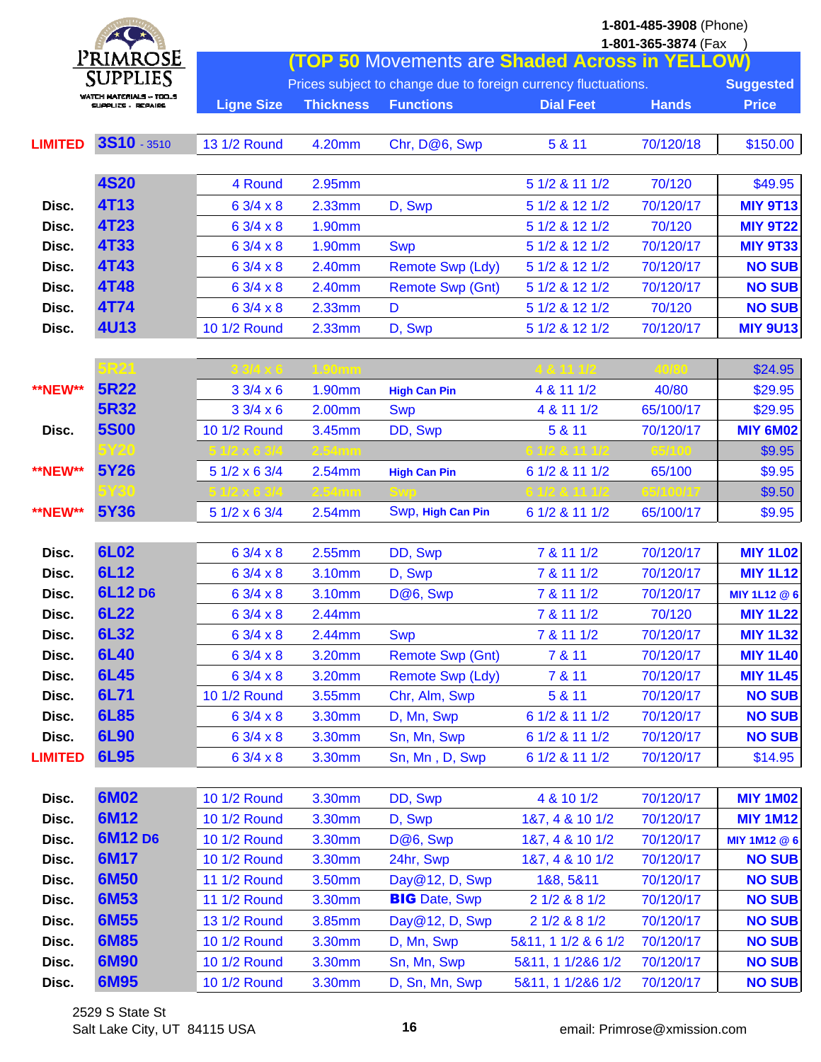**PRIMROSE SUPPLIES**
WATCH MATERIALS – TOOLS
SUPPLIES – REPAIRS

**1-801-485-3908** (Phone)
**1-801-365-3874** (Fax )

**(TOP 50 Movements are Shaded Across in YELLOW)**

Prices subject to change due to foreign currency fluctuations.

| Status | Movement | Ligne Size | Thickness | Functions | Dial Feet | Hands | Suggested Price |
|---|---|---|---|---|---|---|---|
| LIMITED | **3S10** - 3510 | 13 1/2 Round | 4.20mm | Chr, D@6, Swp | 5 & 11 | 70/120/18 | $150.00 |
| | | | | | | | |
| | **4S20** | 4 Round | 2.95mm | | 5 1/2 & 11 1/2 | 70/120 | $49.95 |
| Disc. | **4T13** | 6 3/4 x 8 | 2.33mm | D, Swp | 5 1/2 & 12 1/2 | 70/120/17 | **MIY 9T13** |
| Disc. | **4T23** | 6 3/4 x 8 | 1.90mm | | 5 1/2 & 12 1/2 | 70/120 | **MIY 9T22** |
| Disc. | **4T33** | 6 3/4 x 8 | 1.90mm | Swp | 5 1/2 & 12 1/2 | 70/120/17 | **MIY 9T33** |
| Disc. | **4T43** | 6 3/4 x 8 | 2.40mm | Remote Swp (Ldy) | 5 1/2 & 12 1/2 | 70/120/17 | **NO SUB** |
| Disc. | **4T48** | 6 3/4 x 8 | 2.40mm | Remote Swp (Gnt) | 5 1/2 & 12 1/2 | 70/120/17 | **NO SUB** |
| Disc. | **4T74** | 6 3/4 x 8 | 2.33mm | D | 5 1/2 & 12 1/2 | 70/120 | **NO SUB** |
| Disc. | **4U13** | 10 1/2 Round | 2.33mm | D, Swp | 5 1/2 & 12 1/2 | 70/120/17 | **MIY 9U13** |
| | | | | | | | |
| | **5R21** | 3 3/4 x 6 | 1.90mm | | 4 & 11 1/2 | 40/80 | $24.95 |
| **NEW** | **5R22** | 3 3/4 x 6 | 1.90mm | **High Can Pin** | 4 & 11 1/2 | 40/80 | $29.95 |
| | **5R32** | 3 3/4 x 6 | 2.00mm | Swp | 4 & 11 1/2 | 65/100/17 | $29.95 |
| Disc. | **5S00** | 10 1/2 Round | 3.45mm | DD, Swp | 5 & 11 | 70/120/17 | **MIY 6M02** |
| | **5Y20** | 5 1/2 x 6 3/4 | 2.54mm | | 6 1/2 & 11 1/2 | 65/100 | $9.95 |
| **NEW** | **5Y26** | 5 1/2 x 6 3/4 | 2.54mm | **High Can Pin** | 6 1/2 & 11 1/2 | 65/100 | $9.95 |
| | **5Y30** | 5 1/2 x 6 3/4 | 2.54mm | Swp | 6 1/2 & 11 1/2 | 65/100/17 | $9.50 |
| **NEW** | **5Y36** | 5 1/2 x 6 3/4 | 2.54mm | Swp, **High Can Pin** | 6 1/2 & 11 1/2 | 65/100/17 | $9.95 |
| | | | | | | | |
| Disc. | **6L02** | 6 3/4 x 8 | 2.55mm | DD, Swp | 7 & 11 1/2 | 70/120/17 | **MIY 1L02** |
| Disc. | **6L12** | 6 3/4 x 8 | 3.10mm | D, Swp | 7 & 11 1/2 | 70/120/17 | **MIY 1L12** |
| Disc. | **6L12 D6** | 6 3/4 x 8 | 3.10mm | D@6, Swp | 7 & 11 1/2 | 70/120/17 | **MIY 1L12 @ 6** |
| Disc. | **6L22** | 6 3/4 x 8 | 2.44mm | | 7 & 11 1/2 | 70/120 | **MIY 1L22** |
| Disc. | **6L32** | 6 3/4 x 8 | 2.44mm | Swp | 7 & 11 1/2 | 70/120/17 | **MIY 1L32** |
| Disc. | **6L40** | 6 3/4 x 8 | 3.20mm | Remote Swp (Gnt) | 7 & 11 | 70/120/17 | **MIY 1L40** |
| Disc. | **6L45** | 6 3/4 x 8 | 3.20mm | Remote Swp (Ldy) | 7 & 11 | 70/120/17 | **MIY 1L45** |
| Disc. | **6L71** | 10 1/2 Round | 3.55mm | Chr, Alm, Swp | 5 & 11 | 70/120/17 | **NO SUB** |
| Disc. | **6L85** | 6 3/4 x 8 | 3.30mm | D, Mn, Swp | 6 1/2 & 11 1/2 | 70/120/17 | **NO SUB** |
| Disc. | **6L90** | 6 3/4 x 8 | 3.30mm | Sn, Mn, Swp | 6 1/2 & 11 1/2 | 70/120/17 | **NO SUB** |
| LIMITED | **6L95** | 6 3/4 x 8 | 3.30mm | Sn, Mn , D, Swp | 6 1/2 & 11 1/2 | 70/120/17 | $14.95 |
| | | | | | | | |
| Disc. | **6M02** | 10 1/2 Round | 3.30mm | DD, Swp | 4 & 10 1/2 | 70/120/17 | **MIY 1M02** |
| Disc. | **6M12** | 10 1/2 Round | 3.30mm | D, Swp | 1&7, 4 & 10 1/2 | 70/120/17 | **MIY 1M12** |
| Disc. | **6M12 D6** | 10 1/2 Round | 3.30mm | D@6, Swp | 1&7, 4 & 10 1/2 | 70/120/17 | **MIY 1M12 @ 6** |
| Disc. | **6M17** | 10 1/2 Round | 3.30mm | 24hr, Swp | 1&7, 4 & 10 1/2 | 70/120/17 | **NO SUB** |
| Disc. | **6M50** | 11 1/2 Round | 3.50mm | Day@12, D, Swp | 1&8, 5&11 | 70/120/17 | **NO SUB** |
| Disc. | **6M53** | 11 1/2 Round | 3.30mm | **BIG** Date, Swp | 2 1/2 & 8 1/2 | 70/120/17 | **NO SUB** |
| Disc. | **6M55** | 13 1/2 Round | 3.85mm | Day@12, D, Swp | 2 1/2 & 8 1/2 | 70/120/17 | **NO SUB** |
| Disc. | **6M85** | 10 1/2 Round | 3.30mm | D, Mn, Swp | 5&11, 1 1/2 & 6 1/2 | 70/120/17 | **NO SUB** |
| Disc. | **6M90** | 10 1/2 Round | 3.30mm | Sn, Mn, Swp | 5&11, 1 1/2&6 1/2 | 70/120/17 | **NO SUB** |
| Disc. | **6M95** | 10 1/2 Round | 3.30mm | D, Sn, Mn, Swp | 5&11, 1 1/2&6 1/2 | 70/120/17 | **NO SUB** |

2529 S State St
Salt Lake City, UT 84115 USA

email: Primrose@xmission.com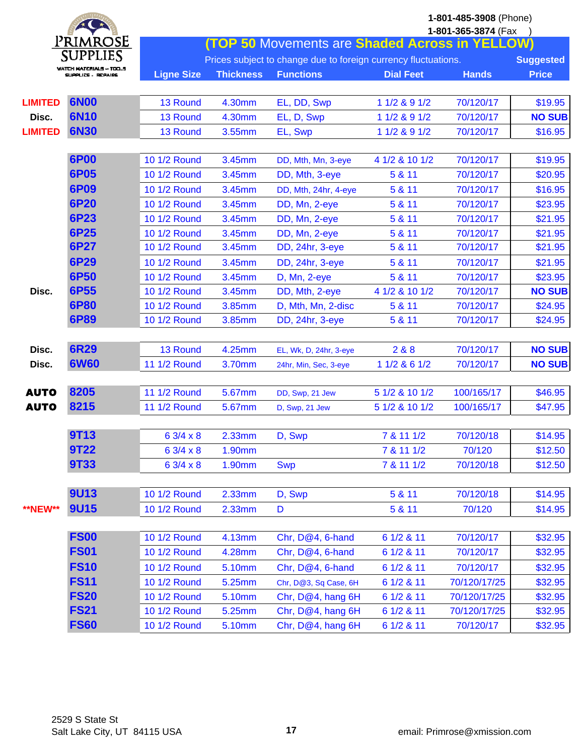**PRIMROSE SUPPLIES**
WATCH MATERIALS – TOOLS
SUPPLIES – REPAIRS

**1-801-485-3908** (Phone)
**1-801-365-3874** (Fax )

## (TOP 50 Movements are Shaded Across in YELLOW)

Prices subject to change due to foreign currency fluctuations.

| | Movement | Ligne Size | Thickness | Functions | Dial Feet | Hands | Suggested Price |
|---|---|---|---|---|---|---|---|
| LIMITED | **6N00** | 13 Round | 4.30mm | EL, DD, Swp | 1 1/2 & 9 1/2 | 70/120/17 | $19.95 |
| Disc. | **6N10** | 13 Round | 4.30mm | EL, D, Swp | 1 1/2 & 9 1/2 | 70/120/17 | **NO SUB** |
| LIMITED | **6N30** | 13 Round | 3.55mm | EL, Swp | 1 1/2 & 9 1/2 | 70/120/17 | $16.95 |
| | **6P00** | 10 1/2 Round | 3.45mm | DD, Mth, Mn, 3-eye | 4 1/2 & 10 1/2 | 70/120/17 | $19.95 |
| | **6P05** | 10 1/2 Round | 3.45mm | DD, Mth, 3-eye | 5 & 11 | 70/120/17 | $20.95 |
| | **6P09** | 10 1/2 Round | 3.45mm | DD, Mth, 24hr, 4-eye | 5 & 11 | 70/120/17 | $16.95 |
| | **6P20** | 10 1/2 Round | 3.45mm | DD, Mn, 2-eye | 5 & 11 | 70/120/17 | $23.95 |
| | **6P23** | 10 1/2 Round | 3.45mm | DD, Mn, 2-eye | 5 & 11 | 70/120/17 | $21.95 |
| | **6P25** | 10 1/2 Round | 3.45mm | DD, Mn, 2-eye | 5 & 11 | 70/120/17 | $21.95 |
| | **6P27** | 10 1/2 Round | 3.45mm | DD, 24hr, 3-eye | 5 & 11 | 70/120/17 | $21.95 |
| | **6P29** | 10 1/2 Round | 3.45mm | DD, 24hr, 3-eye | 5 & 11 | 70/120/17 | $21.95 |
| | **6P50** | 10 1/2 Round | 3.45mm | D, Mn, 2-eye | 5 & 11 | 70/120/17 | $23.95 |
| Disc. | **6P55** | 10 1/2 Round | 3.45mm | DD, Mth, 2-eye | 4 1/2 & 10 1/2 | 70/120/17 | **NO SUB** |
| | **6P80** | 10 1/2 Round | 3.85mm | D, Mth, Mn, 2-disc | 5 & 11 | 70/120/17 | $24.95 |
| | **6P89** | 10 1/2 Round | 3.85mm | DD, 24hr, 3-eye | 5 & 11 | 70/120/17 | $24.95 |
| Disc. | **6R29** | 13 Round | 4.25mm | EL, Wk, D, 24hr, 3-eye | 2 & 8 | 70/120/17 | **NO SUB** |
| Disc. | **6W60** | 11 1/2 Round | 3.70mm | 24hr, Min, Sec, 3-eye | 1 1/2 & 6 1/2 | 70/120/17 | **NO SUB** |
| **AUTO** | **8205** | 11 1/2 Round | 5.67mm | DD, Swp, 21 Jew | 5 1/2 & 10 1/2 | 100/165/17 | $46.95 |
| **AUTO** | **8215** | 11 1/2 Round | 5.67mm | D, Swp, 21 Jew | 5 1/2 & 10 1/2 | 100/165/17 | $47.95 |
| | **9T13** | 6 3/4 x 8 | 2.33mm | D, Swp | 7 & 11 1/2 | 70/120/18 | $14.95 |
| | **9T22** | 6 3/4 x 8 | 1.90mm | | 7 & 11 1/2 | 70/120 | $12.50 |
| | **9T33** | 6 3/4 x 8 | 1.90mm | Swp | 7 & 11 1/2 | 70/120/18 | $12.50 |
| | **9U13** | 10 1/2 Round | 2.33mm | D, Swp | 5 & 11 | 70/120/18 | $14.95 |
| **NEW** | **9U15** | 10 1/2 Round | 2.33mm | D | 5 & 11 | 70/120 | $14.95 |
| | **FS00** | 10 1/2 Round | 4.13mm | Chr, D@4, 6-hand | 6 1/2 & 11 | 70/120/17 | $32.95 |
| | **FS01** | 10 1/2 Round | 4.28mm | Chr, D@4, 6-hand | 6 1/2 & 11 | 70/120/17 | $32.95 |
| | **FS10** | 10 1/2 Round | 5.10mm | Chr, D@4, 6-hand | 6 1/2 & 11 | 70/120/17 | $32.95 |
| | **FS11** | 10 1/2 Round | 5.25mm | Chr, D@3, Sq Case, 6H | 6 1/2 & 11 | 70/120/17/25 | $32.95 |
| | **FS20** | 10 1/2 Round | 5.10mm | Chr, D@4, hang 6H | 6 1/2 & 11 | 70/120/17/25 | $32.95 |
| | **FS21** | 10 1/2 Round | 5.25mm | Chr, D@4, hang 6H | 6 1/2 & 11 | 70/120/17/25 | $32.95 |
| | **FS60** | 10 1/2 Round | 5.10mm | Chr, D@4, hang 6H | 6 1/2 & 11 | 70/120/17 | $32.95 |

2529 S State St
Salt Lake City, UT 84115 USA

email: Primrose@xmission.com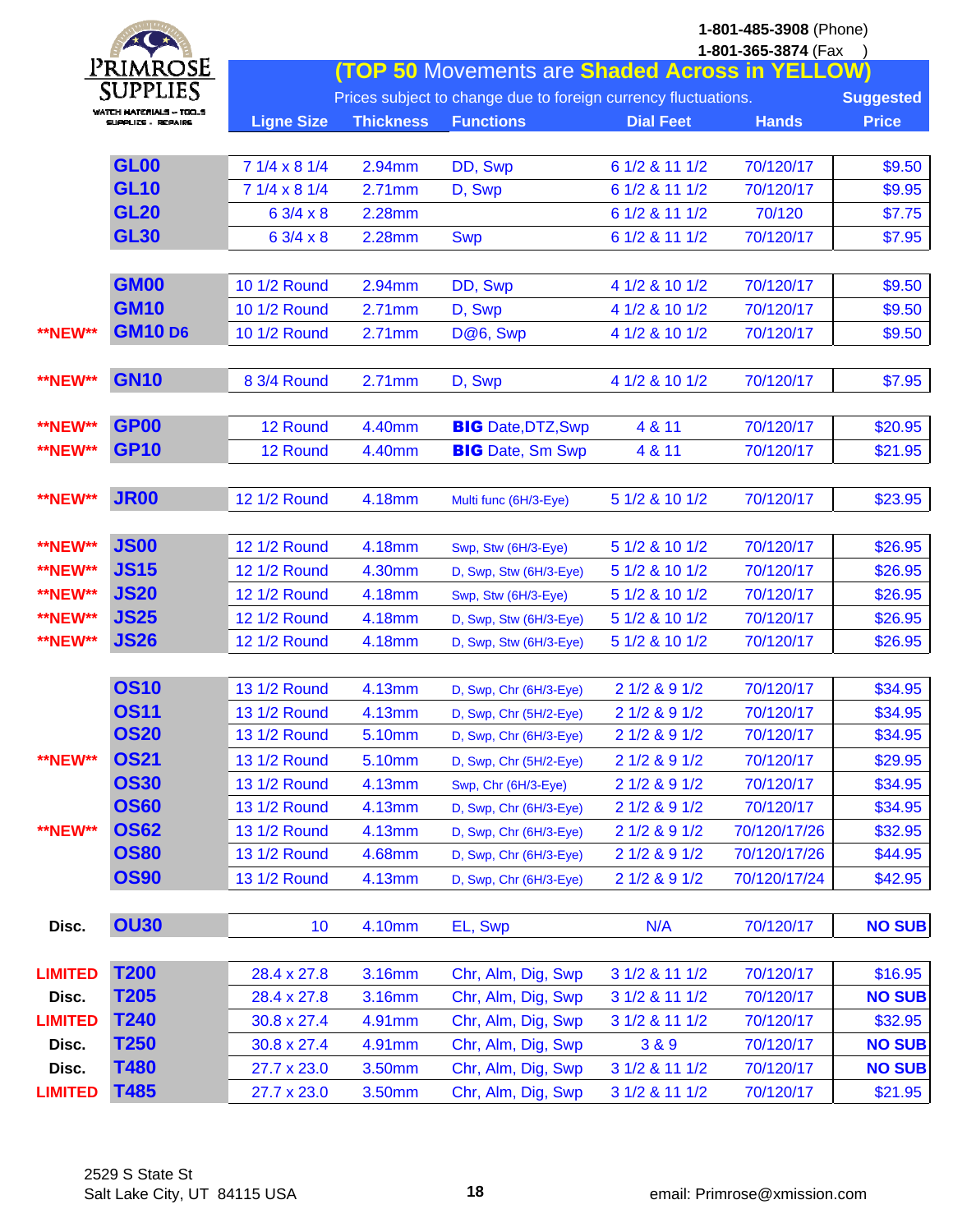**PRIMROSE SUPPLIES**
WATCH MATERIALS – TOOLS SUPPLIES – REPAIRS

**1-801-485-3908** (Phone)
**1-801-365-3874** (Fax )

**(TOP 50 Movements are Shaded Across in YELLOW)**

Prices subject to change due to foreign currency fluctuations.

| | | Ligne Size | Thickness | Functions | Dial Feet | Hands | Suggested Price |
|---|---|---|---|---|---|---|---|
| | **GL00** | 7 1/4 x 8 1/4 | 2.94mm | DD, Swp | 6 1/2 & 11 1/2 | 70/120/17 | $9.50 |
| | **GL10** | 7 1/4 x 8 1/4 | 2.71mm | D, Swp | 6 1/2 & 11 1/2 | 70/120/17 | $9.95 |
| | **GL20** | 6 3/4 x 8 | 2.28mm | | 6 1/2 & 11 1/2 | 70/120 | $7.75 |
| | **GL30** | 6 3/4 x 8 | 2.28mm | Swp | 6 1/2 & 11 1/2 | 70/120/17 | $7.95 |
| | **GM00** | 10 1/2 Round | 2.94mm | DD, Swp | 4 1/2 & 10 1/2 | 70/120/17 | $9.50 |
| | **GM10** | 10 1/2 Round | 2.71mm | D, Swp | 4 1/2 & 10 1/2 | 70/120/17 | $9.50 |
| **NEW** | **GM10 D6** | 10 1/2 Round | 2.71mm | D@6, Swp | 4 1/2 & 10 1/2 | 70/120/17 | $9.50 |
| **NEW** | **GN10** | 8 3/4 Round | 2.71mm | D, Swp | 4 1/2 & 10 1/2 | 70/120/17 | $7.95 |
| **NEW** | **GP00** | 12 Round | 4.40mm | **BIG** Date,DTZ,Swp | 4 & 11 | 70/120/17 | $20.95 |
| **NEW** | **GP10** | 12 Round | 4.40mm | **BIG** Date, Sm Swp | 4 & 11 | 70/120/17 | $21.95 |
| **NEW** | **JR00** | 12 1/2 Round | 4.18mm | Multi func (6H/3-Eye) | 5 1/2 & 10 1/2 | 70/120/17 | $23.95 |
| **NEW** | **JS00** | 12 1/2 Round | 4.18mm | Swp, Stw (6H/3-Eye) | 5 1/2 & 10 1/2 | 70/120/17 | $26.95 |
| **NEW** | **JS15** | 12 1/2 Round | 4.30mm | D, Swp, Stw (6H/3-Eye) | 5 1/2 & 10 1/2 | 70/120/17 | $26.95 |
| **NEW** | **JS20** | 12 1/2 Round | 4.18mm | Swp, Stw (6H/3-Eye) | 5 1/2 & 10 1/2 | 70/120/17 | $26.95 |
| **NEW** | **JS25** | 12 1/2 Round | 4.18mm | D, Swp, Stw (6H/3-Eye) | 5 1/2 & 10 1/2 | 70/120/17 | $26.95 |
| **NEW** | **JS26** | 12 1/2 Round | 4.18mm | D, Swp, Stw (6H/3-Eye) | 5 1/2 & 10 1/2 | 70/120/17 | $26.95 |
| | **OS10** | 13 1/2 Round | 4.13mm | D, Swp, Chr (6H/3-Eye) | 2 1/2 & 9 1/2 | 70/120/17 | $34.95 |
| | **OS11** | 13 1/2 Round | 4.13mm | D, Swp, Chr (5H/2-Eye) | 2 1/2 & 9 1/2 | 70/120/17 | $34.95 |
| | **OS20** | 13 1/2 Round | 5.10mm | D, Swp, Chr (6H/3-Eye) | 2 1/2 & 9 1/2 | 70/120/17 | $34.95 |
| **NEW** | **OS21** | 13 1/2 Round | 5.10mm | D, Swp, Chr (5H/2-Eye) | 2 1/2 & 9 1/2 | 70/120/17 | $29.95 |
| | **OS30** | 13 1/2 Round | 4.13mm | Swp, Chr (6H/3-Eye) | 2 1/2 & 9 1/2 | 70/120/17 | $34.95 |
| | **OS60** | 13 1/2 Round | 4.13mm | D, Swp, Chr (6H/3-Eye) | 2 1/2 & 9 1/2 | 70/120/17 | $34.95 |
| **NEW** | **OS62** | 13 1/2 Round | 4.13mm | D, Swp, Chr (6H/3-Eye) | 2 1/2 & 9 1/2 | 70/120/17/26 | $32.95 |
| | **OS80** | 13 1/2 Round | 4.68mm | D, Swp, Chr (6H/3-Eye) | 2 1/2 & 9 1/2 | 70/120/17/26 | $44.95 |
| | **OS90** | 13 1/2 Round | 4.13mm | D, Swp, Chr (6H/3-Eye) | 2 1/2 & 9 1/2 | 70/120/17/24 | $42.95 |
| Disc. | **OU30** | 10 | 4.10mm | EL, Swp | N/A | 70/120/17 | **NO SUB** |
| LIMITED | **T200** | 28.4 x 27.8 | 3.16mm | Chr, Alm, Dig, Swp | 3 1/2 & 11 1/2 | 70/120/17 | $16.95 |
| Disc. | **T205** | 28.4 x 27.8 | 3.16mm | Chr, Alm, Dig, Swp | 3 1/2 & 11 1/2 | 70/120/17 | **NO SUB** |
| LIMITED | **T240** | 30.8 x 27.4 | 4.91mm | Chr, Alm, Dig, Swp | 3 1/2 & 11 1/2 | 70/120/17 | $32.95 |
| Disc. | **T250** | 30.8 x 27.4 | 4.91mm | Chr, Alm, Dig, Swp | 3 & 9 | 70/120/17 | **NO SUB** |
| Disc. | **T480** | 27.7 x 23.0 | 3.50mm | Chr, Alm, Dig, Swp | 3 1/2 & 11 1/2 | 70/120/17 | **NO SUB** |
| LIMITED | **T485** | 27.7 x 23.0 | 3.50mm | Chr, Alm, Dig, Swp | 3 1/2 & 11 1/2 | 70/120/17 | $21.95 |

2529 S State St
Salt Lake City, UT 84115 USA

email: Primrose@xmission.com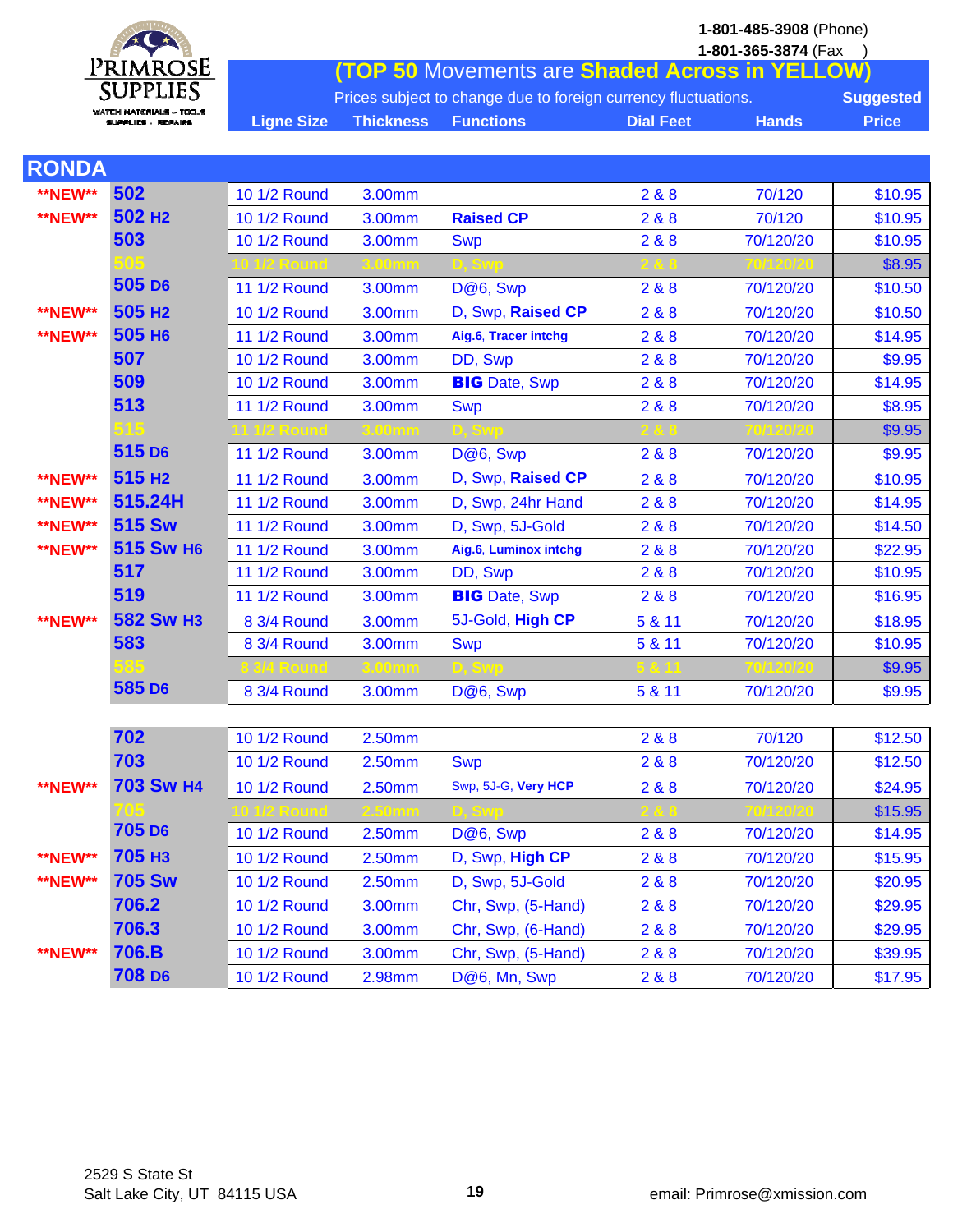**PRIMROSE SUPPLIES**
WATCH MATERIALS – TOOLS
SUPPLIES – REPAIRS

**1-801-485-3908** (Phone)
**1-801-365-3874** (Fax )

**(TOP 50 Movements are Shaded Across in YELLOW)**

Prices subject to change due to foreign currency fluctuations.

## RONDA

| | Movement | Ligne Size | Thickness | Functions | Dial Feet | Hands | Suggested Price |
|---|---|---|---|---|---|---|---|
| **\*\*NEW\*\*** | **502** | 10 1/2 Round | 3.00mm | | 2 & 8 | 70/120 | $10.95 |
| **\*\*NEW\*\*** | **502 H2** | 10 1/2 Round | 3.00mm | **Raised CP** | 2 & 8 | 70/120 | $10.95 |
| | **503** | 10 1/2 Round | 3.00mm | Swp | 2 & 8 | 70/120/20 | $10.95 |
| | **505** | 10 1/2 Round | 3.00mm | D, Swp | 2 & 8 | 70/120/20 | $8.95 |
| | **505 D6** | 11 1/2 Round | 3.00mm | D@6, Swp | 2 & 8 | 70/120/20 | $10.50 |
| **\*\*NEW\*\*** | **505 H2** | 10 1/2 Round | 3.00mm | D, Swp, **Raised CP** | 2 & 8 | 70/120/20 | $10.50 |
| **\*\*NEW\*\*** | **505 H6** | 11 1/2 Round | 3.00mm | **Aig.6**, **Tracer intchg** | 2 & 8 | 70/120/20 | $14.95 |
| | **507** | 10 1/2 Round | 3.00mm | DD, Swp | 2 & 8 | 70/120/20 | $9.95 |
| | **509** | 10 1/2 Round | 3.00mm | **BIG** Date, Swp | 2 & 8 | 70/120/20 | $14.95 |
| | **513** | 11 1/2 Round | 3.00mm | Swp | 2 & 8 | 70/120/20 | $8.95 |
| | **515** | 11 1/2 Round | 3.00mm | D, Swp | 2 & 8 | 70/120/20 | $9.95 |
| | **515 D6** | 11 1/2 Round | 3.00mm | D@6, Swp | 2 & 8 | 70/120/20 | $9.95 |
| **\*\*NEW\*\*** | **515 H2** | 11 1/2 Round | 3.00mm | D, Swp, **Raised CP** | 2 & 8 | 70/120/20 | $10.95 |
| **\*\*NEW\*\*** | **515.24H** | 11 1/2 Round | 3.00mm | D, Swp, 24hr Hand | 2 & 8 | 70/120/20 | $14.95 |
| **\*\*NEW\*\*** | **515 Sw** | 11 1/2 Round | 3.00mm | D, Swp, 5J-Gold | 2 & 8 | 70/120/20 | $14.50 |
| **\*\*NEW\*\*** | **515 Sw H6** | 11 1/2 Round | 3.00mm | **Aig.6**, **Luminox intchg** | 2 & 8 | 70/120/20 | $22.95 |
| | **517** | 11 1/2 Round | 3.00mm | DD, Swp | 2 & 8 | 70/120/20 | $10.95 |
| | **519** | 11 1/2 Round | 3.00mm | **BIG** Date, Swp | 2 & 8 | 70/120/20 | $16.95 |
| **\*\*NEW\*\*** | **582 Sw H3** | 8 3/4 Round | 3.00mm | 5J-Gold, **High CP** | 5 & 11 | 70/120/20 | $18.95 |
| | **583** | 8 3/4 Round | 3.00mm | Swp | 5 & 11 | 70/120/20 | $10.95 |
| | **585** | 8 3/4 Round | 3.00mm | D, Swp | 5 & 11 | 70/120/20 | $9.95 |
| | **585 D6** | 8 3/4 Round | 3.00mm | D@6, Swp | 5 & 11 | 70/120/20 | $9.95 |
| | | | | | | | |
| | **702** | 10 1/2 Round | 2.50mm | | 2 & 8 | 70/120 | $12.50 |
| | **703** | 10 1/2 Round | 2.50mm | Swp | 2 & 8 | 70/120/20 | $12.50 |
| **\*\*NEW\*\*** | **703 Sw H4** | 10 1/2 Round | 2.50mm | Swp, 5J-G, **Very HCP** | 2 & 8 | 70/120/20 | $24.95 |
| | **705** | 10 1/2 Round | 2.50mm | D, Swp | 2 & 8 | 70/120/20 | $15.95 |
| | **705 D6** | 10 1/2 Round | 2.50mm | D@6, Swp | 2 & 8 | 70/120/20 | $14.95 |
| **\*\*NEW\*\*** | **705 H3** | 10 1/2 Round | 2.50mm | D, Swp, **High CP** | 2 & 8 | 70/120/20 | $15.95 |
| **\*\*NEW\*\*** | **705 Sw** | 10 1/2 Round | 2.50mm | D, Swp, 5J-Gold | 2 & 8 | 70/120/20 | $20.95 |
| | **706.2** | 10 1/2 Round | 3.00mm | Chr, Swp, (5-Hand) | 2 & 8 | 70/120/20 | $29.95 |
| | **706.3** | 10 1/2 Round | 3.00mm | Chr, Swp, (6-Hand) | 2 & 8 | 70/120/20 | $29.95 |
| **\*\*NEW\*\*** | **706.B** | 10 1/2 Round | 3.00mm | Chr, Swp, (5-Hand) | 2 & 8 | 70/120/20 | $39.95 |
| | **708 D6** | 10 1/2 Round | 2.98mm | D@6, Mn, Swp | 2 & 8 | 70/120/20 | $17.95 |

2529 S State St
Salt Lake City, UT 84115 USA

email: Primrose@xmission.com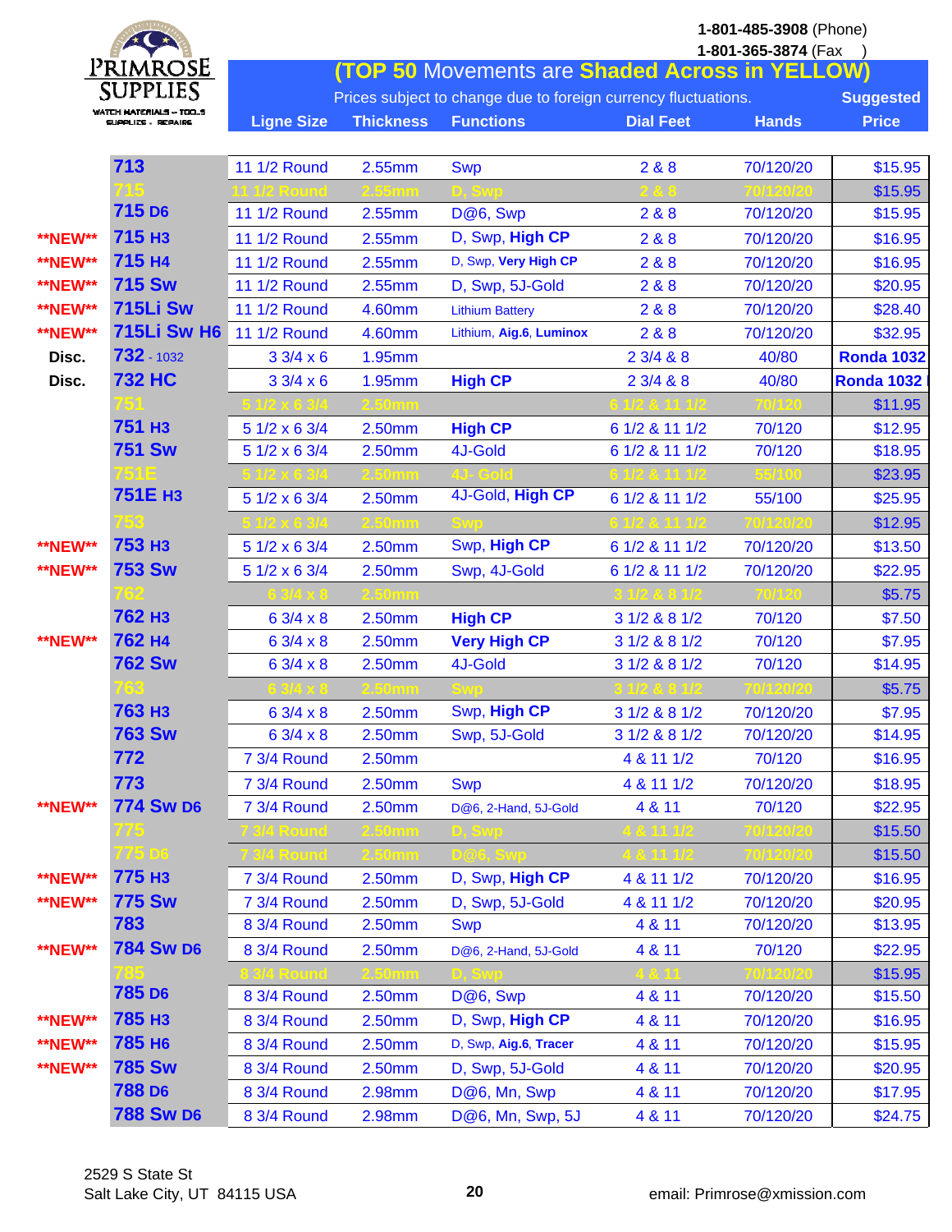**PRIMROSE SUPPLIES**
WATCH MATERIALS – TOOLS SUPPLIES – REPAIRS

1-801-485-3908 (Phone)
1-801-365-3874 (Fax)

**(TOP 50 Movements are Shaded Across in YELLOW)**

Prices subject to change due to foreign currency fluctuations.

| | Movement | Ligne Size | Thickness | Functions | Dial Feet | Hands | Suggested Price |
|---|---|---|---|---|---|---|---|
| | **713** | 11 1/2 Round | 2.55mm | Swp | 2 & 8 | 70/120/20 | $15.95 |
| | **715** | 11 1/2 Round | 2.55mm | D, Swp | 2 & 8 | 70/120/20 | $15.95 |
| | **715 D6** | 11 1/2 Round | 2.55mm | D@6, Swp | 2 & 8 | 70/120/20 | $15.95 |
| **NEW** | **715 H3** | 11 1/2 Round | 2.55mm | D, Swp, **High CP** | 2 & 8 | 70/120/20 | $16.95 |
| **NEW** | **715 H4** | 11 1/2 Round | 2.55mm | D, Swp, **Very High CP** | 2 & 8 | 70/120/20 | $16.95 |
| **NEW** | **715 Sw** | 11 1/2 Round | 2.55mm | D, Swp, 5J-Gold | 2 & 8 | 70/120/20 | $20.95 |
| **NEW** | **715Li Sw** | 11 1/2 Round | 4.60mm | Lithium Battery | 2 & 8 | 70/120/20 | $28.40 |
| **NEW** | **715Li Sw H6** | 11 1/2 Round | 4.60mm | Lithium, **Aig.6**, **Luminox** | 2 & 8 | 70/120/20 | $32.95 |
| Disc. | **732** - 1032 | 3 3/4 x 6 | 1.95mm | | 2 3/4 & 8 | 40/80 | **Ronda 1032** |
| Disc. | **732 HC** | 3 3/4 x 6 | 1.95mm | **High CP** | 2 3/4 & 8 | 40/80 | **Ronda 1032** |
| | **751** | 5 1/2 x 6 3/4 | 2.50mm | | 6 1/2 & 11 1/2 | 70/120 | $11.95 |
| | **751 H3** | 5 1/2 x 6 3/4 | 2.50mm | **High CP** | 6 1/2 & 11 1/2 | 70/120 | $12.95 |
| | **751 Sw** | 5 1/2 x 6 3/4 | 2.50mm | 4J-Gold | 6 1/2 & 11 1/2 | 70/120 | $18.95 |
| | **751E** | 5 1/2 x 6 3/4 | 2.50mm | 4J- Gold | 6 1/2 & 11 1/2 | 55/100 | $23.95 |
| | **751E H3** | 5 1/2 x 6 3/4 | 2.50mm | 4J-Gold, **High CP** | 6 1/2 & 11 1/2 | 55/100 | $25.95 |
| | **753** | 5 1/2 x 6 3/4 | 2.50mm | Swp | 6 1/2 & 11 1/2 | 70/120/20 | $12.95 |
| **NEW** | **753 H3** | 5 1/2 x 6 3/4 | 2.50mm | Swp, **High CP** | 6 1/2 & 11 1/2 | 70/120/20 | $13.50 |
| **NEW** | **753 Sw** | 5 1/2 x 6 3/4 | 2.50mm | Swp, 4J-Gold | 6 1/2 & 11 1/2 | 70/120/20 | $22.95 |
| | **762** | 6 3/4 x 8 | 2.50mm | | 3 1/2 & 8 1/2 | 70/120 | $5.75 |
| | **762 H3** | 6 3/4 x 8 | 2.50mm | **High CP** | 3 1/2 & 8 1/2 | 70/120 | $7.50 |
| **NEW** | **762 H4** | 6 3/4 x 8 | 2.50mm | **Very High CP** | 3 1/2 & 8 1/2 | 70/120 | $7.95 |
| | **762 Sw** | 6 3/4 x 8 | 2.50mm | 4J-Gold | 3 1/2 & 8 1/2 | 70/120 | $14.95 |
| | **763** | 6 3/4 x 8 | 2.50mm | Swp | 3 1/2 & 8 1/2 | 70/120/20 | $5.75 |
| | **763 H3** | 6 3/4 x 8 | 2.50mm | Swp, **High CP** | 3 1/2 & 8 1/2 | 70/120/20 | $7.95 |
| | **763 Sw** | 6 3/4 x 8 | 2.50mm | Swp, 5J-Gold | 3 1/2 & 8 1/2 | 70/120/20 | $14.95 |
| | **772** | 7 3/4 Round | 2.50mm | | 4 & 11 1/2 | 70/120 | $16.95 |
| | **773** | 7 3/4 Round | 2.50mm | Swp | 4 & 11 1/2 | 70/120/20 | $18.95 |
| **NEW** | **774 Sw D6** | 7 3/4 Round | 2.50mm | D@6, 2-Hand, 5J-Gold | 4 & 11 | 70/120 | $22.95 |
| | **775** | 7 3/4 Round | 2.50mm | D, Swp | 4 & 11 1/2 | 70/120/20 | $15.50 |
| | **775 D6** | 7 3/4 Round | 2.50mm | D@6, Swp | 4 & 11 1/2 | 70/120/20 | $15.50 |
| **NEW** | **775 H3** | 7 3/4 Round | 2.50mm | D, Swp, **High CP** | 4 & 11 1/2 | 70/120/20 | $16.95 |
| **NEW** | **775 Sw** | 7 3/4 Round | 2.50mm | D, Swp, 5J-Gold | 4 & 11 1/2 | 70/120/20 | $20.95 |
| | **783** | 8 3/4 Round | 2.50mm | Swp | 4 & 11 | 70/120/20 | $13.95 |
| **NEW** | **784 Sw D6** | 8 3/4 Round | 2.50mm | D@6, 2-Hand, 5J-Gold | 4 & 11 | 70/120 | $22.95 |
| | **785** | 8 3/4 Round | 2.50mm | D, Swp | 4 & 11 | 70/120/20 | $15.95 |
| | **785 D6** | 8 3/4 Round | 2.50mm | D@6, Swp | 4 & 11 | 70/120/20 | $15.50 |
| **NEW** | **785 H3** | 8 3/4 Round | 2.50mm | D, Swp, **High CP** | 4 & 11 | 70/120/20 | $16.95 |
| **NEW** | **785 H6** | 8 3/4 Round | 2.50mm | D, Swp, **Aig.6**, **Tracer** | 4 & 11 | 70/120/20 | $15.95 |
| **NEW** | **785 Sw** | 8 3/4 Round | 2.50mm | D, Swp, 5J-Gold | 4 & 11 | 70/120/20 | $20.95 |
| | **788 D6** | 8 3/4 Round | 2.98mm | D@6, Mn, Swp | 4 & 11 | 70/120/20 | $17.95 |
| | **788 Sw D6** | 8 3/4 Round | 2.98mm | D@6, Mn, Swp, 5J | 4 & 11 | 70/120/20 | $24.75 |

2529 S State St
Salt Lake City, UT 84115 USA

email: Primrose@xmission.com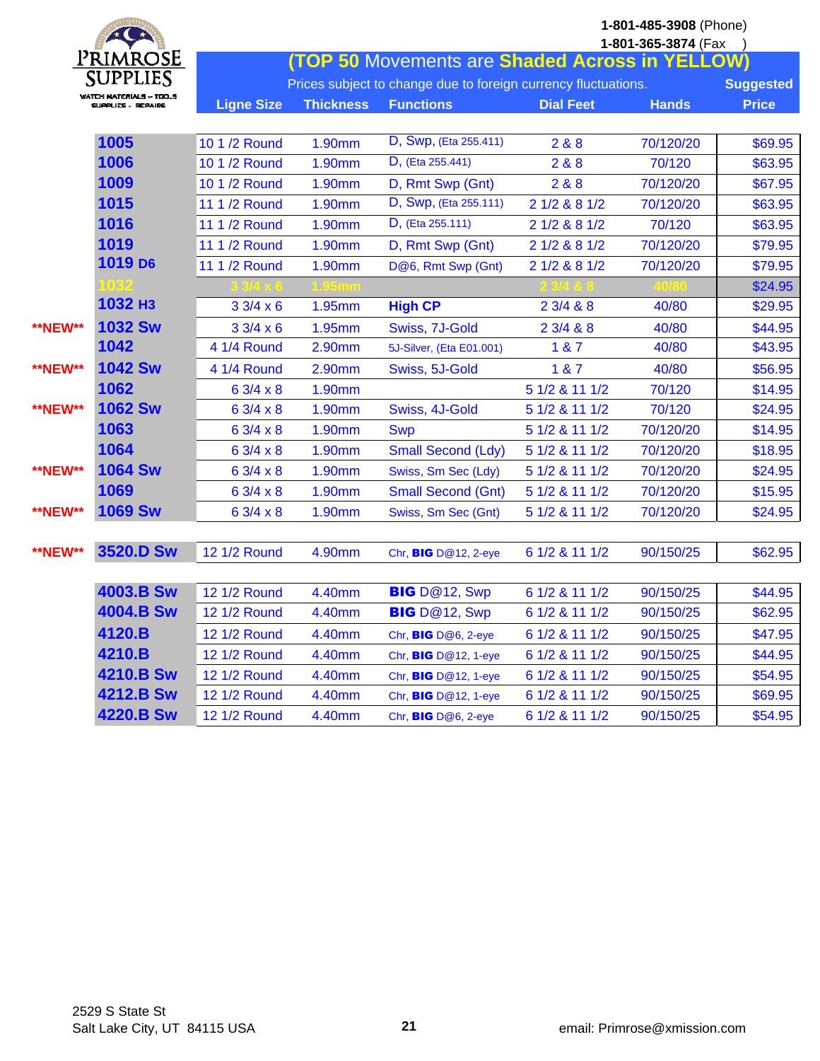**PRIMROSE SUPPLIES**
WATCH MATERIALS – TOOLS
SUPPLIES – REPAIRS

1-801-485-3908 (Phone)
1-801-365-3874 (Fax)

## (TOP 50 Movements are Shaded Across in YELLOW)

Prices subject to change due to foreign currency fluctuations.

| | | Ligne Size | Thickness | Functions | Dial Feet | Hands | Suggested Price |
|---|---|---|---|---|---|---|---|
| | 1005 | 10 1 /2 Round | 1.90mm | D, Swp, (Eta 255.411) | 2 & 8 | 70/120/20 | $69.95 |
| | 1006 | 10 1 /2 Round | 1.90mm | D, (Eta 255.441) | 2 & 8 | 70/120 | $63.95 |
| | 1009 | 10 1 /2 Round | 1.90mm | D, Rmt Swp (Gnt) | 2 & 8 | 70/120/20 | $67.95 |
| | 1015 | 11 1 /2 Round | 1.90mm | D, Swp, (Eta 255.111) | 2 1/2 & 8 1/2 | 70/120/20 | $63.95 |
| | 1016 | 11 1 /2 Round | 1.90mm | D, (Eta 255.111) | 2 1/2 & 8 1/2 | 70/120 | $63.95 |
| | 1019 | 11 1 /2 Round | 1.90mm | D, Rmt Swp (Gnt) | 2 1/2 & 8 1/2 | 70/120/20 | $79.95 |
| | 1019 D6 | 11 1 /2 Round | 1.90mm | D@6, Rmt Swp (Gnt) | 2 1/2 & 8 1/2 | 70/120/20 | $79.95 |
| | 1032 | 3 3/4 x 6 | 1.95mm | | 2 3/4 & 8 | 40/80 | $24.95 |
| | 1032 H3 | 3 3/4 x 6 | 1.95mm | High CP | 2 3/4 & 8 | 40/80 | $29.95 |
| **NEW** | 1032 Sw | 3 3/4 x 6 | 1.95mm | Swiss, 7J-Gold | 2 3/4 & 8 | 40/80 | $44.95 |
| | 1042 | 4 1/4 Round | 2.90mm | 5J-Silver, (Eta E01.001) | 1 & 7 | 40/80 | $43.95 |
| **NEW** | 1042 Sw | 4 1/4 Round | 2.90mm | Swiss, 5J-Gold | 1 & 7 | 40/80 | $56.95 |
| | 1062 | 6 3/4 x 8 | 1.90mm | | 5 1/2 & 11 1/2 | 70/120 | $14.95 |
| **NEW** | 1062 Sw | 6 3/4 x 8 | 1.90mm | Swiss, 4J-Gold | 5 1/2 & 11 1/2 | 70/120 | $24.95 |
| | 1063 | 6 3/4 x 8 | 1.90mm | Swp | 5 1/2 & 11 1/2 | 70/120/20 | $14.95 |
| | 1064 | 6 3/4 x 8 | 1.90mm | Small Second (Ldy) | 5 1/2 & 11 1/2 | 70/120/20 | $18.95 |
| **NEW** | 1064 Sw | 6 3/4 x 8 | 1.90mm | Swiss, Sm Sec (Ldy) | 5 1/2 & 11 1/2 | 70/120/20 | $24.95 |
| | 1069 | 6 3/4 x 8 | 1.90mm | Small Second (Gnt) | 5 1/2 & 11 1/2 | 70/120/20 | $15.95 |
| **NEW** | 1069 Sw | 6 3/4 x 8 | 1.90mm | Swiss, Sm Sec (Gnt) | 5 1/2 & 11 1/2 | 70/120/20 | $24.95 |
| **NEW** | 3520.D Sw | 12 1/2 Round | 4.90mm | Chr, **BIG** D@12, 2-eye | 6 1/2 & 11 1/2 | 90/150/25 | $62.95 |
| | 4003.B Sw | 12 1/2 Round | 4.40mm | **BIG** D@12, Swp | 6 1/2 & 11 1/2 | 90/150/25 | $44.95 |
| | 4004.B Sw | 12 1/2 Round | 4.40mm | **BIG** D@12, Swp | 6 1/2 & 11 1/2 | 90/150/25 | $62.95 |
| | 4120.B | 12 1/2 Round | 4.40mm | Chr, **BIG** D@6, 2-eye | 6 1/2 & 11 1/2 | 90/150/25 | $47.95 |
| | 4210.B | 12 1/2 Round | 4.40mm | Chr, **BIG** D@12, 1-eye | 6 1/2 & 11 1/2 | 90/150/25 | $44.95 |
| | 4210.B Sw | 12 1/2 Round | 4.40mm | Chr, **BIG** D@12, 1-eye | 6 1/2 & 11 1/2 | 90/150/25 | $54.95 |
| | 4212.B Sw | 12 1/2 Round | 4.40mm | Chr, **BIG** D@12, 1-eye | 6 1/2 & 11 1/2 | 90/150/25 | $69.95 |
| | 4220.B Sw | 12 1/2 Round | 4.40mm | Chr, **BIG** D@6, 2-eye | 6 1/2 & 11 1/2 | 90/150/25 | $54.95 |

2529 S State St
Salt Lake City, UT 84115 USA

email: Primrose@xmission.com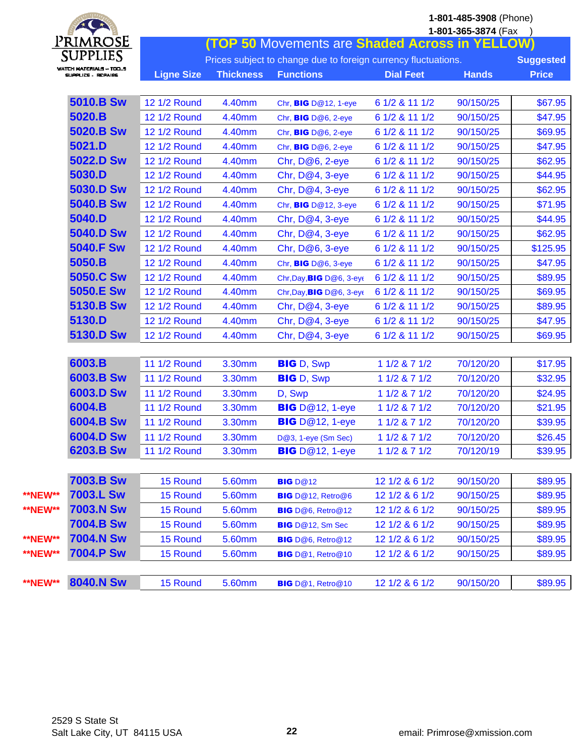**PRIMROSE SUPPLIES**
WATCH MATERIALS – TOOLS
SUPPLIES – REPAIRS

**1-801-485-3908** (Phone)
**1-801-365-3874** (Fax )

## (TOP 50 Movements are Shaded Across in YELLOW)

Prices subject to change due to foreign currency fluctuations.

| | Movement | Ligne Size | Thickness | Functions | Dial Feet | Hands | Suggested Price |
|---|---|---|---|---|---|---|---|
| | **5010.B Sw** | 12 1/2 Round | 4.40mm | Chr, **BIG** D@12, 1-eye | 6 1/2 & 11 1/2 | 90/150/25 | $67.95 |
| | **5020.B** | 12 1/2 Round | 4.40mm | Chr, **BIG** D@6, 2-eye | 6 1/2 & 11 1/2 | 90/150/25 | $47.95 |
| | **5020.B Sw** | 12 1/2 Round | 4.40mm | Chr, **BIG** D@6, 2-eye | 6 1/2 & 11 1/2 | 90/150/25 | $69.95 |
| | **5021.D** | 12 1/2 Round | 4.40mm | Chr, **BIG** D@6, 2-eye | 6 1/2 & 11 1/2 | 90/150/25 | $47.95 |
| | **5022.D Sw** | 12 1/2 Round | 4.40mm | Chr, D@6, 2-eye | 6 1/2 & 11 1/2 | 90/150/25 | $62.95 |
| | **5030.D** | 12 1/2 Round | 4.40mm | Chr, D@4, 3-eye | 6 1/2 & 11 1/2 | 90/150/25 | $44.95 |
| | **5030.D Sw** | 12 1/2 Round | 4.40mm | Chr, D@4, 3-eye | 6 1/2 & 11 1/2 | 90/150/25 | $62.95 |
| | **5040.B Sw** | 12 1/2 Round | 4.40mm | Chr, **BIG** D@12, 3-eye | 6 1/2 & 11 1/2 | 90/150/25 | $71.95 |
| | **5040.D** | 12 1/2 Round | 4.40mm | Chr, D@4, 3-eye | 6 1/2 & 11 1/2 | 90/150/25 | $44.95 |
| | **5040.D Sw** | 12 1/2 Round | 4.40mm | Chr, D@4, 3-eye | 6 1/2 & 11 1/2 | 90/150/25 | $62.95 |
| | **5040.F Sw** | 12 1/2 Round | 4.40mm | Chr, D@6, 3-eye | 6 1/2 & 11 1/2 | 90/150/25 | $125.95 |
| | **5050.B** | 12 1/2 Round | 4.40mm | Chr, **BIG** D@6, 3-eye | 6 1/2 & 11 1/2 | 90/150/25 | $47.95 |
| | **5050.C Sw** | 12 1/2 Round | 4.40mm | Chr,Day,**BIG** D@6, 3-eye | 6 1/2 & 11 1/2 | 90/150/25 | $89.95 |
| | **5050.E Sw** | 12 1/2 Round | 4.40mm | Chr,Day,**BIG** D@6, 3-eye | 6 1/2 & 11 1/2 | 90/150/25 | $69.95 |
| | **5130.B Sw** | 12 1/2 Round | 4.40mm | Chr, D@4, 3-eye | 6 1/2 & 11 1/2 | 90/150/25 | $89.95 |
| | **5130.D** | 12 1/2 Round | 4.40mm | Chr, D@4, 3-eye | 6 1/2 & 11 1/2 | 90/150/25 | $47.95 |
| | **5130.D Sw** | 12 1/2 Round | 4.40mm | Chr, D@4, 3-eye | 6 1/2 & 11 1/2 | 90/150/25 | $69.95 |
| | **6003.B** | 11 1/2 Round | 3.30mm | **BIG** D, Swp | 1 1/2 & 7 1/2 | 70/120/20 | $17.95 |
| | **6003.B Sw** | 11 1/2 Round | 3.30mm | **BIG** D, Swp | 1 1/2 & 7 1/2 | 70/120/20 | $32.95 |
| | **6003.D Sw** | 11 1/2 Round | 3.30mm | D, Swp | 1 1/2 & 7 1/2 | 70/120/20 | $24.95 |
| | **6004.B** | 11 1/2 Round | 3.30mm | **BIG** D@12, 1-eye | 1 1/2 & 7 1/2 | 70/120/20 | $21.95 |
| | **6004.B Sw** | 11 1/2 Round | 3.30mm | **BIG** D@12, 1-eye | 1 1/2 & 7 1/2 | 70/120/20 | $39.95 |
| | **6004.D Sw** | 11 1/2 Round | 3.30mm | D@3, 1-eye (Sm Sec) | 1 1/2 & 7 1/2 | 70/120/20 | $26.45 |
| | **6203.B Sw** | 11 1/2 Round | 3.30mm | **BIG** D@12, 1-eye | 1 1/2 & 7 1/2 | 70/120/19 | $39.95 |
| | **7003.B Sw** | 15 Round | 5.60mm | **BIG** D@12 | 12 1/2 & 6 1/2 | 90/150/20 | $89.95 |
| **NEW** | **7003.L Sw** | 15 Round | 5.60mm | **BIG** D@12, Retro@6 | 12 1/2 & 6 1/2 | 90/150/25 | $89.95 |
| **NEW** | **7003.N Sw** | 15 Round | 5.60mm | **BIG** D@6, Retro@12 | 12 1/2 & 6 1/2 | 90/150/25 | $89.95 |
| | **7004.B Sw** | 15 Round | 5.60mm | **BIG** D@12, Sm Sec | 12 1/2 & 6 1/2 | 90/150/25 | $89.95 |
| **NEW** | **7004.N Sw** | 15 Round | 5.60mm | **BIG** D@6, Retro@12 | 12 1/2 & 6 1/2 | 90/150/25 | $89.95 |
| **NEW** | **7004.P Sw** | 15 Round | 5.60mm | **BIG** D@1, Retro@10 | 12 1/2 & 6 1/2 | 90/150/25 | $89.95 |
| **NEW** | **8040.N Sw** | 15 Round | 5.60mm | **BIG** D@1, Retro@10 | 12 1/2 & 6 1/2 | 90/150/20 | $89.95 |

2529 S State St
Salt Lake City, UT 84115 USA

email: Primrose@xmission.com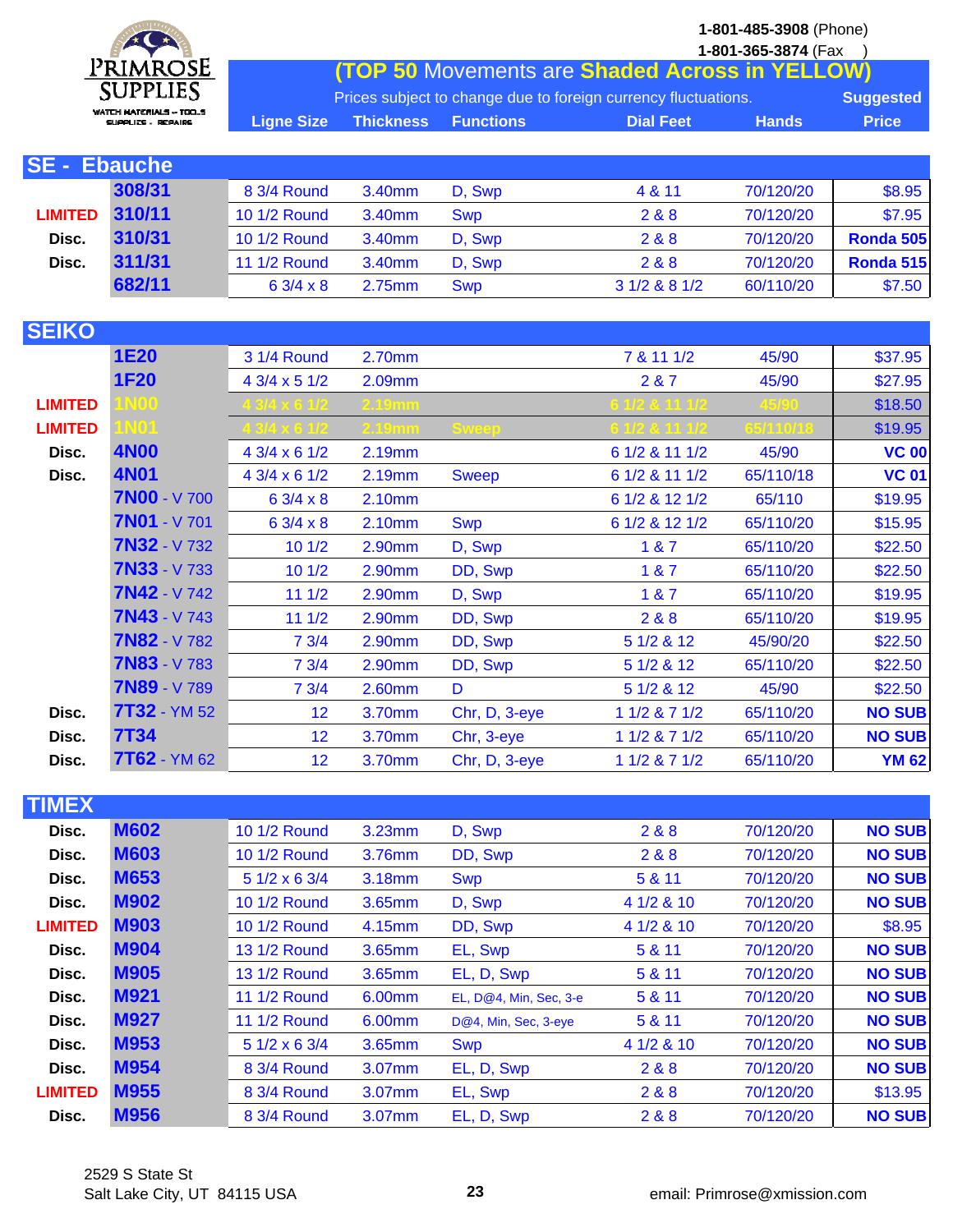# PRIMROSE SUPPLIES

WATCH MATERIALS – TOOLS SUPPLIES – REPAIRS

1-801-485-3908 (Phone)
1-801-365-3874 (Fax)

**(TOP 50 Movements are Shaded Across in YELLOW)**

Prices subject to change due to foreign currency fluctuations.

| Status | Movement | Ligne Size | Thickness | Functions | Dial Feet | Hands | Suggested Price |
|---|---|---|---|---|---|---|---|
| **SE - Ebauche** | | | | | | | |
| | **308/31** | 8 3/4 Round | 3.40mm | D, Swp | 4 & 11 | 70/120/20 | $8.95 |
| LIMITED | **310/11** | 10 1/2 Round | 3.40mm | Swp | 2 & 8 | 70/120/20 | $7.95 |
| Disc. | **310/31** | 10 1/2 Round | 3.40mm | D, Swp | 2 & 8 | 70/120/20 | **Ronda 505** |
| Disc. | **311/31** | 11 1/2 Round | 3.40mm | D, Swp | 2 & 8 | 70/120/20 | **Ronda 515** |
| | **682/11** | 6 3/4 x 8 | 2.75mm | Swp | 3 1/2 & 8 1/2 | 60/110/20 | $7.50 |
| **SEIKO** | | | | | | | |
| | **1E20** | 3 1/4 Round | 2.70mm | | 7 & 11 1/2 | 45/90 | $37.95 |
| | **1F20** | 4 3/4 x 5 1/2 | 2.09mm | | 2 & 7 | 45/90 | $27.95 |
| LIMITED | **1N00** | 4 3/4 x 6 1/2 | 2.19mm | | 6 1/2 & 11 1/2 | 45/90 | $18.50 |
| LIMITED | **1N01** | 4 3/4 x 6 1/2 | 2.19mm | Sweep | 6 1/2 & 11 1/2 | 65/110/18 | $19.95 |
| Disc. | **4N00** | 4 3/4 x 6 1/2 | 2.19mm | | 6 1/2 & 11 1/2 | 45/90 | **VC 00** |
| Disc. | **4N01** | 4 3/4 x 6 1/2 | 2.19mm | Sweep | 6 1/2 & 11 1/2 | 65/110/18 | **VC 01** |
| | **7N00** - V 700 | 6 3/4 x 8 | 2.10mm | | 6 1/2 & 12 1/2 | 65/110 | $19.95 |
| | **7N01** - V 701 | 6 3/4 x 8 | 2.10mm | Swp | 6 1/2 & 12 1/2 | 65/110/20 | $15.95 |
| | **7N32** - V 732 | 10 1/2 | 2.90mm | D, Swp | 1 & 7 | 65/110/20 | $22.50 |
| | **7N33** - V 733 | 10 1/2 | 2.90mm | DD, Swp | 1 & 7 | 65/110/20 | $22.50 |
| | **7N42** - V 742 | 11 1/2 | 2.90mm | D, Swp | 1 & 7 | 65/110/20 | $19.95 |
| | **7N43** - V 743 | 11 1/2 | 2.90mm | DD, Swp | 2 & 8 | 65/110/20 | $19.95 |
| | **7N82** - V 782 | 7 3/4 | 2.90mm | DD, Swp | 5 1/2 & 12 | 45/90/20 | $22.50 |
| | **7N83** - V 783 | 7 3/4 | 2.90mm | DD, Swp | 5 1/2 & 12 | 65/110/20 | $22.50 |
| | **7N89** - V 789 | 7 3/4 | 2.60mm | D | 5 1/2 & 12 | 45/90 | $22.50 |
| Disc. | **7T32** - YM 52 | 12 | 3.70mm | Chr, D, 3-eye | 1 1/2 & 7 1/2 | 65/110/20 | **NO SUB** |
| Disc. | **7T34** | 12 | 3.70mm | Chr, 3-eye | 1 1/2 & 7 1/2 | 65/110/20 | **NO SUB** |
| Disc. | **7T62** - YM 62 | 12 | 3.70mm | Chr, D, 3-eye | 1 1/2 & 7 1/2 | 65/110/20 | **YM 62** |
| **TIMEX** | | | | | | | |
| Disc. | **M602** | 10 1/2 Round | 3.23mm | D, Swp | 2 & 8 | 70/120/20 | **NO SUB** |
| Disc. | **M603** | 10 1/2 Round | 3.76mm | DD, Swp | 2 & 8 | 70/120/20 | **NO SUB** |
| Disc. | **M653** | 5 1/2 x 6 3/4 | 3.18mm | Swp | 5 & 11 | 70/120/20 | **NO SUB** |
| Disc. | **M902** | 10 1/2 Round | 3.65mm | D, Swp | 4 1/2 & 10 | 70/120/20 | **NO SUB** |
| LIMITED | **M903** | 10 1/2 Round | 4.15mm | DD, Swp | 4 1/2 & 10 | 70/120/20 | $8.95 |
| Disc. | **M904** | 13 1/2 Round | 3.65mm | EL, Swp | 5 & 11 | 70/120/20 | **NO SUB** |
| Disc. | **M905** | 13 1/2 Round | 3.65mm | EL, D, Swp | 5 & 11 | 70/120/20 | **NO SUB** |
| Disc. | **M921** | 11 1/2 Round | 6.00mm | EL, D@4, Min, Sec, 3-e | 5 & 11 | 70/120/20 | **NO SUB** |
| Disc. | **M927** | 11 1/2 Round | 6.00mm | D@4, Min, Sec, 3-eye | 5 & 11 | 70/120/20 | **NO SUB** |
| Disc. | **M953** | 5 1/2 x 6 3/4 | 3.65mm | Swp | 4 1/2 & 10 | 70/120/20 | **NO SUB** |
| Disc. | **M954** | 8 3/4 Round | 3.07mm | EL, D, Swp | 2 & 8 | 70/120/20 | **NO SUB** |
| LIMITED | **M955** | 8 3/4 Round | 3.07mm | EL, Swp | 2 & 8 | 70/120/20 | $13.95 |
| Disc. | **M956** | 8 3/4 Round | 3.07mm | EL, D, Swp | 2 & 8 | 70/120/20 | **NO SUB** |

2529 S State St
Salt Lake City, UT 84115 USA

email: Primrose@xmission.com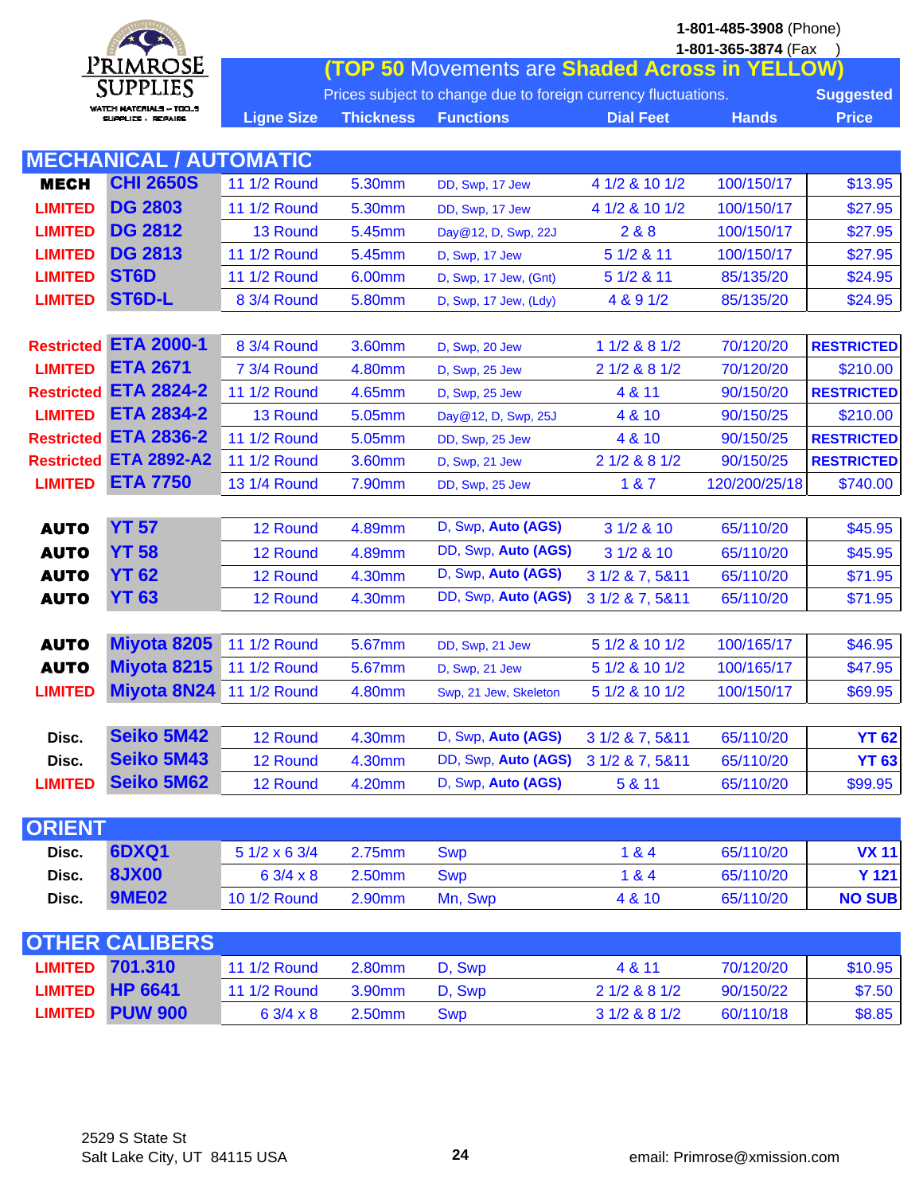**PRIMROSE SUPPLIES**
WATCH MATERIALS – TOOLS SUPPLIES – REPAIRS

1-801-485-3908 (Phone)
1-801-365-3874 (Fax )

**(TOP 50 Movements are Shaded Across in YELLOW)**

Prices subject to change due to foreign currency fluctuations.

| | | Ligne Size | Thickness | Functions | Dial Feet | Hands | Suggested Price |
|---|---|---|---|---|---|---|---|
| **MECHANICAL / AUTOMATIC** | | | | | | | |
| MECH | CHI 2650S | 11 1/2 Round | 5.30mm | DD, Swp, 17 Jew | 4 1/2 & 10 1/2 | 100/150/17 | $13.95 |
| LIMITED | DG 2803 | 11 1/2 Round | 5.30mm | DD, Swp, 17 Jew | 4 1/2 & 10 1/2 | 100/150/17 | $27.95 |
| LIMITED | DG 2812 | 13 Round | 5.45mm | Day@12, D, Swp, 22J | 2 & 8 | 100/150/17 | $27.95 |
| LIMITED | DG 2813 | 11 1/2 Round | 5.45mm | D, Swp, 17 Jew | 5 1/2 & 11 | 100/150/17 | $27.95 |
| LIMITED | ST6D | 11 1/2 Round | 6.00mm | D, Swp, 17 Jew, (Gnt) | 5 1/2 & 11 | 85/135/20 | $24.95 |
| LIMITED | ST6D-L | 8 3/4 Round | 5.80mm | D, Swp, 17 Jew, (Ldy) | 4 & 9 1/2 | 85/135/20 | $24.95 |
| | | | | | | | |
| Restricted | ETA 2000-1 | 8 3/4 Round | 3.60mm | D, Swp, 20 Jew | 1 1/2 & 8 1/2 | 70/120/20 | RESTRICTED |
| LIMITED | ETA 2671 | 7 3/4 Round | 4.80mm | D, Swp, 25 Jew | 2 1/2 & 8 1/2 | 70/120/20 | $210.00 |
| Restricted | ETA 2824-2 | 11 1/2 Round | 4.65mm | D, Swp, 25 Jew | 4 & 11 | 90/150/20 | RESTRICTED |
| LIMITED | ETA 2834-2 | 13 Round | 5.05mm | Day@12, D, Swp, 25J | 4 & 10 | 90/150/25 | $210.00 |
| Restricted | ETA 2836-2 | 11 1/2 Round | 5.05mm | DD, Swp, 25 Jew | 4 & 10 | 90/150/25 | RESTRICTED |
| Restricted | ETA 2892-A2 | 11 1/2 Round | 3.60mm | D, Swp, 21 Jew | 2 1/2 & 8 1/2 | 90/150/25 | RESTRICTED |
| LIMITED | ETA 7750 | 13 1/4 Round | 7.90mm | DD, Swp, 25 Jew | 1 & 7 | 120/200/25/18 | $740.00 |
| | | | | | | | |
| AUTO | YT 57 | 12 Round | 4.89mm | D, Swp, Auto (AGS) | 3 1/2 & 10 | 65/110/20 | $45.95 |
| AUTO | YT 58 | 12 Round | 4.89mm | DD, Swp, Auto (AGS) | 3 1/2 & 10 | 65/110/20 | $45.95 |
| AUTO | YT 62 | 12 Round | 4.30mm | D, Swp, Auto (AGS) | 3 1/2 & 7, 5&11 | 65/110/20 | $71.95 |
| AUTO | YT 63 | 12 Round | 4.30mm | DD, Swp, Auto (AGS) | 3 1/2 & 7, 5&11 | 65/110/20 | $71.95 |
| | | | | | | | |
| AUTO | Miyota 8205 | 11 1/2 Round | 5.67mm | DD, Swp, 21 Jew | 5 1/2 & 10 1/2 | 100/165/17 | $46.95 |
| AUTO | Miyota 8215 | 11 1/2 Round | 5.67mm | D, Swp, 21 Jew | 5 1/2 & 10 1/2 | 100/165/17 | $47.95 |
| LIMITED | Miyota 8N24 | 11 1/2 Round | 4.80mm | Swp, 21 Jew, Skeleton | 5 1/2 & 10 1/2 | 100/150/17 | $69.95 |
| | | | | | | | |
| Disc. | Seiko 5M42 | 12 Round | 4.30mm | D, Swp, Auto (AGS) | 3 1/2 & 7, 5&11 | 65/110/20 | YT 62 |
| Disc. | Seiko 5M43 | 12 Round | 4.30mm | DD, Swp, Auto (AGS) | 3 1/2 & 7, 5&11 | 65/110/20 | YT 63 |
| LIMITED | Seiko 5M62 | 12 Round | 4.20mm | D, Swp, Auto (AGS) | 5 & 11 | 65/110/20 | $99.95 |
| | | | | | | | |
| **ORIENT** | | | | | | | |
| Disc. | 6DXQ1 | 5 1/2 x 6 3/4 | 2.75mm | Swp | 1 & 4 | 65/110/20 | VX 11 |
| Disc. | 8JX00 | 6 3/4 x 8 | 2.50mm | Swp | 1 & 4 | 65/110/20 | Y 121 |
| Disc. | 9ME02 | 10 1/2 Round | 2.90mm | Mn, Swp | 4 & 10 | 65/110/20 | NO SUB |
| | | | | | | | |
| **OTHER CALIBERS** | | | | | | | |
| LIMITED | 701.310 | 11 1/2 Round | 2.80mm | D, Swp | 4 & 11 | 70/120/20 | $10.95 |
| LIMITED | HP 6641 | 11 1/2 Round | 3.90mm | D, Swp | 2 1/2 & 8 1/2 | 90/150/22 | $7.50 |
| LIMITED | PUW 900 | 6 3/4 x 8 | 2.50mm | Swp | 3 1/2 & 8 1/2 | 60/110/18 | $8.85 |

2529 S State St
Salt Lake City, UT 84115 USA

email: Primrose@xmission.com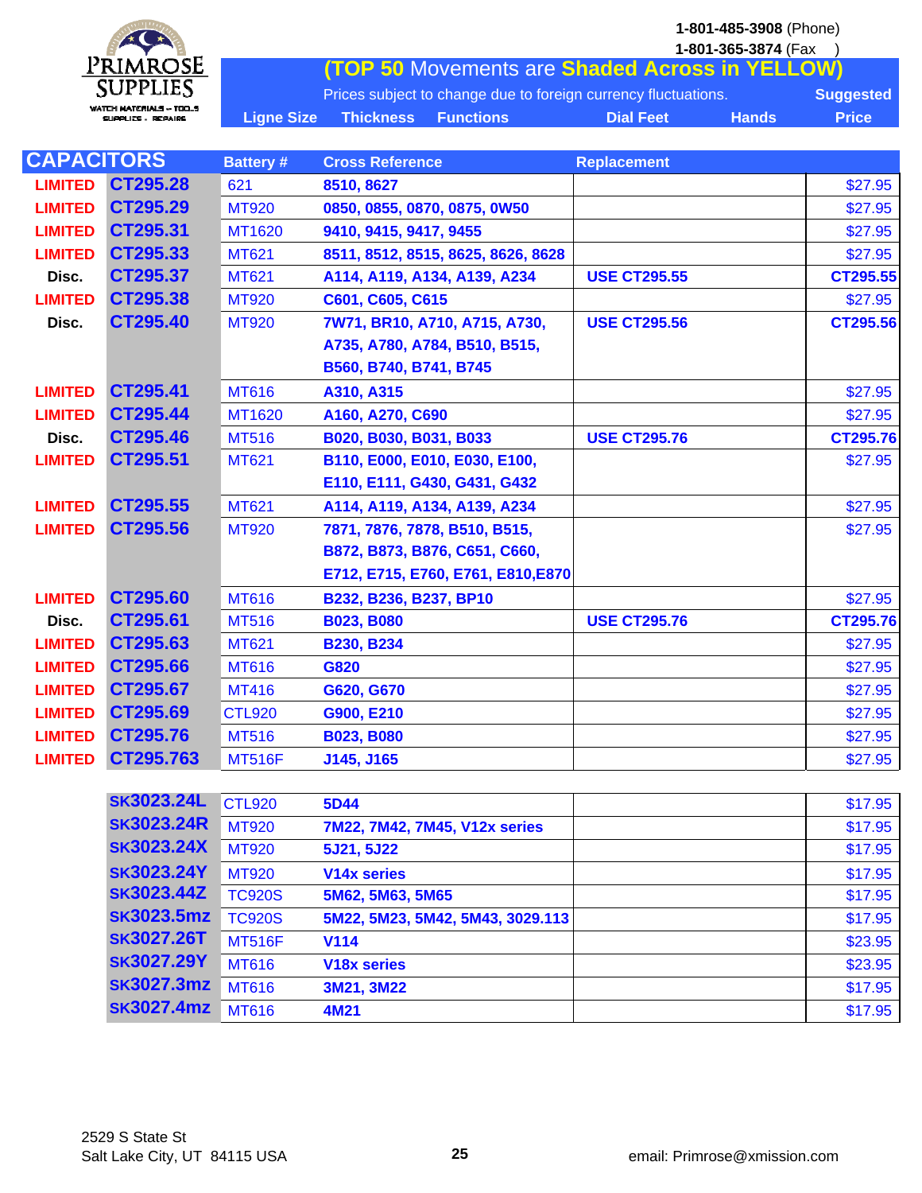**PRIMROSE SUPPLIES**
WATCH MATERIALS – TOOLS
SUPPLIES – REPAIRS

1-801-485-3908 (Phone)
1-801-365-3874 (Fax )

**(TOP 50 Movements are Shaded Across in YELLOW)**

Prices subject to change due to foreign currency fluctuations.

| | Ligne Size | Thickness | Functions | Dial Feet | Hands | Suggested Price |
|---|---|---|---|---|---|---|

## CAPACITORS

| Status | Part # | Battery # | Cross Reference | Replacement | Price |
|---|---|---|---|---|---|
| LIMITED | CT295.28 | 621 | 8510, 8627 | | $27.95 |
| LIMITED | CT295.29 | MT920 | 0850, 0855, 0870, 0875, 0W50 | | $27.95 |
| LIMITED | CT295.31 | MT1620 | 9410, 9415, 9417, 9455 | | $27.95 |
| LIMITED | CT295.33 | MT621 | 8511, 8512, 8515, 8625, 8626, 8628 | | $27.95 |
| Disc. | CT295.37 | MT621 | A114, A119, A134, A139, A234 | USE CT295.55 | CT295.55 |
| LIMITED | CT295.38 | MT920 | C601, C605, C615 | | $27.95 |
| Disc. | CT295.40 | MT920 | 7W71, BR10, A710, A715, A730, A735, A780, A784, B510, B515, B560, B740, B741, B745 | USE CT295.56 | CT295.56 |
| LIMITED | CT295.41 | MT616 | A310, A315 | | $27.95 |
| LIMITED | CT295.44 | MT1620 | A160, A270, C690 | | $27.95 |
| Disc. | CT295.46 | MT516 | B020, B030, B031, B033 | USE CT295.76 | CT295.76 |
| LIMITED | CT295.51 | MT621 | B110, E000, E010, E030, E100, E110, E111, G430, G431, G432 | | $27.95 |
| LIMITED | CT295.55 | MT621 | A114, A119, A134, A139, A234 | | $27.95 |
| LIMITED | CT295.56 | MT920 | 7871, 7876, 7878, B510, B515, B872, B873, B876, C651, C660, E712, E715, E760, E761, E810,E870 | | $27.95 |
| LIMITED | CT295.60 | MT616 | B232, B236, B237, BP10 | | $27.95 |
| Disc. | CT295.61 | MT516 | B023, B080 | USE CT295.76 | CT295.76 |
| LIMITED | CT295.63 | MT621 | B230, B234 | | $27.95 |
| LIMITED | CT295.66 | MT616 | G820 | | $27.95 |
| LIMITED | CT295.67 | MT416 | G620, G670 | | $27.95 |
| LIMITED | CT295.69 | CTL920 | G900, E210 | | $27.95 |
| LIMITED | CT295.76 | MT516 | B023, B080 | | $27.95 |
| LIMITED | CT295.763 | MT516F | J145, J165 | | $27.95 |

| Part # | Battery # | Cross Reference | Replacement | Price |
|---|---|---|---|---|
| SK3023.24L | CTL920 | 5D44 | | $17.95 |
| SK3023.24R | MT920 | 7M22, 7M42, 7M45, V12x series | | $17.95 |
| SK3023.24X | MT920 | 5J21, 5J22 | | $17.95 |
| SK3023.24Y | MT920 | V14x series | | $17.95 |
| SK3023.44Z | TC920S | 5M62, 5M63, 5M65 | | $17.95 |
| SK3023.5mz | TC920S | 5M22, 5M23, 5M42, 5M43, 3029.113 | | $17.95 |
| SK3027.26T | MT516F | V114 | | $23.95 |
| SK3027.29Y | MT616 | V18x series | | $23.95 |
| SK3027.3mz | MT616 | 3M21, 3M22 | | $17.95 |
| SK3027.4mz | MT616 | 4M21 | | $17.95 |

2529 S State St
Salt Lake City, UT 84115 USA

email: Primrose@xmission.com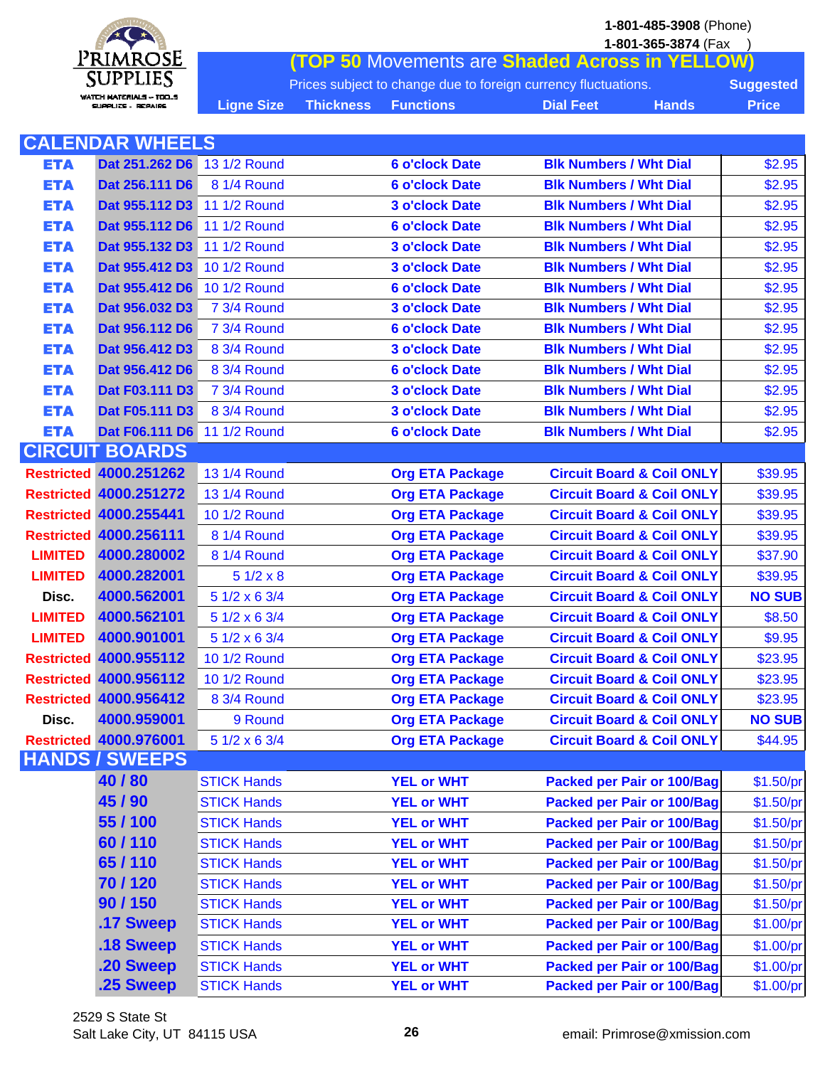PRIMROSE SUPPLIES
WATCH MATERIALS – TOOLS SUPPLIES – REPAIRS

1-801-485-3908 (Phone)
1-801-365-3874 (Fax)

**(TOP 50 Movements are Shaded Across in YELLOW)**

Prices subject to change due to foreign currency fluctuations.

| | | Ligne Size | Thickness | Functions | Dial Feet | Hands | Suggested Price |
|---|---|---|---|---|---|---|---|
| **CALENDAR WHEELS** | | | | | | | |
| ETA | Dat 251.262 D6 | 13 1/2 Round | | 6 o'clock Date | Blk Numbers / Wht Dial | | $2.95 |
| ETA | Dat 256.111 D6 | 8 1/4 Round | | 6 o'clock Date | Blk Numbers / Wht Dial | | $2.95 |
| ETA | Dat 955.112 D3 | 11 1/2 Round | | 3 o'clock Date | Blk Numbers / Wht Dial | | $2.95 |
| ETA | Dat 955.112 D6 | 11 1/2 Round | | 6 o'clock Date | Blk Numbers / Wht Dial | | $2.95 |
| ETA | Dat 955.132 D3 | 11 1/2 Round | | 3 o'clock Date | Blk Numbers / Wht Dial | | $2.95 |
| ETA | Dat 955.412 D3 | 10 1/2 Round | | 3 o'clock Date | Blk Numbers / Wht Dial | | $2.95 |
| ETA | Dat 955.412 D6 | 10 1/2 Round | | 6 o'clock Date | Blk Numbers / Wht Dial | | $2.95 |
| ETA | Dat 956.032 D3 | 7 3/4 Round | | 3 o'clock Date | Blk Numbers / Wht Dial | | $2.95 |
| ETA | Dat 956.112 D6 | 7 3/4 Round | | 6 o'clock Date | Blk Numbers / Wht Dial | | $2.95 |
| ETA | Dat 956.412 D3 | 8 3/4 Round | | 3 o'clock Date | Blk Numbers / Wht Dial | | $2.95 |
| ETA | Dat 956.412 D6 | 8 3/4 Round | | 6 o'clock Date | Blk Numbers / Wht Dial | | $2.95 |
| ETA | Dat F03.111 D3 | 7 3/4 Round | | 3 o'clock Date | Blk Numbers / Wht Dial | | $2.95 |
| ETA | Dat F05.111 D3 | 8 3/4 Round | | 3 o'clock Date | Blk Numbers / Wht Dial | | $2.95 |
| ETA | Dat F06.111 D6 | 11 1/2 Round | | 6 o'clock Date | Blk Numbers / Wht Dial | | $2.95 |
| **CIRCUIT BOARDS** | | | | | | | |
| Restricted | 4000.251262 | 13 1/4 Round | | Org ETA Package | Circuit Board & Coil ONLY | | $39.95 |
| Restricted | 4000.251272 | 13 1/4 Round | | Org ETA Package | Circuit Board & Coil ONLY | | $39.95 |
| Restricted | 4000.255441 | 10 1/2 Round | | Org ETA Package | Circuit Board & Coil ONLY | | $39.95 |
| Restricted | 4000.256111 | 8 1/4 Round | | Org ETA Package | Circuit Board & Coil ONLY | | $39.95 |
| LIMITED | 4000.280002 | 8 1/4 Round | | Org ETA Package | Circuit Board & Coil ONLY | | $37.90 |
| LIMITED | 4000.282001 | 5 1/2 x 8 | | Org ETA Package | Circuit Board & Coil ONLY | | $39.95 |
| Disc. | 4000.562001 | 5 1/2 x 6 3/4 | | Org ETA Package | Circuit Board & Coil ONLY | | NO SUB |
| LIMITED | 4000.562101 | 5 1/2 x 6 3/4 | | Org ETA Package | Circuit Board & Coil ONLY | | $8.50 |
| LIMITED | 4000.901001 | 5 1/2 x 6 3/4 | | Org ETA Package | Circuit Board & Coil ONLY | | $9.95 |
| Restricted | 4000.955112 | 10 1/2 Round | | Org ETA Package | Circuit Board & Coil ONLY | | $23.95 |
| Restricted | 4000.956112 | 10 1/2 Round | | Org ETA Package | Circuit Board & Coil ONLY | | $23.95 |
| Restricted | 4000.956412 | 8 3/4 Round | | Org ETA Package | Circuit Board & Coil ONLY | | $23.95 |
| Disc. | 4000.959001 | 9 Round | | Org ETA Package | Circuit Board & Coil ONLY | | NO SUB |
| Restricted | 4000.976001 | 5 1/2 x 6 3/4 | | Org ETA Package | Circuit Board & Coil ONLY | | $44.95 |
| **HANDS / SWEEPS** | | | | | | | |
| | 40 / 80 | STICK Hands | | YEL or WHT | Packed per Pair or 100/Bag | | $1.50/pr |
| | 45 / 90 | STICK Hands | | YEL or WHT | Packed per Pair or 100/Bag | | $1.50/pr |
| | 55 / 100 | STICK Hands | | YEL or WHT | Packed per Pair or 100/Bag | | $1.50/pr |
| | 60 / 110 | STICK Hands | | YEL or WHT | Packed per Pair or 100/Bag | | $1.50/pr |
| | 65 / 110 | STICK Hands | | YEL or WHT | Packed per Pair or 100/Bag | | $1.50/pr |
| | 70 / 120 | STICK Hands | | YEL or WHT | Packed per Pair or 100/Bag | | $1.50/pr |
| | 90 / 150 | STICK Hands | | YEL or WHT | Packed per Pair or 100/Bag | | $1.50/pr |
| | .17 Sweep | STICK Hands | | YEL or WHT | Packed per Pair or 100/Bag | | $1.00/pr |
| | .18 Sweep | STICK Hands | | YEL or WHT | Packed per Pair or 100/Bag | | $1.00/pr |
| | .20 Sweep | STICK Hands | | YEL or WHT | Packed per Pair or 100/Bag | | $1.00/pr |
| | .25 Sweep | STICK Hands | | YEL or WHT | Packed per Pair or 100/Bag | | $1.00/pr |

2529 S State St
Salt Lake City, UT 84115 USA

email: Primrose@xmission.com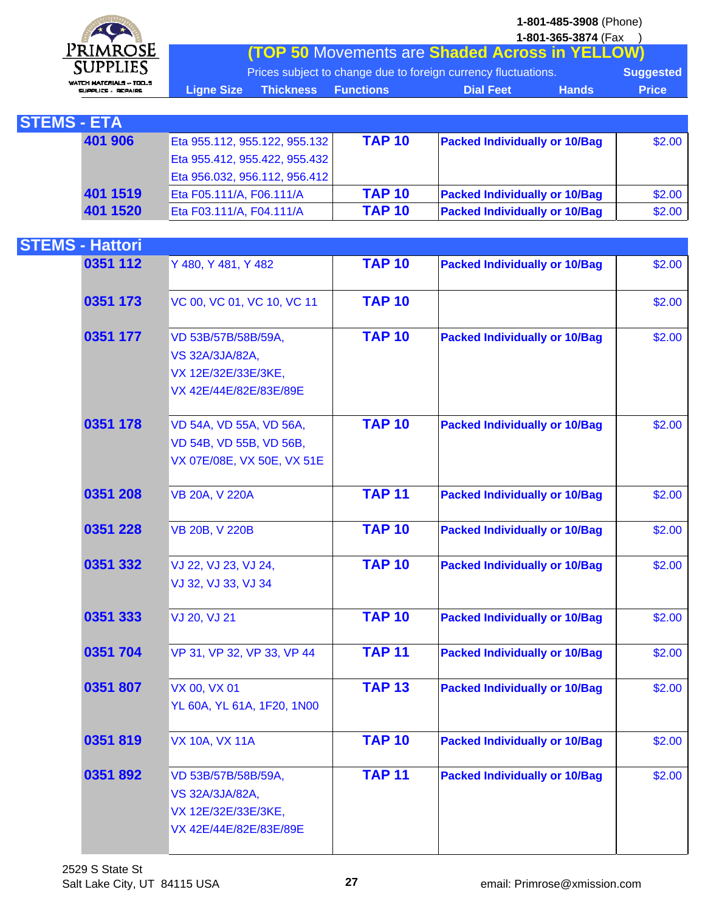**PRIMROSE SUPPLIES** — Watch Materials – Tools, Supplies – Repairs

1-801-485-3908 (Phone)
1-801-365-3874 (Fax )

**(TOP 50 Movements are Shaded Across in YELLOW)**

Prices subject to change due to foreign currency fluctuations.

## STEMS - ETA

| | Ligne Size | Thickness | Functions | Dial Feet | Hands | Suggested Price |
|---|---|---|---|---|---|---|
| **401 906** | Eta 955.112, 955.122, 955.132<br>Eta 955.412, 955.422, 955.432<br>Eta 956.032, 956.112, 956.412 | **TAP 10** | **Packed Individually or 10/Bag** | | | $2.00 |
| **401 1519** | Eta F05.111/A, F06.111/A | **TAP 10** | **Packed Individually or 10/Bag** | | | $2.00 |
| **401 1520** | Eta F03.111/A, F04.111/A | **TAP 10** | **Packed Individually or 10/Bag** | | | $2.00 |

## STEMS - Hattori

| | Ligne Size | Thickness | Functions | Dial Feet | Hands | Suggested Price |
|---|---|---|---|---|---|---|
| **0351 112** | Y 480, Y 481, Y 482 | **TAP 10** | **Packed Individually or 10/Bag** | | | $2.00 |
| **0351 173** | VC 00, VC 01, VC 10, VC 11 | **TAP 10** | | | | $2.00 |
| **0351 177** | VD 53B/57B/58B/59A,<br>VS 32A/3JA/82A,<br>VX 12E/32E/33E/3KE,<br>VX 42E/44E/82E/83E/89E | **TAP 10** | **Packed Individually or 10/Bag** | | | $2.00 |
| **0351 178** | VD 54A, VD 55A, VD 56A,<br>VD 54B, VD 55B, VD 56B,<br>VX 07E/08E, VX 50E, VX 51E | **TAP 10** | **Packed Individually or 10/Bag** | | | $2.00 |
| **0351 208** | VB 20A, V 220A | **TAP 11** | **Packed Individually or 10/Bag** | | | $2.00 |
| **0351 228** | VB 20B, V 220B | **TAP 10** | **Packed Individually or 10/Bag** | | | $2.00 |
| **0351 332** | VJ 22, VJ 23, VJ 24,<br>VJ 32, VJ 33, VJ 34 | **TAP 10** | **Packed Individually or 10/Bag** | | | $2.00 |
| **0351 333** | VJ 20, VJ 21 | **TAP 10** | **Packed Individually or 10/Bag** | | | $2.00 |
| **0351 704** | VP 31, VP 32, VP 33, VP 44 | **TAP 11** | **Packed Individually or 10/Bag** | | | $2.00 |
| **0351 807** | VX 00, VX 01<br>YL 60A, YL 61A, 1F20, 1N00 | **TAP 13** | **Packed Individually or 10/Bag** | | | $2.00 |
| **0351 819** | VX 10A, VX 11A | **TAP 10** | **Packed Individually or 10/Bag** | | | $2.00 |
| **0351 892** | VD 53B/57B/58B/59A,<br>VS 32A/3JA/82A,<br>VX 12E/32E/33E/3KE,<br>VX 42E/44E/82E/83E/89E | **TAP 11** | **Packed Individually or 10/Bag** | | | $2.00 |

2529 S State St
Salt Lake City, UT 84115 USA

email: Primrose@xmission.com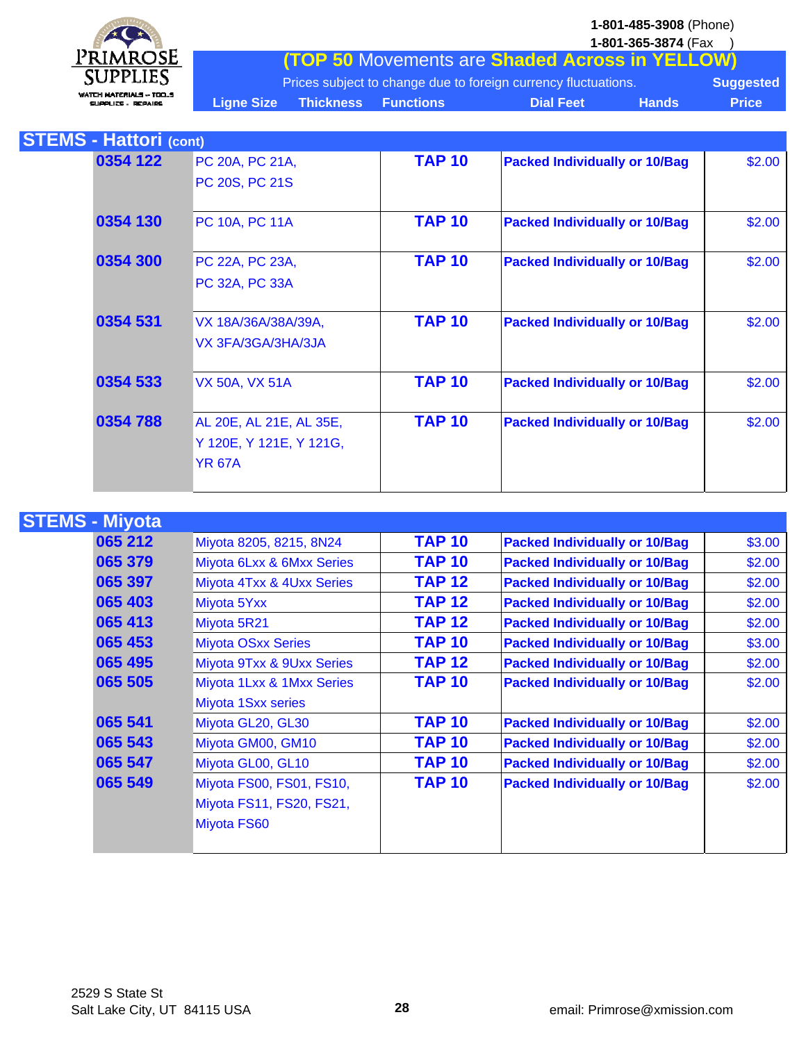**PRIMROSE SUPPLIES**
WATCH MATERIALS – TOOLS
SUPPLIES – REPAIRS

1-801-485-3908 (Phone)
1-801-365-3874 (Fax)

**(TOP 50 Movements are Shaded Across in YELLOW)**

Prices subject to change due to foreign currency fluctuations.

| Ligne Size | Thickness | Functions | Dial Feet | Hands | Suggested Price |
|---|---|---|---|---|---|

## STEMS - Hattori (cont)

| Part No. | Movements | Tap | Packaging | Price |
|---|---|---|---|---|
| **0354 122** | PC 20A, PC 21A, PC 20S, PC 21S | **TAP 10** | **Packed Individually or 10/Bag** | $2.00 |
| **0354 130** | PC 10A, PC 11A | **TAP 10** | **Packed Individually or 10/Bag** | $2.00 |
| **0354 300** | PC 22A, PC 23A, PC 32A, PC 33A | **TAP 10** | **Packed Individually or 10/Bag** | $2.00 |
| **0354 531** | VX 18A/36A/38A/39A, VX 3FA/3GA/3HA/3JA | **TAP 10** | **Packed Individually or 10/Bag** | $2.00 |
| **0354 533** | VX 50A, VX 51A | **TAP 10** | **Packed Individually or 10/Bag** | $2.00 |
| **0354 788** | AL 20E, AL 21E, AL 35E, Y 120E, Y 121E, Y 121G, YR 67A | **TAP 10** | **Packed Individually or 10/Bag** | $2.00 |

## STEMS - Miyota

| Part No. | Movements | Tap | Packaging | Price |
|---|---|---|---|---|
| **065 212** | Miyota 8205, 8215, 8N24 | **TAP 10** | **Packed Individually or 10/Bag** | $3.00 |
| **065 379** | Miyota 6Lxx & 6Mxx Series | **TAP 10** | **Packed Individually or 10/Bag** | $2.00 |
| **065 397** | Miyota 4Txx & 4Uxx Series | **TAP 12** | **Packed Individually or 10/Bag** | $2.00 |
| **065 403** | Miyota 5Yxx | **TAP 12** | **Packed Individually or 10/Bag** | $2.00 |
| **065 413** | Miyota 5R21 | **TAP 12** | **Packed Individually or 10/Bag** | $2.00 |
| **065 453** | Miyota OSxx Series | **TAP 10** | **Packed Individually or 10/Bag** | $3.00 |
| **065 495** | Miyota 9Txx & 9Uxx Series | **TAP 12** | **Packed Individually or 10/Bag** | $2.00 |
| **065 505** | Miyota 1Lxx & 1Mxx Series, Miyota 1Sxx series | **TAP 10** | **Packed Individually or 10/Bag** | $2.00 |
| **065 541** | Miyota GL20, GL30 | **TAP 10** | **Packed Individually or 10/Bag** | $2.00 |
| **065 543** | Miyota GM00, GM10 | **TAP 10** | **Packed Individually or 10/Bag** | $2.00 |
| **065 547** | Miyota GL00, GL10 | **TAP 10** | **Packed Individually or 10/Bag** | $2.00 |
| **065 549** | Miyota FS00, FS01, FS10, Miyota FS11, FS20, FS21, Miyota FS60 | **TAP 10** | **Packed Individually or 10/Bag** | $2.00 |

2529 S State St
Salt Lake City, UT 84115 USA

email: Primrose@xmission.com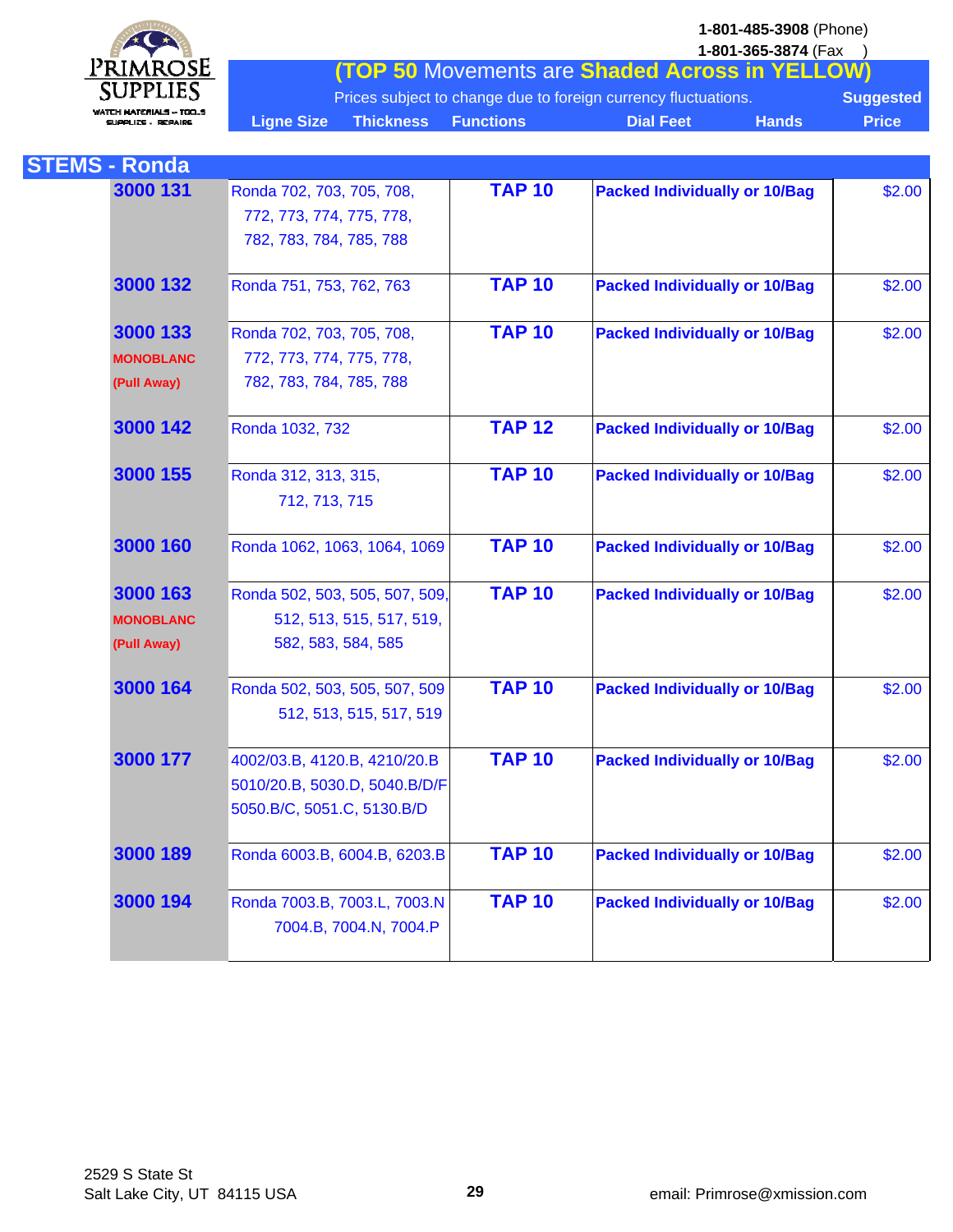**PRIMROSE SUPPLIES**
WATCH MATERIALS – TOOLS
SUPPLIES - REPAIRS

1-801-485-3908 (Phone)
1-801-365-3874 (Fax )

**(TOP 50 Movements are Shaded Across in YELLOW)**

Prices subject to change due to foreign currency fluctuations.

| Ligne Size | Thickness | Functions | Dial Feet | Hands | Suggested Price |
|---|---|---|---|---|---|

## STEMS - Ronda

| | | | | |
|---|---|---|---|---|
| **3000 131** | Ronda 702, 703, 705, 708, 772, 773, 774, 775, 778, 782, 783, 784, 785, 788 | **TAP 10** | **Packed Individually or 10/Bag** | $2.00 |
| **3000 132** | Ronda 751, 753, 762, 763 | **TAP 10** | **Packed Individually or 10/Bag** | $2.00 |
| **3000 133** **MONOBLANC** **(Pull Away)** | Ronda 702, 703, 705, 708, 772, 773, 774, 775, 778, 782, 783, 784, 785, 788 | **TAP 10** | **Packed Individually or 10/Bag** | $2.00 |
| **3000 142** | Ronda 1032, 732 | **TAP 12** | **Packed Individually or 10/Bag** | $2.00 |
| **3000 155** | Ronda 312, 313, 315, 712, 713, 715 | **TAP 10** | **Packed Individually or 10/Bag** | $2.00 |
| **3000 160** | Ronda 1062, 1063, 1064, 1069 | **TAP 10** | **Packed Individually or 10/Bag** | $2.00 |
| **3000 163** **MONOBLANC** **(Pull Away)** | Ronda 502, 503, 505, 507, 509, 512, 513, 515, 517, 519, 582, 583, 584, 585 | **TAP 10** | **Packed Individually or 10/Bag** | $2.00 |
| **3000 164** | Ronda 502, 503, 505, 507, 509 512, 513, 515, 517, 519 | **TAP 10** | **Packed Individually or 10/Bag** | $2.00 |
| **3000 177** | 4002/03.B, 4120.B, 4210/20.B 5010/20.B, 5030.D, 5040.B/D/F 5050.B/C, 5051.C, 5130.B/D | **TAP 10** | **Packed Individually or 10/Bag** | $2.00 |
| **3000 189** | Ronda 6003.B, 6004.B, 6203.B | **TAP 10** | **Packed Individually or 10/Bag** | $2.00 |
| **3000 194** | Ronda 7003.B, 7003.L, 7003.N 7004.B, 7004.N, 7004.P | **TAP 10** | **Packed Individually or 10/Bag** | $2.00 |

2529 S State St
Salt Lake City, UT 84115 USA

email: Primrose@xmission.com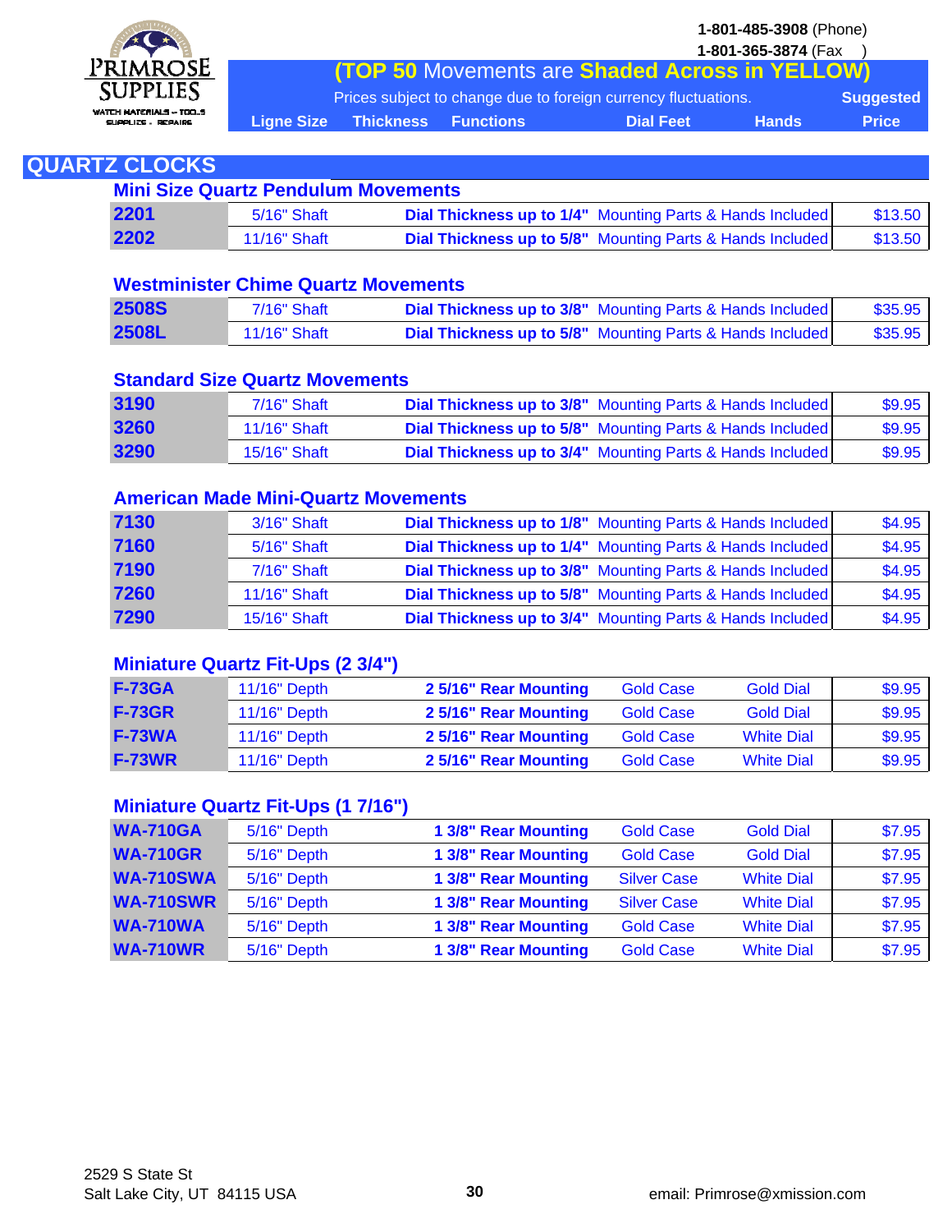PRIMROSE SUPPLIES
WATCH MATERIALS – TOOLS
SUPPLIES - REPAIRS

**1-801-485-3908** (Phone)
**1-801-365-3874** (Fax )

**(TOP 50 Movements are Shaded Across in YELLOW)**

Prices subject to change due to foreign currency fluctuations.

| | Ligne Size | Thickness | Functions | | Dial Feet | Hands | Suggested Price |
|---|---|---|---|---|---|---|---|

# QUARTZ CLOCKS

## Mini Size Quartz Pendulum Movements

| | | | | |
|---|---|---|---|---|
| **2201** | 5/16" Shaft | **Dial Thickness up to 1/4"** | Mounting Parts & Hands Included | $13.50 |
| **2202** | 11/16" Shaft | **Dial Thickness up to 5/8"** | Mounting Parts & Hands Included | $13.50 |

## Westminister Chime Quartz Movements

| | | | | |
|---|---|---|---|---|
| **2508S** | 7/16" Shaft | **Dial Thickness up to 3/8"** | Mounting Parts & Hands Included | $35.95 |
| **2508L** | 11/16" Shaft | **Dial Thickness up to 5/8"** | Mounting Parts & Hands Included | $35.95 |

## Standard Size Quartz Movements

| | | | | |
|---|---|---|---|---|
| **3190** | 7/16" Shaft | **Dial Thickness up to 3/8"** | Mounting Parts & Hands Included | $9.95 |
| **3260** | 11/16" Shaft | **Dial Thickness up to 5/8"** | Mounting Parts & Hands Included | $9.95 |
| **3290** | 15/16" Shaft | **Dial Thickness up to 3/4"** | Mounting Parts & Hands Included | $9.95 |

## American Made Mini-Quartz Movements

| | | | | |
|---|---|---|---|---|
| **7130** | 3/16" Shaft | **Dial Thickness up to 1/8"** | Mounting Parts & Hands Included | $4.95 |
| **7160** | 5/16" Shaft | **Dial Thickness up to 1/4"** | Mounting Parts & Hands Included | $4.95 |
| **7190** | 7/16" Shaft | **Dial Thickness up to 3/8"** | Mounting Parts & Hands Included | $4.95 |
| **7260** | 11/16" Shaft | **Dial Thickness up to 5/8"** | Mounting Parts & Hands Included | $4.95 |
| **7290** | 15/16" Shaft | **Dial Thickness up to 3/4"** | Mounting Parts & Hands Included | $4.95 |

## Miniature Quartz Fit-Ups (2 3/4")

| | | | | | |
|---|---|---|---|---|---|
| **F-73GA** | 11/16" Depth | **2 5/16" Rear Mounting** | Gold Case | Gold Dial | $9.95 |
| **F-73GR** | 11/16" Depth | **2 5/16" Rear Mounting** | Gold Case | Gold Dial | $9.95 |
| **F-73WA** | 11/16" Depth | **2 5/16" Rear Mounting** | Gold Case | White Dial | $9.95 |
| **F-73WR** | 11/16" Depth | **2 5/16" Rear Mounting** | Gold Case | White Dial | $9.95 |

## Miniature Quartz Fit-Ups (1 7/16")

| | | | | | |
|---|---|---|---|---|---|
| **WA-710GA** | 5/16" Depth | **1 3/8" Rear Mounting** | Gold Case | Gold Dial | $7.95 |
| **WA-710GR** | 5/16" Depth | **1 3/8" Rear Mounting** | Gold Case | Gold Dial | $7.95 |
| **WA-710SWA** | 5/16" Depth | **1 3/8" Rear Mounting** | Silver Case | White Dial | $7.95 |
| **WA-710SWR** | 5/16" Depth | **1 3/8" Rear Mounting** | Silver Case | White Dial | $7.95 |
| **WA-710WA** | 5/16" Depth | **1 3/8" Rear Mounting** | Gold Case | White Dial | $7.95 |
| **WA-710WR** | 5/16" Depth | **1 3/8" Rear Mounting** | Gold Case | White Dial | $7.95 |

2529 S State St
Salt Lake City, UT 84115 USA

email: Primrose@xmission.com